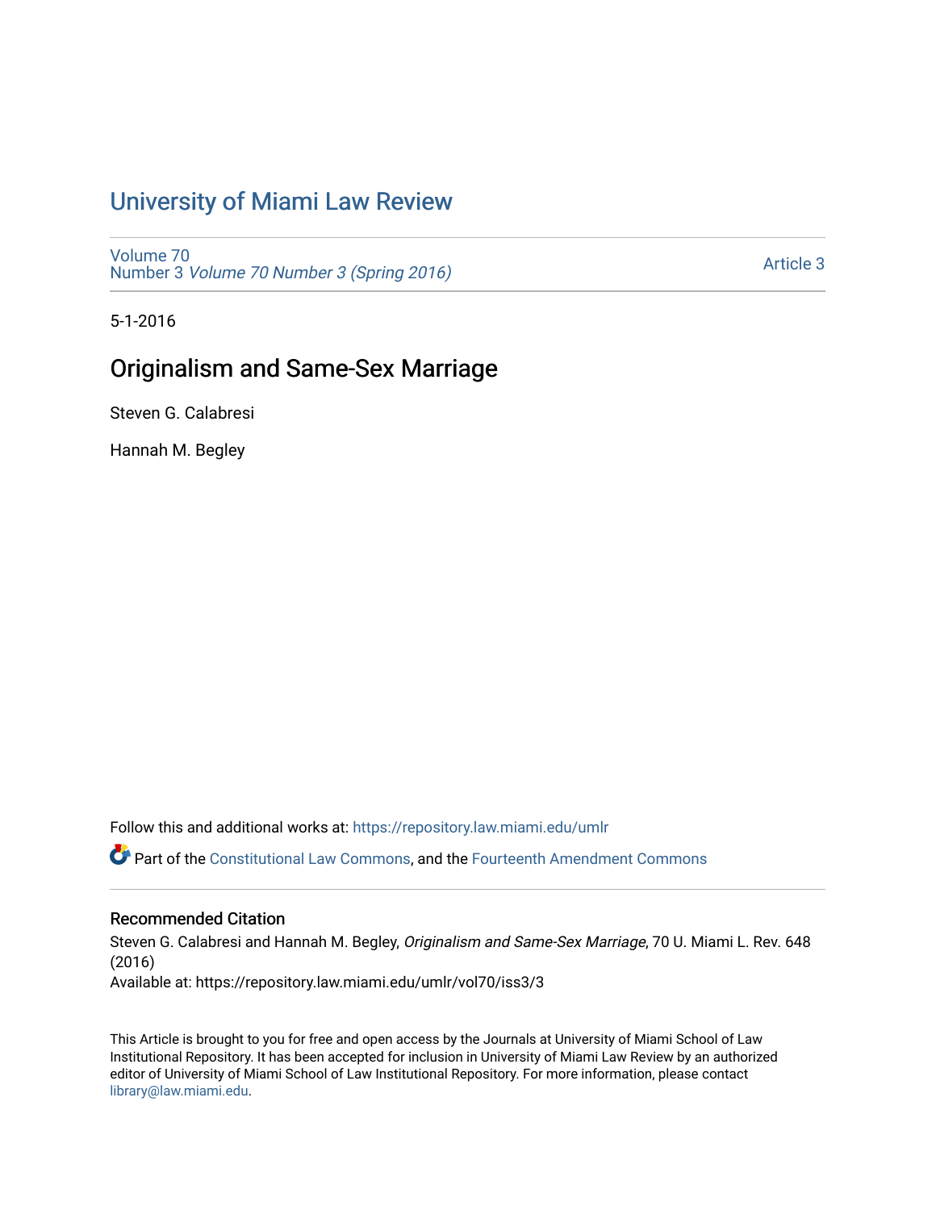# University of Miami Law Review

Volume 70
Number 3 *Volume 70 Number 3 (Spring 2016)*

Article 3

5-1-2016

## Originalism and Same-Sex Marriage

Steven G. Calabresi

Hannah M. Begley

Follow this and additional works at: https://repository.law.miami.edu/umlr

Part of the Constitutional Law Commons, and the Fourteenth Amendment Commons

### Recommended Citation

Steven G. Calabresi and Hannah M. Begley, *Originalism and Same-Sex Marriage*, 70 U. Miami L. Rev. 648 (2016)
Available at: https://repository.law.miami.edu/umlr/vol70/iss3/3

This Article is brought to you for free and open access by the Journals at University of Miami School of Law Institutional Repository. It has been accepted for inclusion in University of Miami Law Review by an authorized editor of University of Miami School of Law Institutional Repository. For more information, please contact library@law.miami.edu.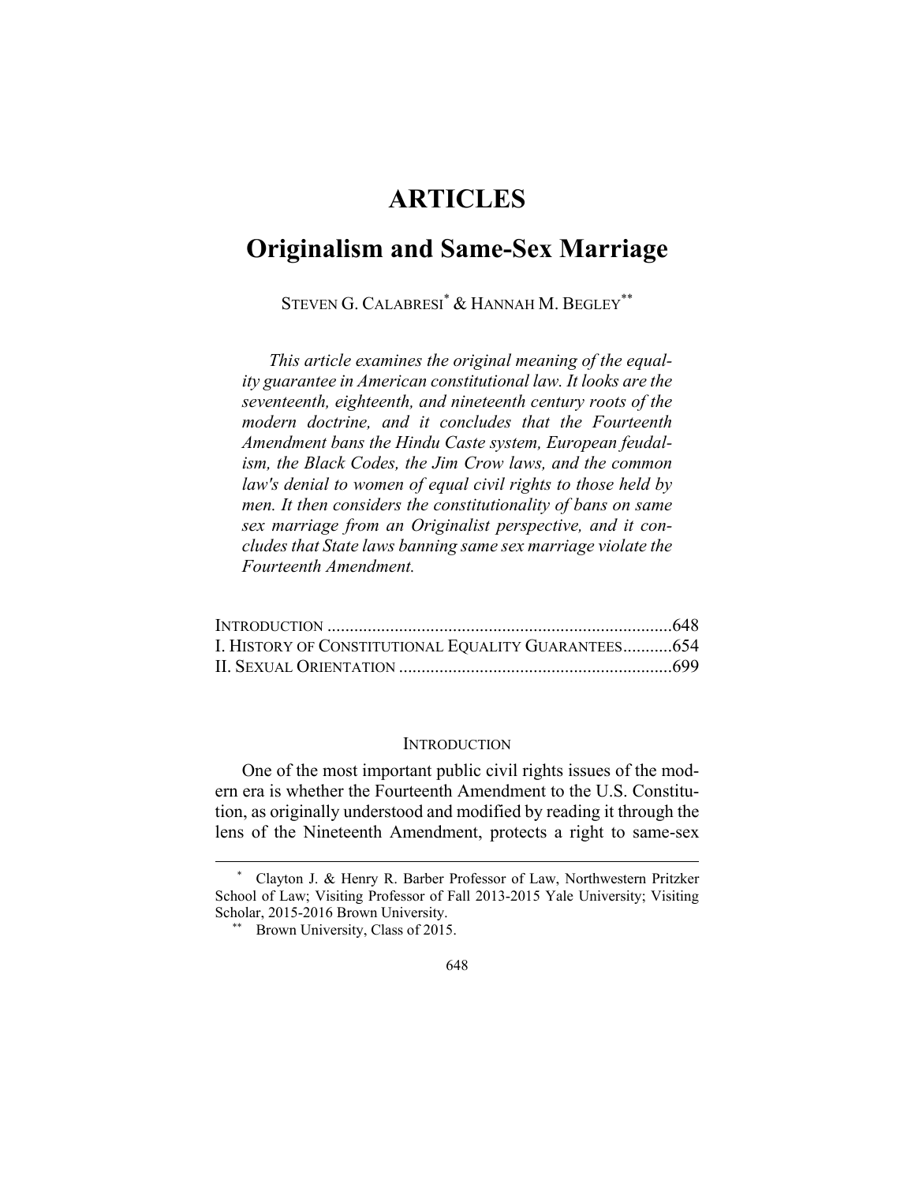# ARTICLES

# Originalism and Same-Sex Marriage

STEVEN G. CALABRESI[*] & HANNAH M. BEGLEY[**]

*This article examines the original meaning of the equality guarantee in American constitutional law. It looks are the seventeenth, eighteenth, and nineteenth century roots of the modern doctrine, and it concludes that the Fourteenth Amendment bans the Hindu Caste system, European feudalism, the Black Codes, the Jim Crow laws, and the common law's denial to women of equal civil rights to those held by men. It then considers the constitutionality of bans on same sex marriage from an Originalist perspective, and it concludes that State laws banning same sex marriage violate the Fourteenth Amendment.*

INTRODUCTION ............................................................................648
I. HISTORY OF CONSTITUTIONAL EQUALITY GUARANTEES...........654
II. SEXUAL ORIENTATION ............................................................699

## INTRODUCTION

One of the most important public civil rights issues of the modern era is whether the Fourteenth Amendment to the U.S. Constitution, as originally understood and modified by reading it through the lens of the Nineteenth Amendment, protects a right to same-sex

---

[*] Clayton J. & Henry R. Barber Professor of Law, Northwestern Pritzker School of Law; Visiting Professor of Fall 2013-2015 Yale University; Visiting Scholar, 2015-2016 Brown University.

[**] Brown University, Class of 2015.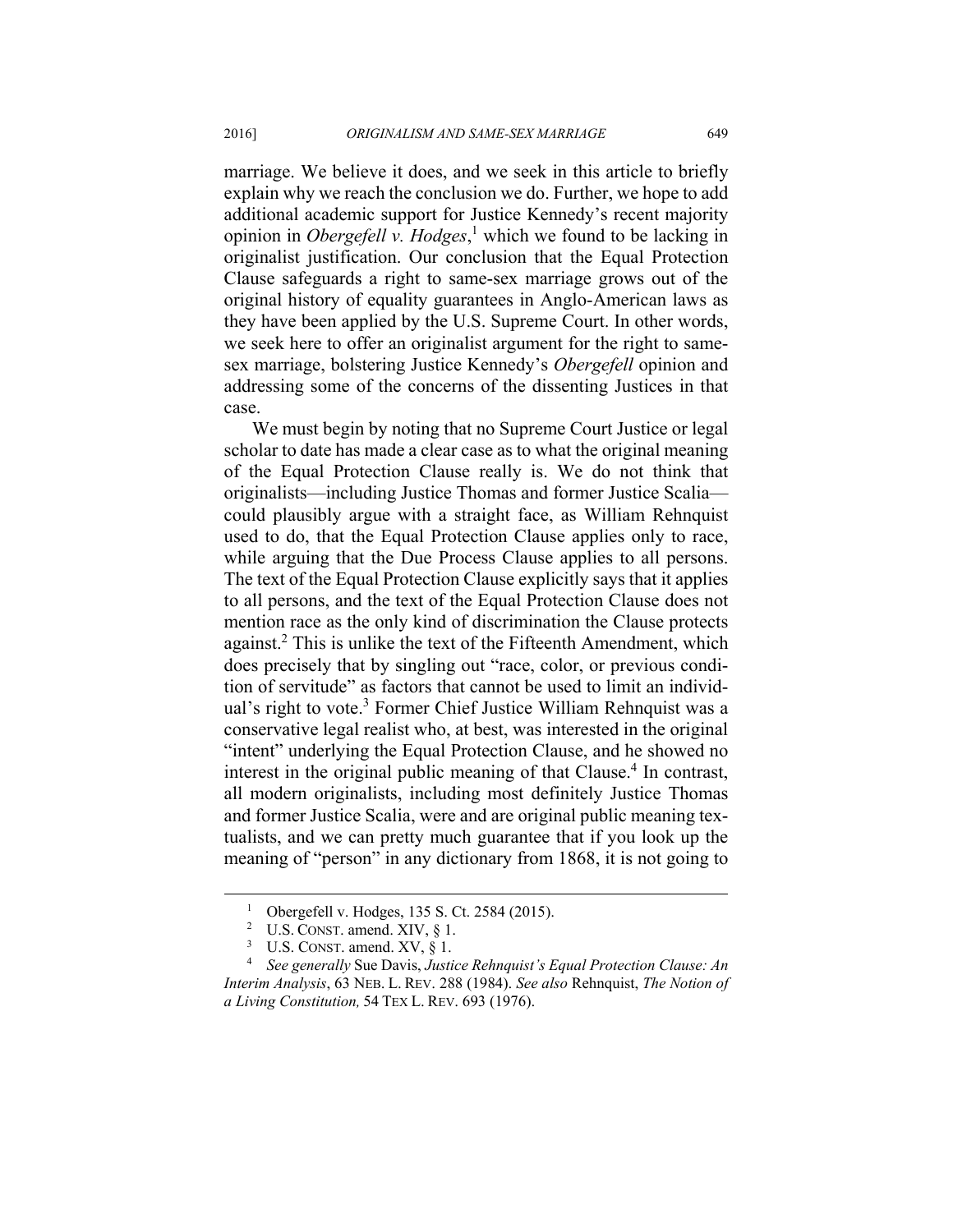marriage. We believe it does, and we seek in this article to briefly explain why we reach the conclusion we do. Further, we hope to add additional academic support for Justice Kennedy's recent majority opinion in *Obergefell v. Hodges*,[1] which we found to be lacking in originalist justification. Our conclusion that the Equal Protection Clause safeguards a right to same-sex marriage grows out of the original history of equality guarantees in Anglo-American laws as they have been applied by the U.S. Supreme Court. In other words, we seek here to offer an originalist argument for the right to same-sex marriage, bolstering Justice Kennedy's *Obergefell* opinion and addressing some of the concerns of the dissenting Justices in that case.

We must begin by noting that no Supreme Court Justice or legal scholar to date has made a clear case as to what the original meaning of the Equal Protection Clause really is. We do not think that originalists—including Justice Thomas and former Justice Scalia—could plausibly argue with a straight face, as William Rehnquist used to do, that the Equal Protection Clause applies only to race, while arguing that the Due Process Clause applies to all persons. The text of the Equal Protection Clause explicitly says that it applies to all persons, and the text of the Equal Protection Clause does not mention race as the only kind of discrimination the Clause protects against.[2] This is unlike the text of the Fifteenth Amendment, which does precisely that by singling out "race, color, or previous condition of servitude" as factors that cannot be used to limit an individual's right to vote.[3] Former Chief Justice William Rehnquist was a conservative legal realist who, at best, was interested in the original "intent" underlying the Equal Protection Clause, and he showed no interest in the original public meaning of that Clause.[4] In contrast, all modern originalists, including most definitely Justice Thomas and former Justice Scalia, were and are original public meaning textualists, and we can pretty much guarantee that if you look up the meaning of "person" in any dictionary from 1868, it is not going to

---

[1] Obergefell v. Hodges, 135 S. Ct. 2584 (2015).

[2] U.S. CONST. amend. XIV, § 1.

[3] U.S. CONST. amend. XV, § 1.

[4] *See generally* Sue Davis, *Justice Rehnquist's Equal Protection Clause: An Interim Analysis*, 63 NEB. L. REV. 288 (1984). *See also* Rehnquist, *The Notion of a Living Constitution,* 54 TEX L. REV. 693 (1976).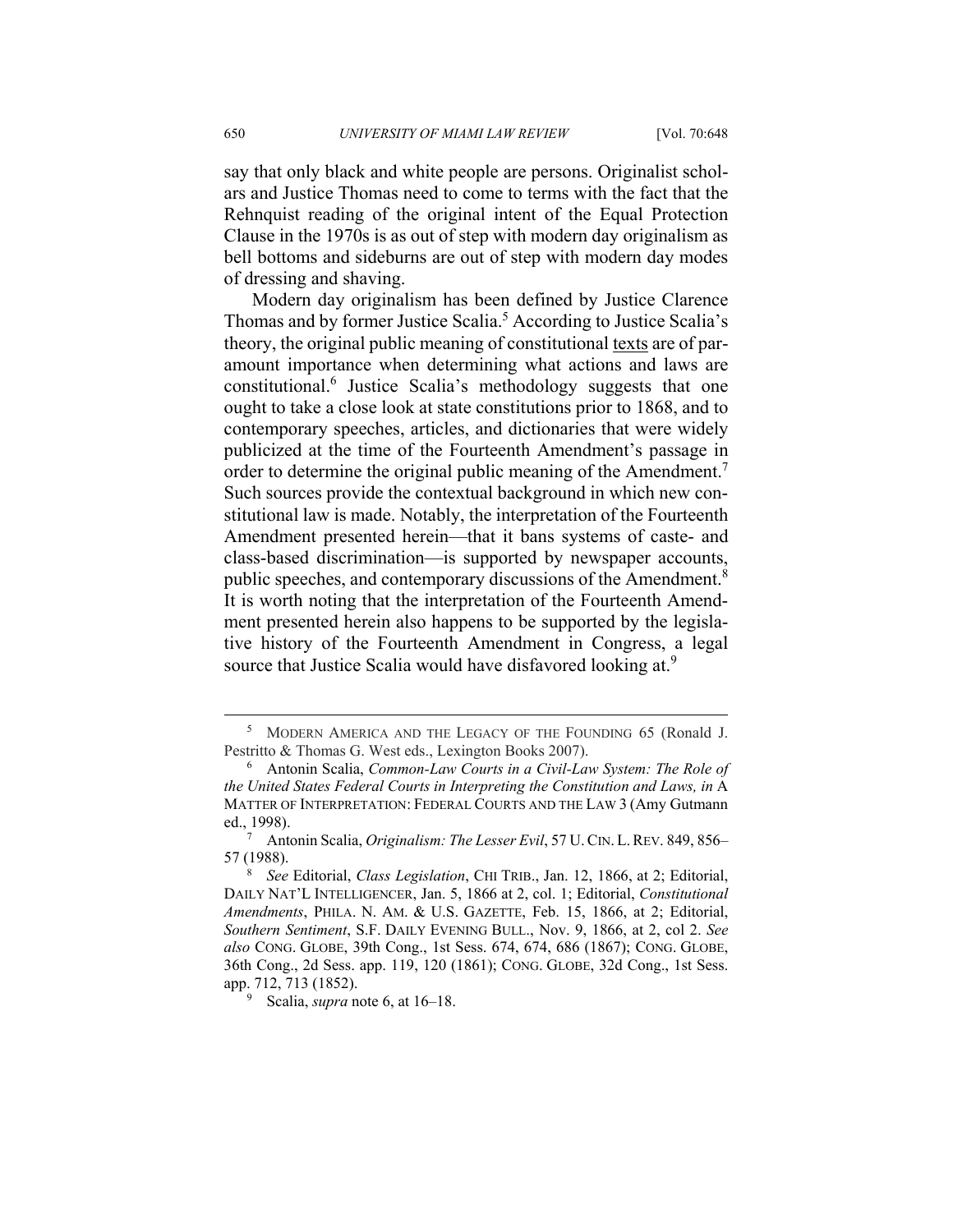say that only black and white people are persons. Originalist scholars and Justice Thomas need to come to terms with the fact that the Rehnquist reading of the original intent of the Equal Protection Clause in the 1970s is as out of step with modern day originalism as bell bottoms and sideburns are out of step with modern day modes of dressing and shaving.

Modern day originalism has been defined by Justice Clarence Thomas and by former Justice Scalia.[5] According to Justice Scalia's theory, the original public meaning of constitutional <u>texts</u> are of paramount importance when determining what actions and laws are constitutional.[6] Justice Scalia's methodology suggests that one ought to take a close look at state constitutions prior to 1868, and to contemporary speeches, articles, and dictionaries that were widely publicized at the time of the Fourteenth Amendment's passage in order to determine the original public meaning of the Amendment.[7] Such sources provide the contextual background in which new constitutional law is made. Notably, the interpretation of the Fourteenth Amendment presented herein—that it bans systems of caste- and class-based discrimination—is supported by newspaper accounts, public speeches, and contemporary discussions of the Amendment.[8] It is worth noting that the interpretation of the Fourteenth Amendment presented herein also happens to be supported by the legislative history of the Fourteenth Amendment in Congress, a legal source that Justice Scalia would have disfavored looking at.[9]

---

[5] MODERN AMERICA AND THE LEGACY OF THE FOUNDING 65 (Ronald J. Pestritto & Thomas G. West eds., Lexington Books 2007).

[6] Antonin Scalia, *Common-Law Courts in a Civil-Law System: The Role of the United States Federal Courts in Interpreting the Constitution and Laws, in* A MATTER OF INTERPRETATION: FEDERAL COURTS AND THE LAW 3 (Amy Gutmann ed., 1998).

[7] Antonin Scalia, *Originalism: The Lesser Evil*, 57 U. CIN. L. REV. 849, 856–57 (1988).

[8] *See* Editorial, *Class Legislation*, CHI TRIB., Jan. 12, 1866, at 2; Editorial, DAILY NAT'L INTELLIGENCER, Jan. 5, 1866 at 2, col. 1; Editorial, *Constitutional Amendments*, PHILA. N. AM. & U.S. GAZETTE, Feb. 15, 1866, at 2; Editorial, *Southern Sentiment*, S.F. DAILY EVENING BULL., Nov. 9, 1866, at 2, col 2. *See also* CONG. GLOBE, 39th Cong., 1st Sess. 674, 674, 686 (1867); CONG. GLOBE, 36th Cong., 2d Sess. app. 119, 120 (1861); CONG. GLOBE, 32d Cong., 1st Sess. app. 712, 713 (1852).

[9] Scalia, *supra* note 6, at 16–18.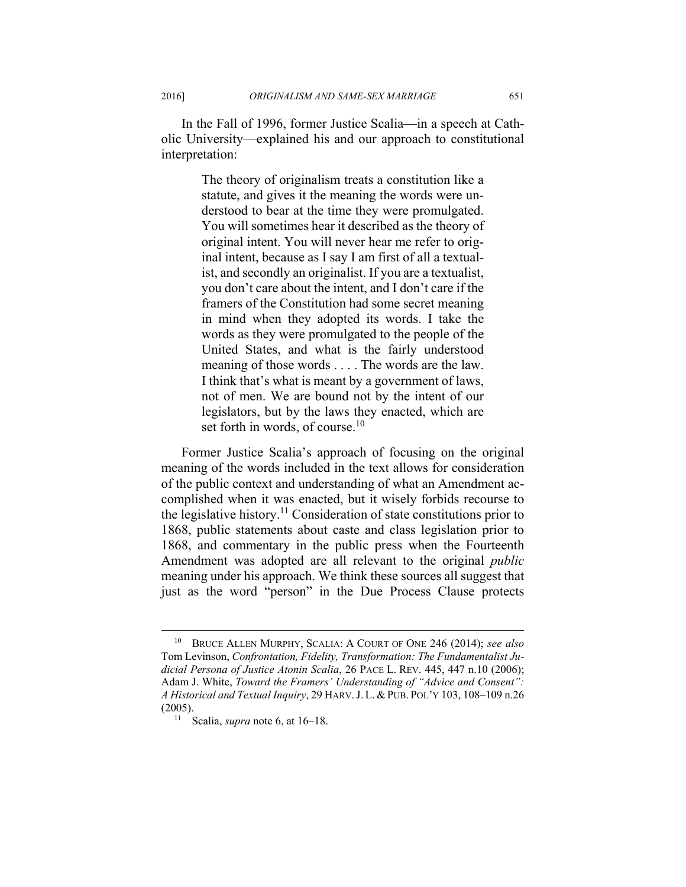In the Fall of 1996, former Justice Scalia—in a speech at Catholic University—explained his and our approach to constitutional interpretation:

> The theory of originalism treats a constitution like a statute, and gives it the meaning the words were understood to bear at the time they were promulgated. You will sometimes hear it described as the theory of original intent. You will never hear me refer to original intent, because as I say I am first of all a textualist, and secondly an originalist. If you are a textualist, you don't care about the intent, and I don't care if the framers of the Constitution had some secret meaning in mind when they adopted its words. I take the words as they were promulgated to the people of the United States, and what is the fairly understood meaning of those words . . . . The words are the law. I think that's what is meant by a government of laws, not of men. We are bound not by the intent of our legislators, but by the laws they enacted, which are set forth in words, of course.[10]

Former Justice Scalia's approach of focusing on the original meaning of the words included in the text allows for consideration of the public context and understanding of what an Amendment accomplished when it was enacted, but it wisely forbids recourse to the legislative history.[11] Consideration of state constitutions prior to 1868, public statements about caste and class legislation prior to 1868, and commentary in the public press when the Fourteenth Amendment was adopted are all relevant to the original *public* meaning under his approach. We think these sources all suggest that just as the word "person" in the Due Process Clause protects

---

[10] BRUCE ALLEN MURPHY, SCALIA: A COURT OF ONE 246 (2014); *see also* Tom Levinson, *Confrontation, Fidelity, Transformation: The Fundamentalist Judicial Persona of Justice Atonin Scalia*, 26 PACE L. REV. 445, 447 n.10 (2006); Adam J. White, *Toward the Framers' Understanding of "Advice and Consent": A Historical and Textual Inquiry*, 29 HARV. J. L. & PUB. POL'Y 103, 108–109 n.26 (2005).

[11] Scalia, *supra* note 6, at 16–18.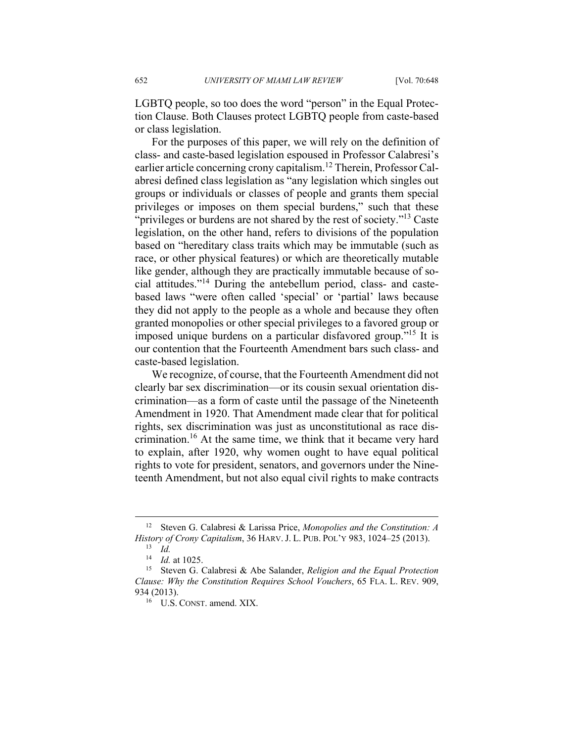LGBTQ people, so too does the word "person" in the Equal Protection Clause. Both Clauses protect LGBTQ people from caste-based or class legislation.

For the purposes of this paper, we will rely on the definition of class- and caste-based legislation espoused in Professor Calabresi's earlier article concerning crony capitalism.[12] Therein, Professor Calabresi defined class legislation as "any legislation which singles out groups or individuals or classes of people and grants them special privileges or imposes on them special burdens," such that these "privileges or burdens are not shared by the rest of society."[13] Caste legislation, on the other hand, refers to divisions of the population based on "hereditary class traits which may be immutable (such as race, or other physical features) or which are theoretically mutable like gender, although they are practically immutable because of social attitudes."[14] During the antebellum period, class- and caste-based laws "were often called 'special' or 'partial' laws because they did not apply to the people as a whole and because they often granted monopolies or other special privileges to a favored group or imposed unique burdens on a particular disfavored group."[15] It is our contention that the Fourteenth Amendment bars such class- and caste-based legislation.

We recognize, of course, that the Fourteenth Amendment did not clearly bar sex discrimination—or its cousin sexual orientation discrimination—as a form of caste until the passage of the Nineteenth Amendment in 1920. That Amendment made clear that for political rights, sex discrimination was just as unconstitutional as race discrimination.[16] At the same time, we think that it became very hard to explain, after 1920, why women ought to have equal political rights to vote for president, senators, and governors under the Nineteenth Amendment, but not also equal civil rights to make contracts

---

[12] Steven G. Calabresi & Larissa Price, *Monopolies and the Constitution: A History of Crony Capitalism*, 36 HARV. J. L. PUB. POL'Y 983, 1024–25 (2013).

[13] *Id.*

[14] *Id.* at 1025.

[15] Steven G. Calabresi & Abe Salander, *Religion and the Equal Protection Clause: Why the Constitution Requires School Vouchers*, 65 FLA. L. REV. 909, 934 (2013).

[16] U.S. CONST. amend. XIX.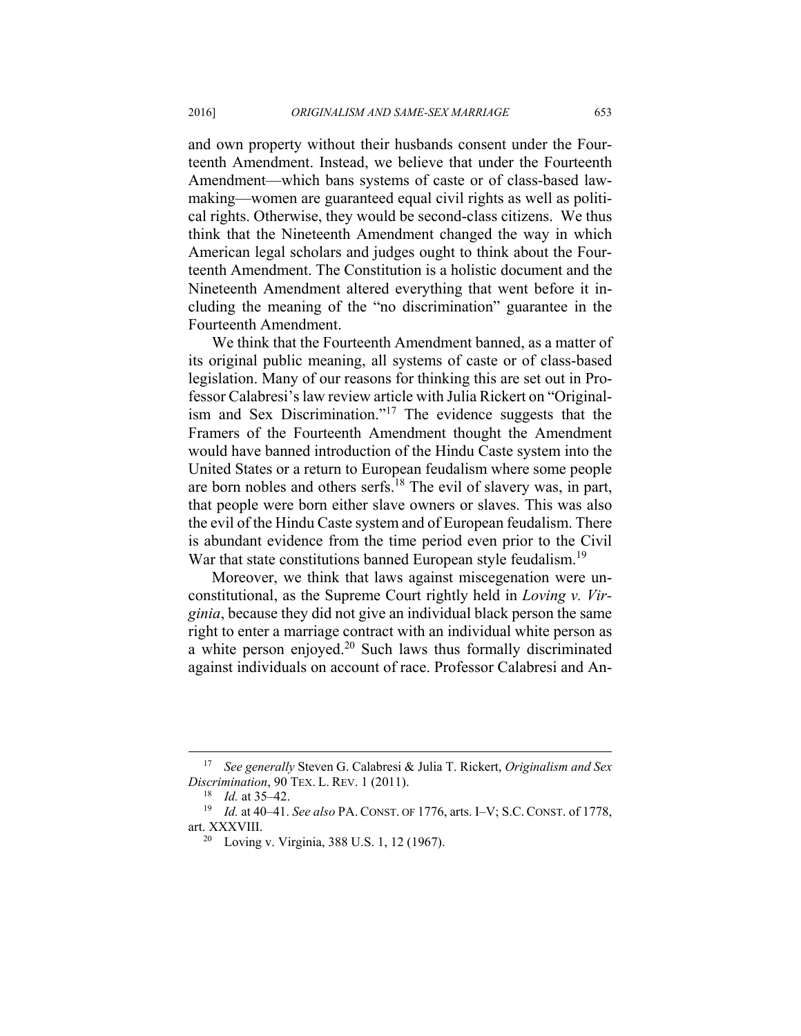and own property without their husbands consent under the Fourteenth Amendment. Instead, we believe that under the Fourteenth Amendment—which bans systems of caste or of class-based lawmaking—women are guaranteed equal civil rights as well as political rights. Otherwise, they would be second-class citizens. We thus think that the Nineteenth Amendment changed the way in which American legal scholars and judges ought to think about the Fourteenth Amendment. The Constitution is a holistic document and the Nineteenth Amendment altered everything that went before it including the meaning of the "no discrimination" guarantee in the Fourteenth Amendment.

We think that the Fourteenth Amendment banned, as a matter of its original public meaning, all systems of caste or of class-based legislation. Many of our reasons for thinking this are set out in Professor Calabresi's law review article with Julia Rickert on "Originalism and Sex Discrimination."[17] The evidence suggests that the Framers of the Fourteenth Amendment thought the Amendment would have banned introduction of the Hindu Caste system into the United States or a return to European feudalism where some people are born nobles and others serfs.[18] The evil of slavery was, in part, that people were born either slave owners or slaves. This was also the evil of the Hindu Caste system and of European feudalism. There is abundant evidence from the time period even prior to the Civil War that state constitutions banned European style feudalism.[19]

Moreover, we think that laws against miscegenation were unconstitutional, as the Supreme Court rightly held in *Loving v. Virginia*, because they did not give an individual black person the same right to enter a marriage contract with an individual white person as a white person enjoyed.[20] Such laws thus formally discriminated against individuals on account of race. Professor Calabresi and An-

---

[17] *See generally* Steven G. Calabresi & Julia T. Rickert, *Originalism and Sex Discrimination*, 90 TEX. L. REV. 1 (2011).

[18] *Id.* at 35–42.

[19] *Id.* at 40–41. *See also* PA. CONST. OF 1776, arts. I–V; S.C. CONST. of 1778, art. XXXVIII.

[20] Loving v. Virginia, 388 U.S. 1, 12 (1967).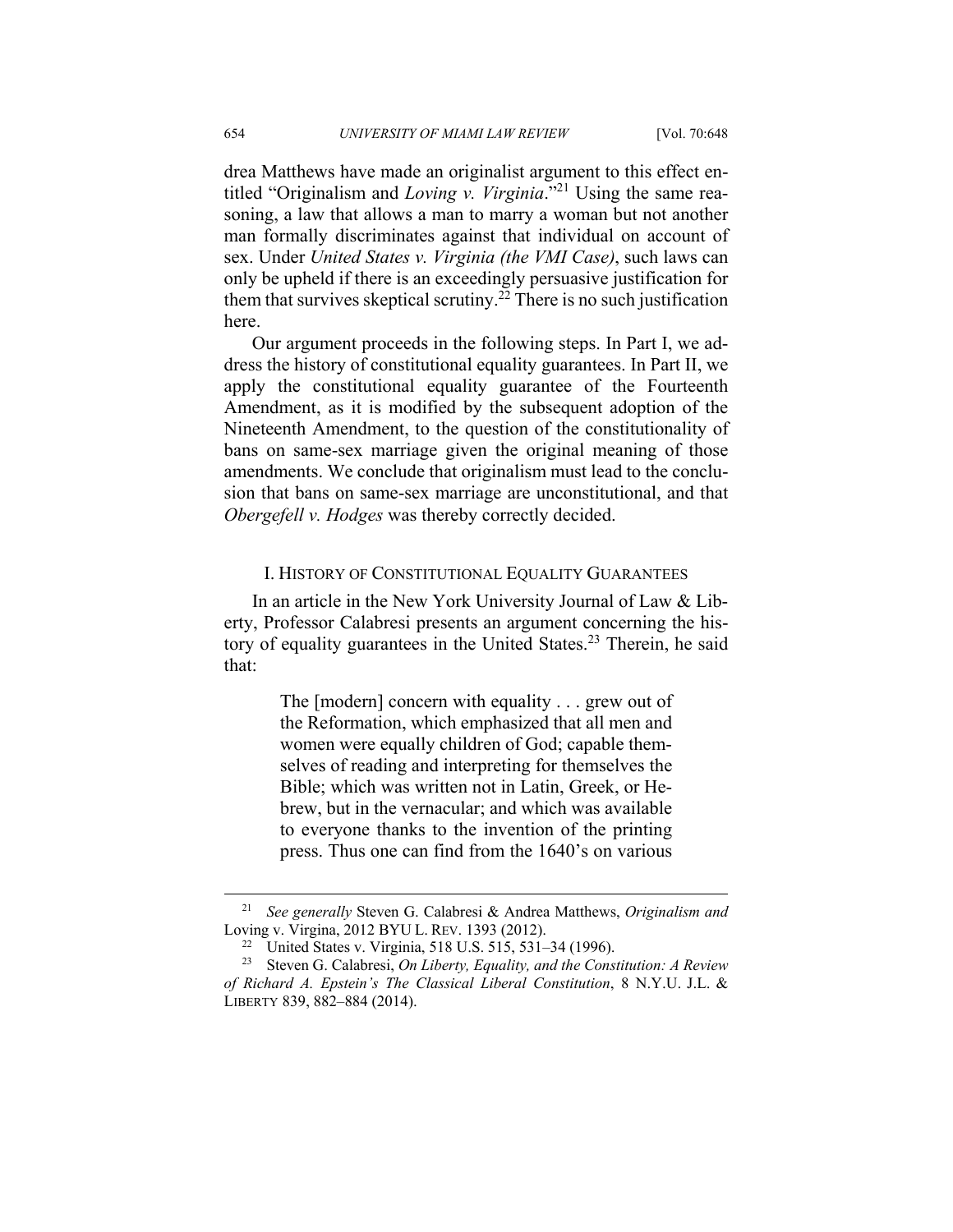drea Matthews have made an originalist argument to this effect entitled "Originalism and *Loving v. Virginia*."[21] Using the same reasoning, a law that allows a man to marry a woman but not another man formally discriminates against that individual on account of sex. Under *United States v. Virginia (the VMI Case)*, such laws can only be upheld if there is an exceedingly persuasive justification for them that survives skeptical scrutiny.[22] There is no such justification here.

Our argument proceeds in the following steps. In Part I, we address the history of constitutional equality guarantees. In Part II, we apply the constitutional equality guarantee of the Fourteenth Amendment, as it is modified by the subsequent adoption of the Nineteenth Amendment, to the question of the constitutionality of bans on same-sex marriage given the original meaning of those amendments. We conclude that originalism must lead to the conclusion that bans on same-sex marriage are unconstitutional, and that *Obergefell v. Hodges* was thereby correctly decided.

## I. HISTORY OF CONSTITUTIONAL EQUALITY GUARANTEES

In an article in the New York University Journal of Law & Liberty, Professor Calabresi presents an argument concerning the history of equality guarantees in the United States.[23] Therein, he said that:

> The [modern] concern with equality . . . grew out of the Reformation, which emphasized that all men and women were equally children of God; capable themselves of reading and interpreting for themselves the Bible; which was written not in Latin, Greek, or Hebrew, but in the vernacular; and which was available to everyone thanks to the invention of the printing press. Thus one can find from the 1640's on various

---

[21] *See generally* Steven G. Calabresi & Andrea Matthews, *Originalism and* Loving v. Virgina, 2012 BYU L. REV. 1393 (2012).

[22] United States v. Virginia, 518 U.S. 515, 531–34 (1996).

[23] Steven G. Calabresi, *On Liberty, Equality, and the Constitution: A Review of Richard A. Epstein's The Classical Liberal Constitution*, 8 N.Y.U. J.L. & LIBERTY 839, 882–884 (2014).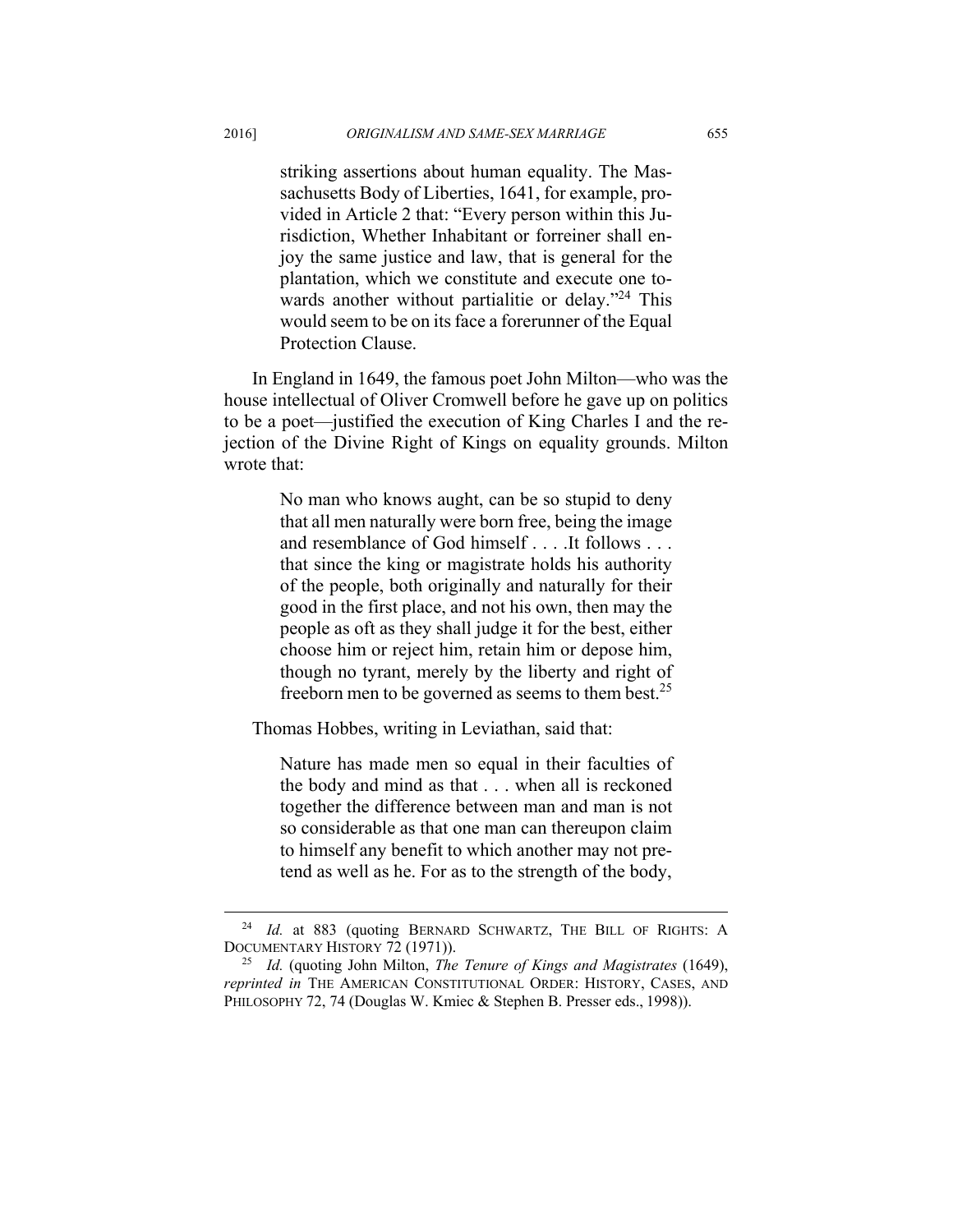> striking assertions about human equality. The Massachusetts Body of Liberties, 1641, for example, provided in Article 2 that: "Every person within this Jurisdiction, Whether Inhabitant or forreiner shall enjoy the same justice and law, that is general for the plantation, which we constitute and execute one towards another without partialitie or delay."[24] This would seem to be on its face a forerunner of the Equal Protection Clause.

In England in 1649, the famous poet John Milton—who was the house intellectual of Oliver Cromwell before he gave up on politics to be a poet—justified the execution of King Charles I and the rejection of the Divine Right of Kings on equality grounds. Milton wrote that:

> No man who knows aught, can be so stupid to deny that all men naturally were born free, being the image and resemblance of God himself . . . .It follows . . . that since the king or magistrate holds his authority of the people, both originally and naturally for their good in the first place, and not his own, then may the people as oft as they shall judge it for the best, either choose him or reject him, retain him or depose him, though no tyrant, merely by the liberty and right of freeborn men to be governed as seems to them best.[25]

Thomas Hobbes, writing in Leviathan, said that:

> Nature has made men so equal in their faculties of the body and mind as that . . . when all is reckoned together the difference between man and man is not so considerable as that one man can thereupon claim to himself any benefit to which another may not pretend as well as he. For as to the strength of the body,

---

[24] *Id.* at 883 (quoting BERNARD SCHWARTZ, THE BILL OF RIGHTS: A DOCUMENTARY HISTORY 72 (1971)).

[25] *Id.* (quoting John Milton, *The Tenure of Kings and Magistrates* (1649), *reprinted in* THE AMERICAN CONSTITUTIONAL ORDER: HISTORY, CASES, AND PHILOSOPHY 72, 74 (Douglas W. Kmiec & Stephen B. Presser eds., 1998)).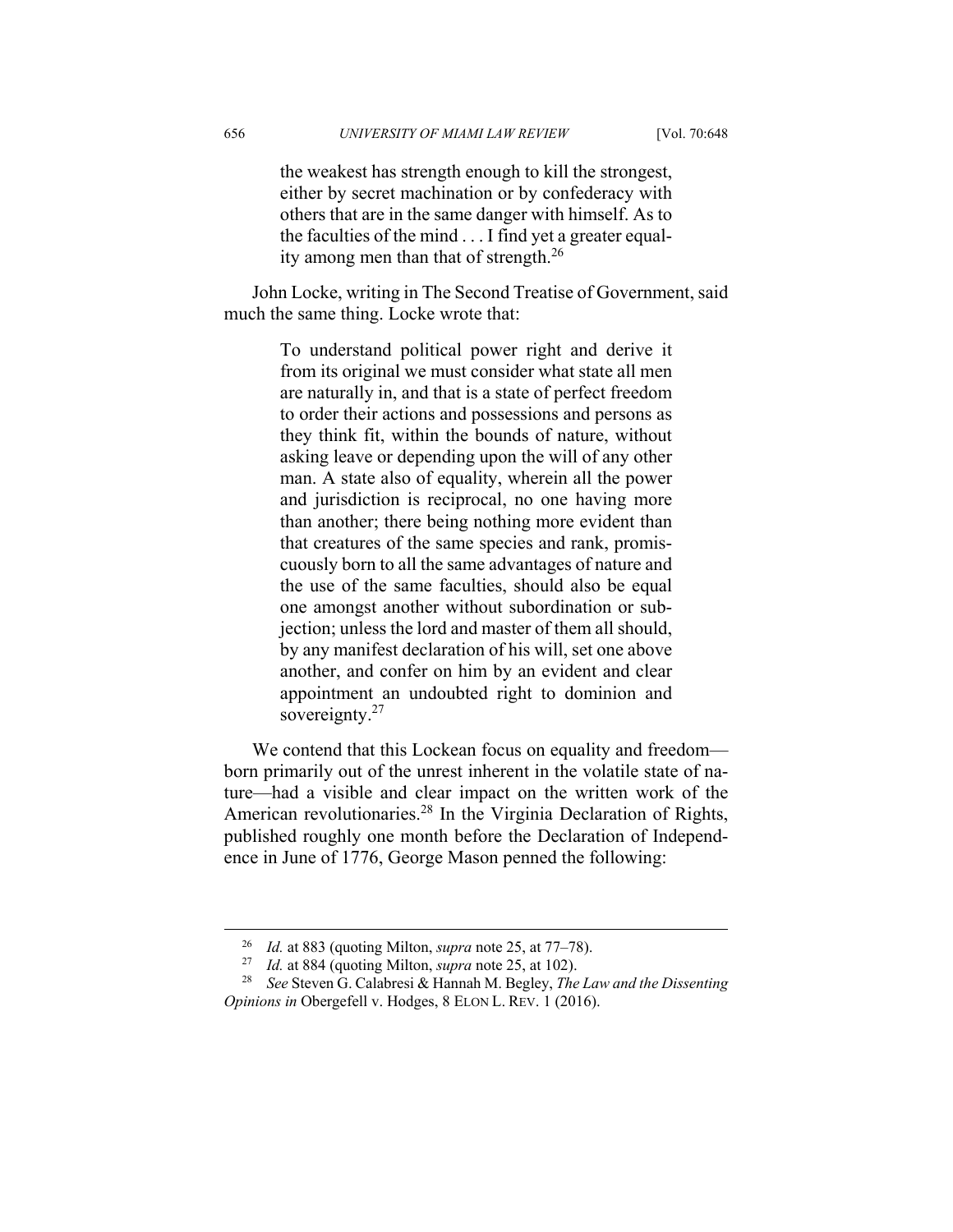> the weakest has strength enough to kill the strongest, either by secret machination or by confederacy with others that are in the same danger with himself. As to the faculties of the mind . . . I find yet a greater equality among men than that of strength.[26]

John Locke, writing in The Second Treatise of Government, said much the same thing. Locke wrote that:

> To understand political power right and derive it from its original we must consider what state all men are naturally in, and that is a state of perfect freedom to order their actions and possessions and persons as they think fit, within the bounds of nature, without asking leave or depending upon the will of any other man. A state also of equality, wherein all the power and jurisdiction is reciprocal, no one having more than another; there being nothing more evident than that creatures of the same species and rank, promiscuously born to all the same advantages of nature and the use of the same faculties, should also be equal one amongst another without subordination or subjection; unless the lord and master of them all should, by any manifest declaration of his will, set one above another, and confer on him by an evident and clear appointment an undoubted right to dominion and sovereignty.[27]

We contend that this Lockean focus on equality and freedom—born primarily out of the unrest inherent in the volatile state of nature—had a visible and clear impact on the written work of the American revolutionaries.[28] In the Virginia Declaration of Rights, published roughly one month before the Declaration of Independence in June of 1776, George Mason penned the following:

---

[26] *Id.* at 883 (quoting Milton, *supra* note 25, at 77–78).

[27] *Id.* at 884 (quoting Milton, *supra* note 25, at 102).

[28] *See* Steven G. Calabresi & Hannah M. Begley, *The Law and the Dissenting Opinions in* Obergefell v. Hodges, 8 ELON L. REV. 1 (2016).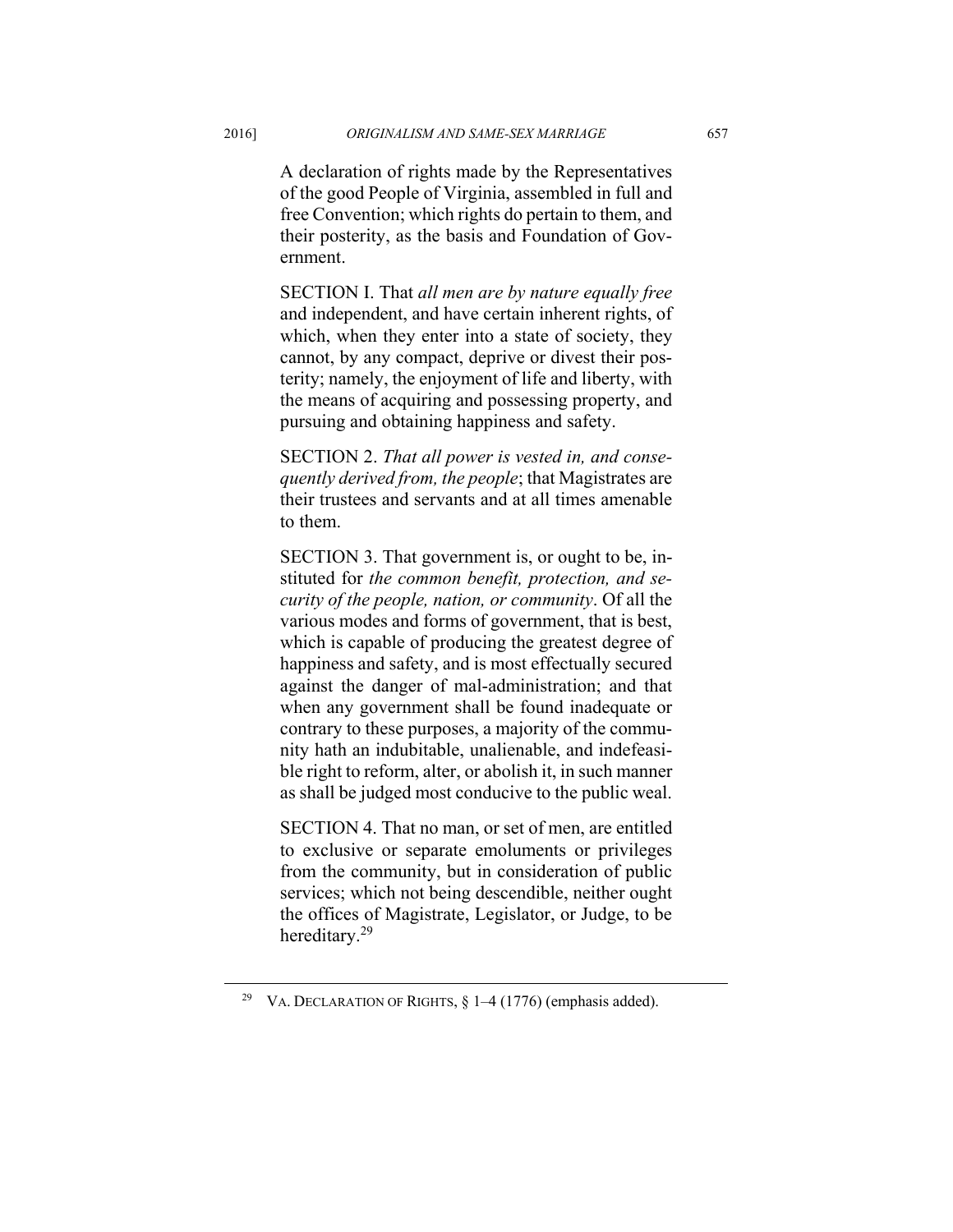> A declaration of rights made by the Representatives of the good People of Virginia, assembled in full and free Convention; which rights do pertain to them, and their posterity, as the basis and Foundation of Government.
>
> SECTION I. That *all men are by nature equally free* and independent, and have certain inherent rights, of which, when they enter into a state of society, they cannot, by any compact, deprive or divest their posterity; namely, the enjoyment of life and liberty, with the means of acquiring and possessing property, and pursuing and obtaining happiness and safety.
>
> SECTION 2. *That all power is vested in, and consequently derived from, the people*; that Magistrates are their trustees and servants and at all times amenable to them.
>
> SECTION 3. That government is, or ought to be, instituted for *the common benefit, protection, and security of the people, nation, or community*. Of all the various modes and forms of government, that is best, which is capable of producing the greatest degree of happiness and safety, and is most effectually secured against the danger of mal-administration; and that when any government shall be found inadequate or contrary to these purposes, a majority of the community hath an indubitable, unalienable, and indefeasible right to reform, alter, or abolish it, in such manner as shall be judged most conducive to the public weal.
>
> SECTION 4. That no man, or set of men, are entitled to exclusive or separate emoluments or privileges from the community, but in consideration of public services; which not being descendible, neither ought the offices of Magistrate, Legislator, or Judge, to be hereditary.[29]

---

[29] VA. DECLARATION OF RIGHTS, § 1–4 (1776) (emphasis added).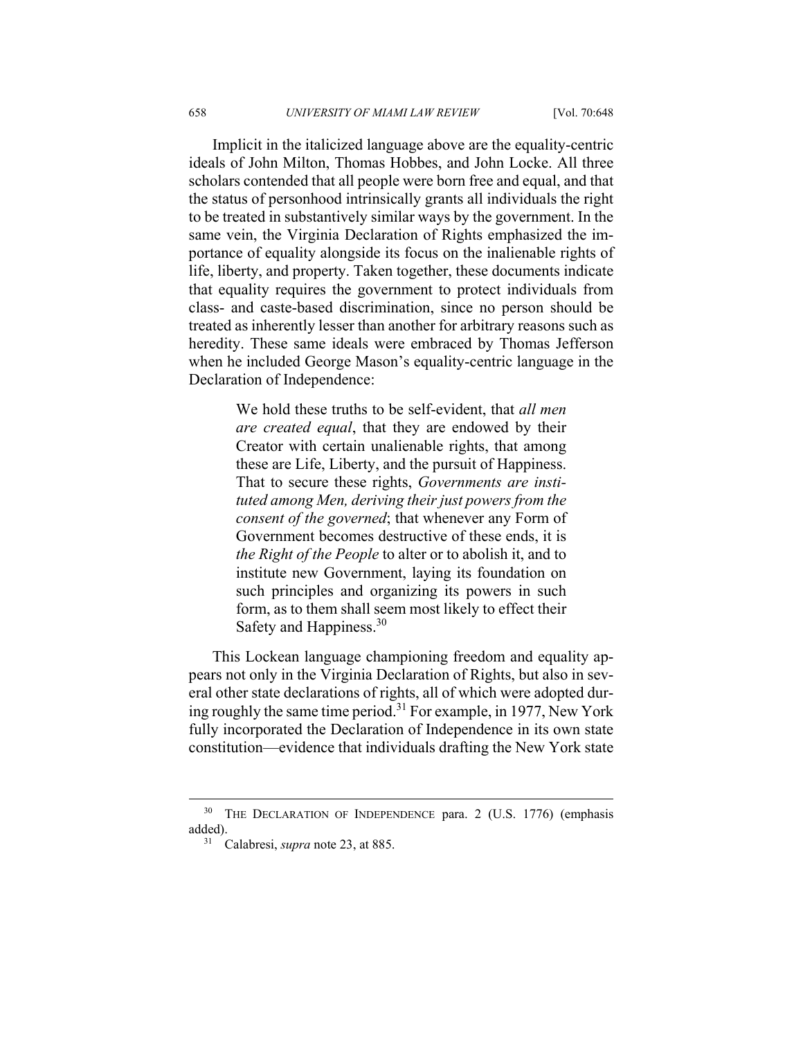Implicit in the italicized language above are the equality-centric ideals of John Milton, Thomas Hobbes, and John Locke. All three scholars contended that all people were born free and equal, and that the status of personhood intrinsically grants all individuals the right to be treated in substantively similar ways by the government. In the same vein, the Virginia Declaration of Rights emphasized the importance of equality alongside its focus on the inalienable rights of life, liberty, and property. Taken together, these documents indicate that equality requires the government to protect individuals from class- and caste-based discrimination, since no person should be treated as inherently lesser than another for arbitrary reasons such as heredity. These same ideals were embraced by Thomas Jefferson when he included George Mason's equality-centric language in the Declaration of Independence:

> We hold these truths to be self-evident, that *all men are created equal*, that they are endowed by their Creator with certain unalienable rights, that among these are Life, Liberty, and the pursuit of Happiness. That to secure these rights, *Governments are instituted among Men, deriving their just powers from the consent of the governed*; that whenever any Form of Government becomes destructive of these ends, it is *the Right of the People* to alter or to abolish it, and to institute new Government, laying its foundation on such principles and organizing its powers in such form, as to them shall seem most likely to effect their Safety and Happiness.[30]

This Lockean language championing freedom and equality appears not only in the Virginia Declaration of Rights, but also in several other state declarations of rights, all of which were adopted during roughly the same time period.[31] For example, in 1977, New York fully incorporated the Declaration of Independence in its own state constitution—evidence that individuals drafting the New York state

---

[30] THE DECLARATION OF INDEPENDENCE para. 2 (U.S. 1776) (emphasis added).

[31] Calabresi, *supra* note 23, at 885.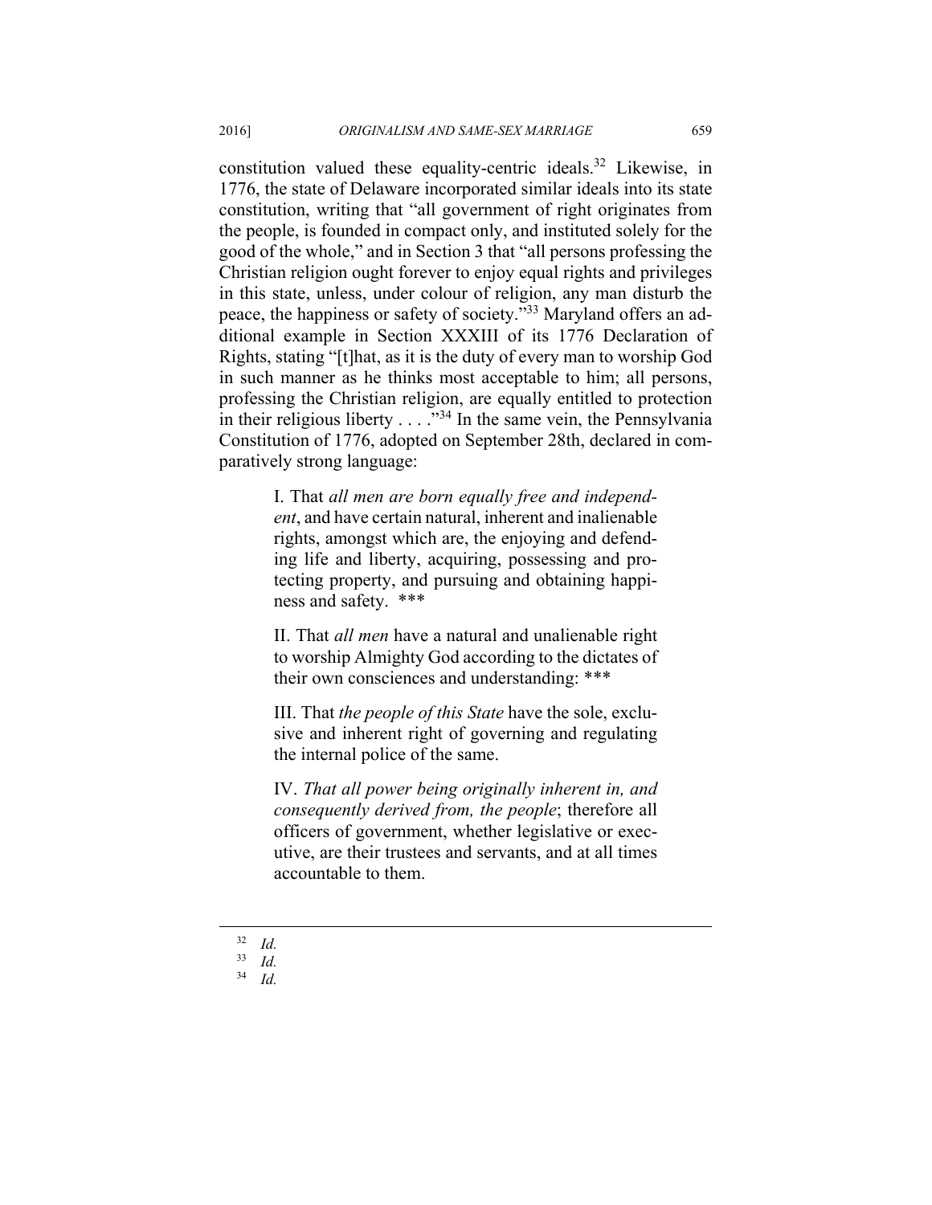constitution valued these equality-centric ideals.[32] Likewise, in 1776, the state of Delaware incorporated similar ideals into its state constitution, writing that "all government of right originates from the people, is founded in compact only, and instituted solely for the good of the whole," and in Section 3 that "all persons professing the Christian religion ought forever to enjoy equal rights and privileges in this state, unless, under colour of religion, any man disturb the peace, the happiness or safety of society."[33] Maryland offers an additional example in Section XXXIII of its 1776 Declaration of Rights, stating "[t]hat, as it is the duty of every man to worship God in such manner as he thinks most acceptable to him; all persons, professing the Christian religion, are equally entitled to protection in their religious liberty . . . ."[34] In the same vein, the Pennsylvania Constitution of 1776, adopted on September 28th, declared in comparatively strong language:

> I. That *all men are born equally free and independent*, and have certain natural, inherent and inalienable rights, amongst which are, the enjoying and defending life and liberty, acquiring, possessing and protecting property, and pursuing and obtaining happiness and safety. ***
>
> II. That *all men* have a natural and unalienable right to worship Almighty God according to the dictates of their own consciences and understanding: ***
>
> III. That *the people of this State* have the sole, exclusive and inherent right of governing and regulating the internal police of the same.
>
> IV. *That all power being originally inherent in, and consequently derived from, the people*; therefore all officers of government, whether legislative or executive, are their trustees and servants, and at all times accountable to them.

---

[32] *Id.*

[33] *Id.*

[34] *Id.*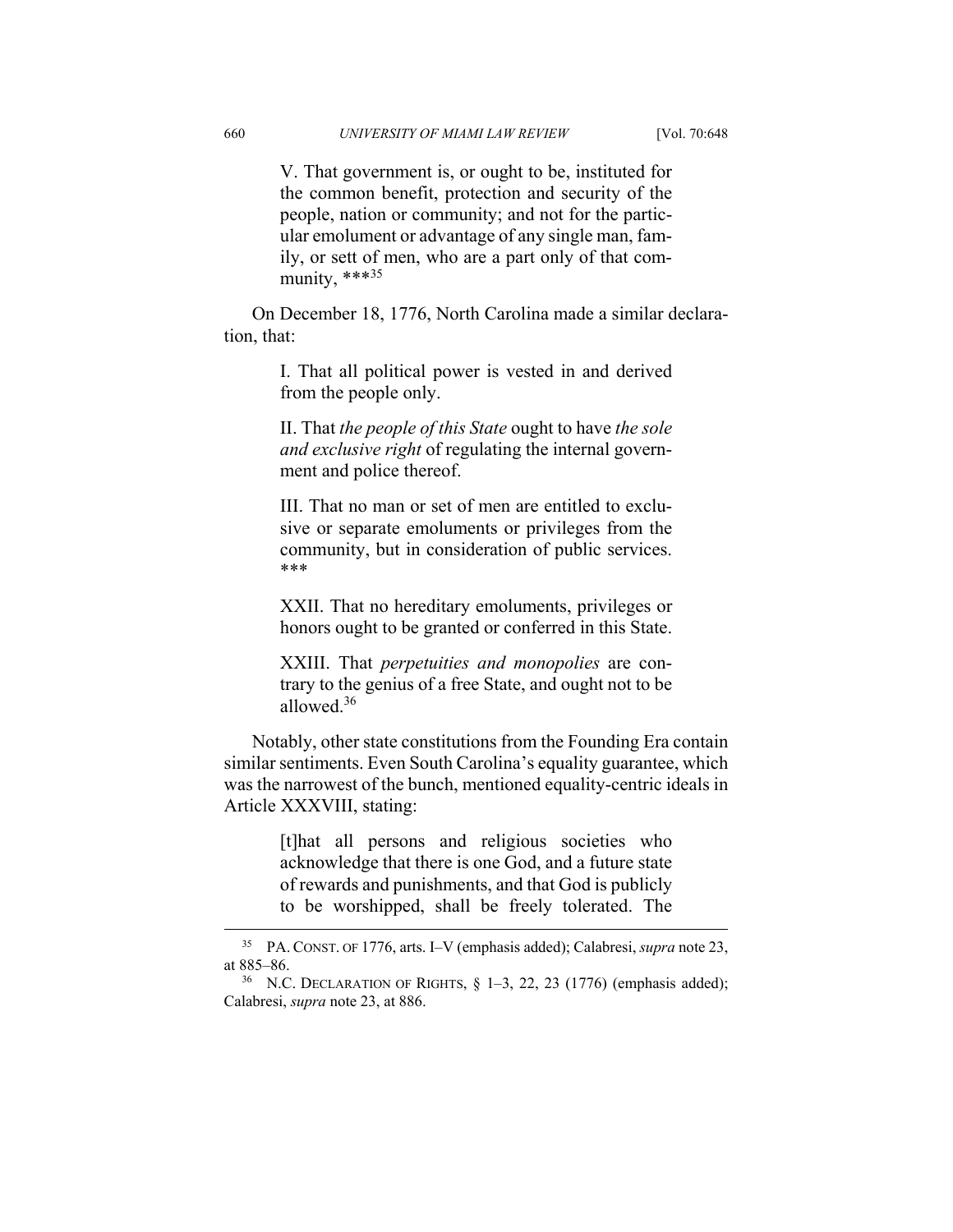> V. That government is, or ought to be, instituted for the common benefit, protection and security of the people, nation or community; and not for the particular emolument or advantage of any single man, family, or sett of men, who are a part only of that community, ***[35]

On December 18, 1776, North Carolina made a similar declaration, that:

> I. That all political power is vested in and derived from the people only.
>
> II. That *the people of this State* ought to have *the sole and exclusive right* of regulating the internal government and police thereof.
>
> III. That no man or set of men are entitled to exclusive or separate emoluments or privileges from the community, but in consideration of public services. ***
>
> XXII. That no hereditary emoluments, privileges or honors ought to be granted or conferred in this State.
>
> XXIII. That *perpetuities and monopolies* are contrary to the genius of a free State, and ought not to be allowed.[36]

Notably, other state constitutions from the Founding Era contain similar sentiments. Even South Carolina's equality guarantee, which was the narrowest of the bunch, mentioned equality-centric ideals in Article XXXVIII, stating:

> [t]hat all persons and religious societies who acknowledge that there is one God, and a future state of rewards and punishments, and that God is publicly to be worshipped, shall be freely tolerated. The

---

[35] PA. CONST. OF 1776, arts. I–V (emphasis added); Calabresi, *supra* note 23, at 885–86.

[36] N.C. DECLARATION OF RIGHTS, § 1–3, 22, 23 (1776) (emphasis added); Calabresi, *supra* note 23, at 886.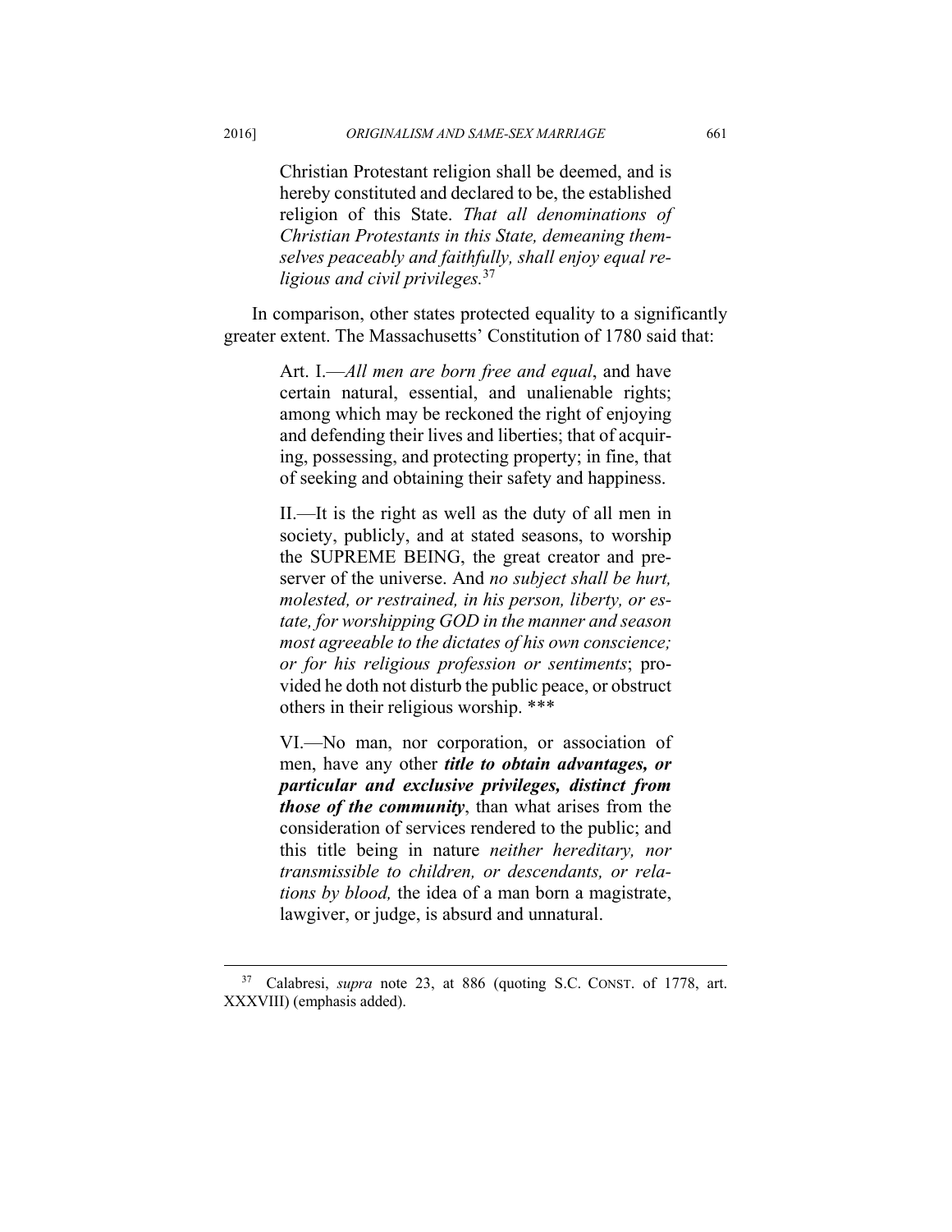> Christian Protestant religion shall be deemed, and is hereby constituted and declared to be, the established religion of this State. *That all denominations of Christian Protestants in this State, demeaning themselves peaceably and faithfully, shall enjoy equal religious and civil privileges.*[37]

In comparison, other states protected equality to a significantly greater extent. The Massachusetts' Constitution of 1780 said that:

> Art. I.—*All men are born free and equal*, and have certain natural, essential, and unalienable rights; among which may be reckoned the right of enjoying and defending their lives and liberties; that of acquiring, possessing, and protecting property; in fine, that of seeking and obtaining their safety and happiness.
>
> II.—It is the right as well as the duty of all men in society, publicly, and at stated seasons, to worship the SUPREME BEING, the great creator and preserver of the universe. And *no subject shall be hurt, molested, or restrained, in his person, liberty, or estate, for worshipping GOD in the manner and season most agreeable to the dictates of his own conscience; or for his religious profession or sentiments*; provided he doth not disturb the public peace, or obstruct others in their religious worship. ***
>
> VI.—No man, nor corporation, or association of men, have any other ***title to obtain advantages, or particular and exclusive privileges, distinct from those of the community***, than what arises from the consideration of services rendered to the public; and this title being in nature *neither hereditary, nor transmissible to children, or descendants, or relations by blood,* the idea of a man born a magistrate, lawgiver, or judge, is absurd and unnatural.

---

[37] Calabresi, *supra* note 23, at 886 (quoting S.C. CONST. of 1778, art. XXXVIII) (emphasis added).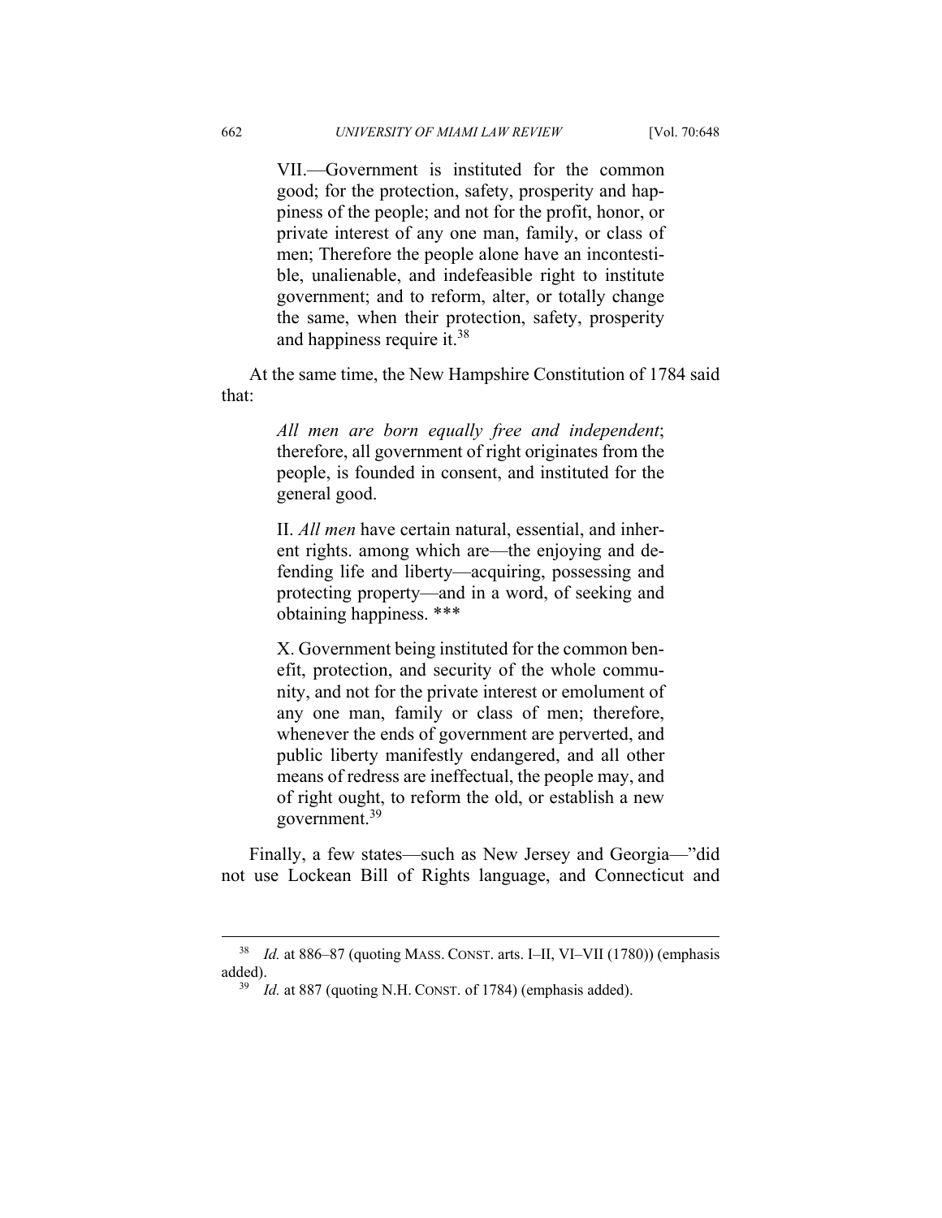> VII.—Government is instituted for the common good; for the protection, safety, prosperity and happiness of the people; and not for the profit, honor, or private interest of any one man, family, or class of men; Therefore the people alone have an incontestible, unalienable, and indefeasible right to institute government; and to reform, alter, or totally change the same, when their protection, safety, prosperity and happiness require it.[38]

At the same time, the New Hampshire Constitution of 1784 said that:

> *All men are born equally free and independent*; therefore, all government of right originates from the people, is founded in consent, and instituted for the general good.
>
> II. *All men* have certain natural, essential, and inherent rights. among which are—the enjoying and defending life and liberty—acquiring, possessing and protecting property—and in a word, of seeking and obtaining happiness. ***
>
> X. Government being instituted for the common benefit, protection, and security of the whole community, and not for the private interest or emolument of any one man, family or class of men; therefore, whenever the ends of government are perverted, and public liberty manifestly endangered, and all other means of redress are ineffectual, the people may, and of right ought, to reform the old, or establish a new government.[39]

Finally, a few states—such as New Jersey and Georgia—"did not use Lockean Bill of Rights language, and Connecticut and

---

[38] *Id.* at 886–87 (quoting MASS. CONST. arts. I–II, VI–VII (1780)) (emphasis added).

[39] *Id.* at 887 (quoting N.H. CONST. of 1784) (emphasis added).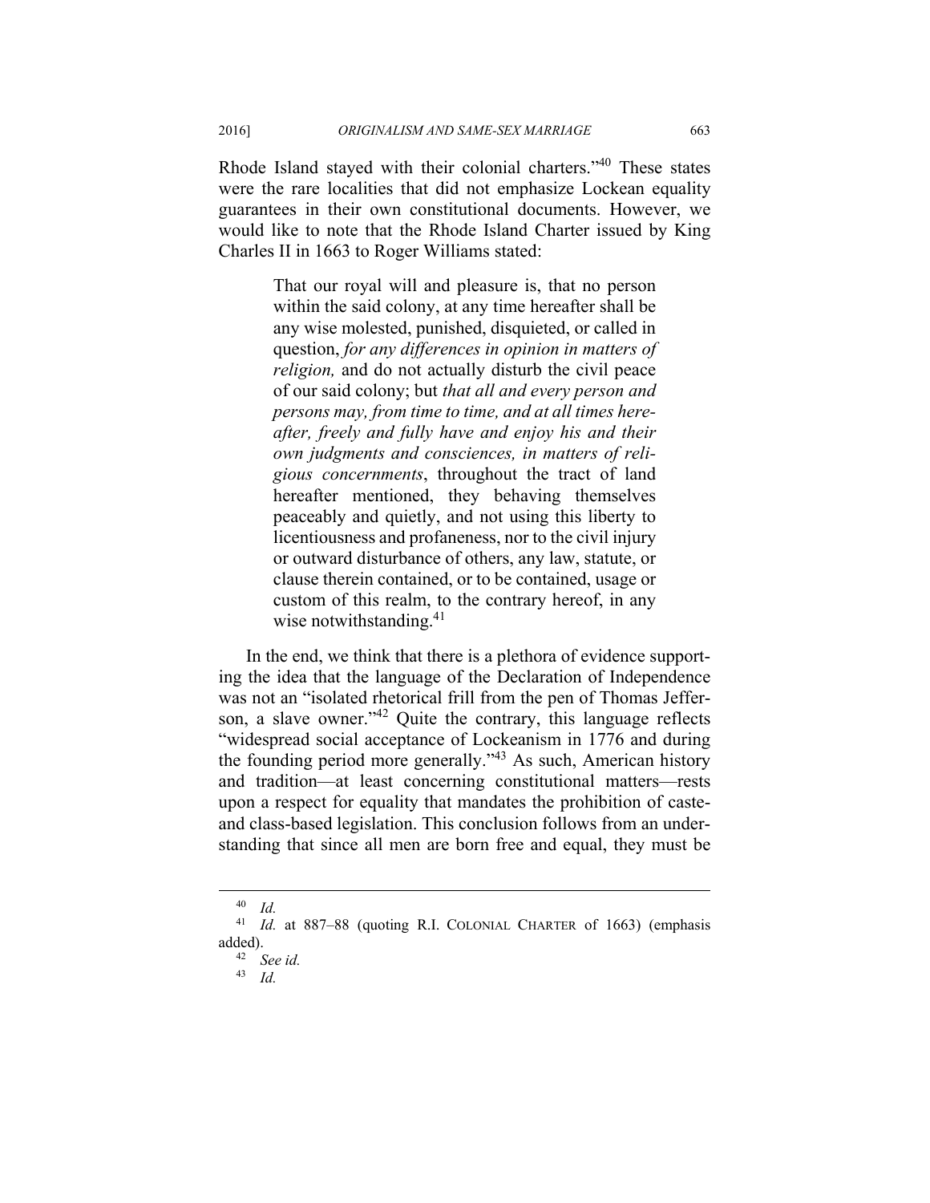Rhode Island stayed with their colonial charters."[40] These states were the rare localities that did not emphasize Lockean equality guarantees in their own constitutional documents. However, we would like to note that the Rhode Island Charter issued by King Charles II in 1663 to Roger Williams stated:

> That our royal will and pleasure is, that no person within the said colony, at any time hereafter shall be any wise molested, punished, disquieted, or called in question, *for any differences in opinion in matters of religion,* and do not actually disturb the civil peace of our said colony; but *that all and every person and persons may, from time to time, and at all times hereafter, freely and fully have and enjoy his and their own judgments and consciences, in matters of religious concernments*, throughout the tract of land hereafter mentioned, they behaving themselves peaceably and quietly, and not using this liberty to licentiousness and profaneness, nor to the civil injury or outward disturbance of others, any law, statute, or clause therein contained, or to be contained, usage or custom of this realm, to the contrary hereof, in any wise notwithstanding.[41]

In the end, we think that there is a plethora of evidence supporting the idea that the language of the Declaration of Independence was not an "isolated rhetorical frill from the pen of Thomas Jefferson, a slave owner."[42] Quite the contrary, this language reflects "widespread social acceptance of Lockeanism in 1776 and during the founding period more generally."[43] As such, American history and tradition—at least concerning constitutional matters—rests upon a respect for equality that mandates the prohibition of caste- and class-based legislation. This conclusion follows from an understanding that since all men are born free and equal, they must be

---

[40] *Id.*

[41] *Id.* at 887–88 (quoting R.I. COLONIAL CHARTER of 1663) (emphasis added).

[42] *See id.*

[43] *Id.*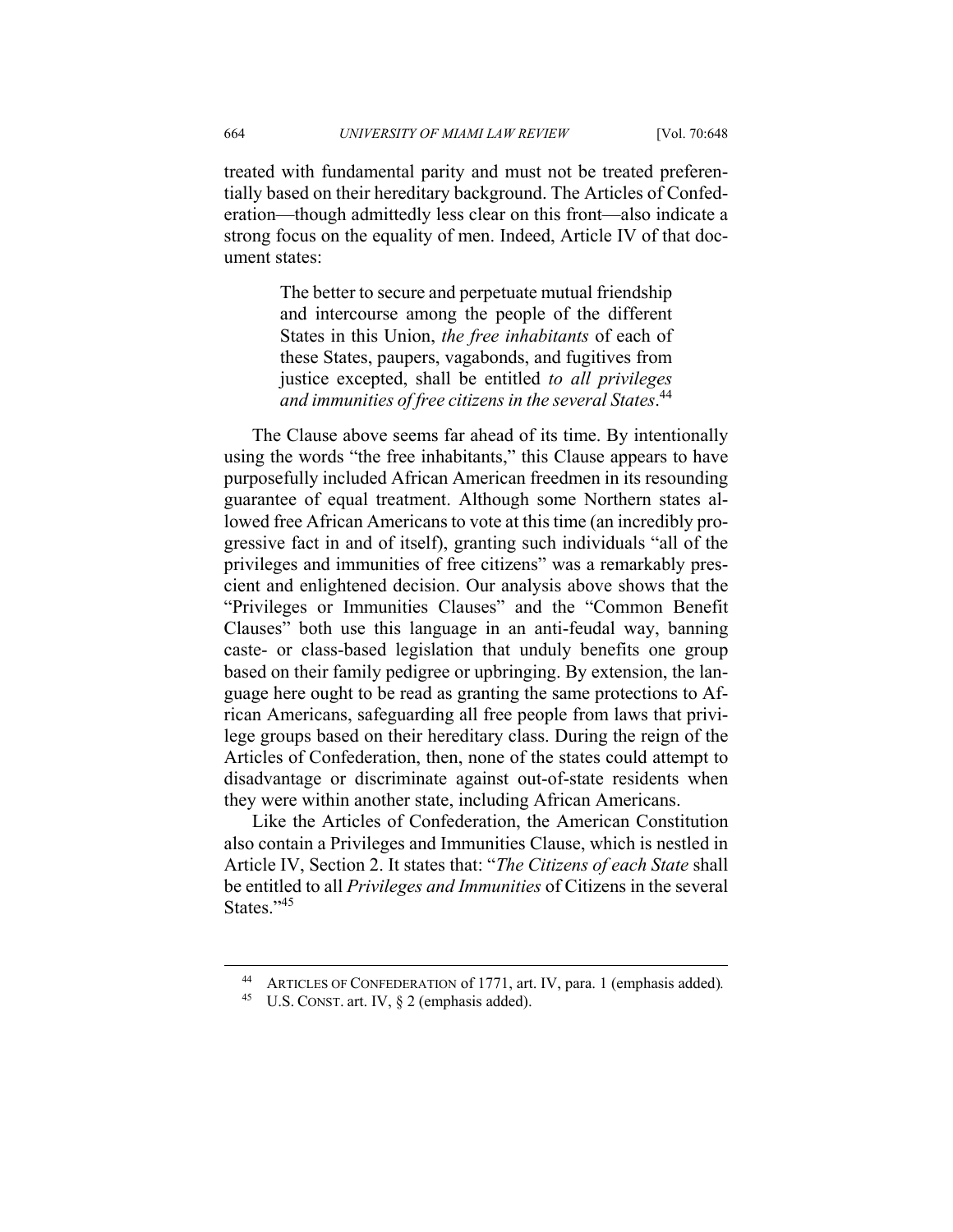treated with fundamental parity and must not be treated preferentially based on their hereditary background. The Articles of Confederation—though admittedly less clear on this front—also indicate a strong focus on the equality of men. Indeed, Article IV of that document states:

> The better to secure and perpetuate mutual friendship and intercourse among the people of the different States in this Union, *the free inhabitants* of each of these States, paupers, vagabonds, and fugitives from justice excepted, shall be entitled *to all privileges and immunities of free citizens in the several States*.[44]

The Clause above seems far ahead of its time. By intentionally using the words "the free inhabitants," this Clause appears to have purposefully included African American freedmen in its resounding guarantee of equal treatment. Although some Northern states allowed free African Americans to vote at this time (an incredibly progressive fact in and of itself), granting such individuals "all of the privileges and immunities of free citizens" was a remarkably prescient and enlightened decision. Our analysis above shows that the "Privileges or Immunities Clauses" and the "Common Benefit Clauses" both use this language in an anti-feudal way, banning caste- or class-based legislation that unduly benefits one group based on their family pedigree or upbringing. By extension, the language here ought to be read as granting the same protections to African Americans, safeguarding all free people from laws that privilege groups based on their hereditary class. During the reign of the Articles of Confederation, then, none of the states could attempt to disadvantage or discriminate against out-of-state residents when they were within another state, including African Americans.

Like the Articles of Confederation, the American Constitution also contain a Privileges and Immunities Clause, which is nestled in Article IV, Section 2. It states that: "*The Citizens of each State* shall be entitled to all *Privileges and Immunities* of Citizens in the several States."[45]

---

[44] ARTICLES OF CONFEDERATION of 1771, art. IV, para. 1 (emphasis added).

[45] U.S. CONST. art. IV, § 2 (emphasis added).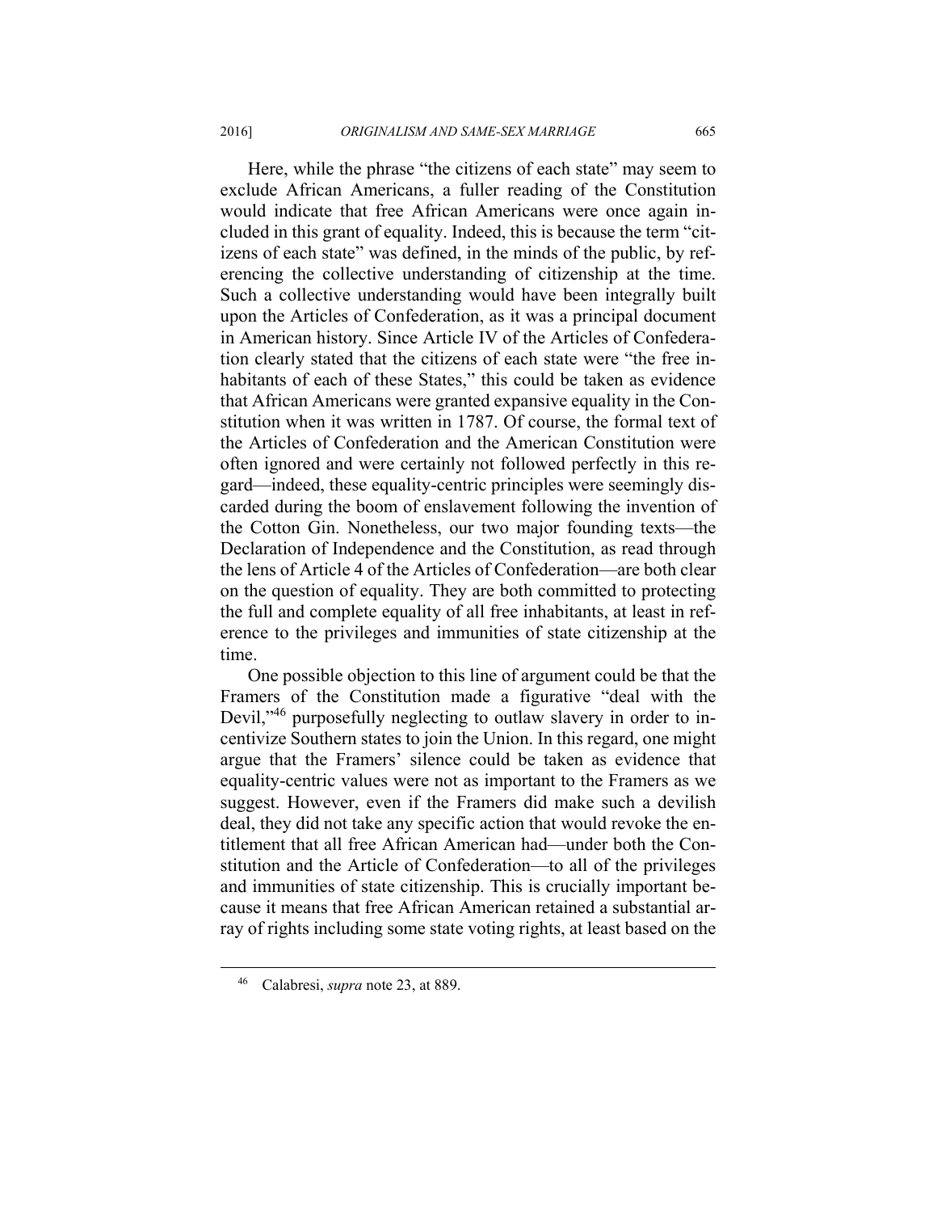Here, while the phrase "the citizens of each state" may seem to exclude African Americans, a fuller reading of the Constitution would indicate that free African Americans were once again included in this grant of equality. Indeed, this is because the term "citizens of each state" was defined, in the minds of the public, by referencing the collective understanding of citizenship at the time. Such a collective understanding would have been integrally built upon the Articles of Confederation, as it was a principal document in American history. Since Article IV of the Articles of Confederation clearly stated that the citizens of each state were "the free inhabitants of each of these States," this could be taken as evidence that African Americans were granted expansive equality in the Constitution when it was written in 1787. Of course, the formal text of the Articles of Confederation and the American Constitution were often ignored and were certainly not followed perfectly in this regard—indeed, these equality-centric principles were seemingly discarded during the boom of enslavement following the invention of the Cotton Gin. Nonetheless, our two major founding texts—the Declaration of Independence and the Constitution, as read through the lens of Article 4 of the Articles of Confederation—are both clear on the question of equality. They are both committed to protecting the full and complete equality of all free inhabitants, at least in reference to the privileges and immunities of state citizenship at the time.

One possible objection to this line of argument could be that the Framers of the Constitution made a figurative "deal with the Devil,"[46] purposefully neglecting to outlaw slavery in order to incentivize Southern states to join the Union. In this regard, one might argue that the Framers' silence could be taken as evidence that equality-centric values were not as important to the Framers as we suggest. However, even if the Framers did make such a devilish deal, they did not take any specific action that would revoke the entitlement that all free African American had—under both the Constitution and the Article of Confederation—to all of the privileges and immunities of state citizenship. This is crucially important because it means that free African American retained a substantial array of rights including some state voting rights, at least based on the

---

[46] Calabresi, *supra* note 23, at 889.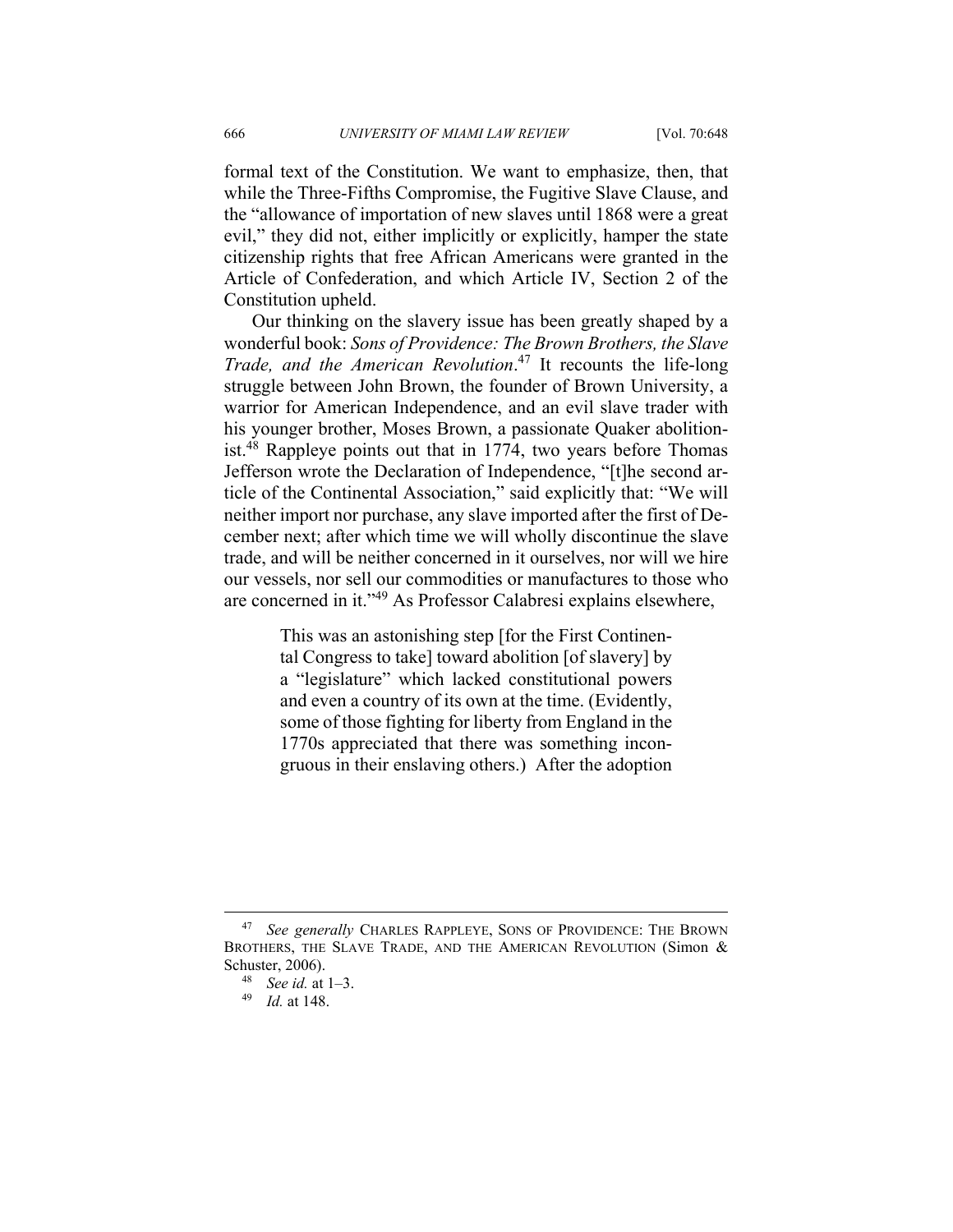formal text of the Constitution. We want to emphasize, then, that while the Three-Fifths Compromise, the Fugitive Slave Clause, and the "allowance of importation of new slaves until 1868 were a great evil," they did not, either implicitly or explicitly, hamper the state citizenship rights that free African Americans were granted in the Article of Confederation, and which Article IV, Section 2 of the Constitution upheld.

Our thinking on the slavery issue has been greatly shaped by a wonderful book: *Sons of Providence: The Brown Brothers, the Slave Trade, and the American Revolution*.[47] It recounts the life-long struggle between John Brown, the founder of Brown University, a warrior for American Independence, and an evil slave trader with his younger brother, Moses Brown, a passionate Quaker abolitionist.[48] Rappleye points out that in 1774, two years before Thomas Jefferson wrote the Declaration of Independence, "[t]he second article of the Continental Association," said explicitly that: "We will neither import nor purchase, any slave imported after the first of December next; after which time we will wholly discontinue the slave trade, and will be neither concerned in it ourselves, nor will we hire our vessels, nor sell our commodities or manufactures to those who are concerned in it."[49] As Professor Calabresi explains elsewhere,

> This was an astonishing step [for the First Continental Congress to take] toward abolition [of slavery] by a "legislature" which lacked constitutional powers and even a country of its own at the time. (Evidently, some of those fighting for liberty from England in the 1770s appreciated that there was something incongruous in their enslaving others.) After the adoption

---

[47] *See generally* CHARLES RAPPLEYE, SONS OF PROVIDENCE: THE BROWN BROTHERS, THE SLAVE TRADE, AND THE AMERICAN REVOLUTION (Simon & Schuster, 2006).

[48] *See id.* at 1–3.

[49] *Id.* at 148.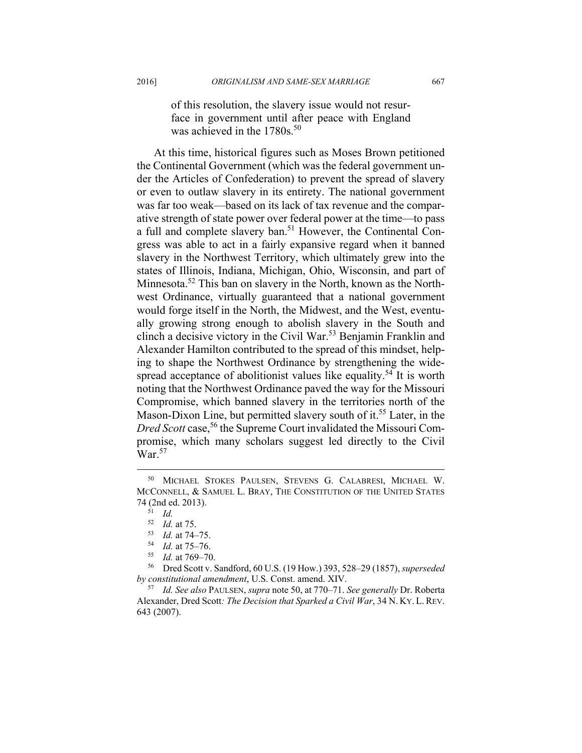> of this resolution, the slavery issue would not resurface in government until after peace with England was achieved in the 1780s.[50]

At this time, historical figures such as Moses Brown petitioned the Continental Government (which was the federal government under the Articles of Confederation) to prevent the spread of slavery or even to outlaw slavery in its entirety. The national government was far too weak—based on its lack of tax revenue and the comparative strength of state power over federal power at the time—to pass a full and complete slavery ban.[51] However, the Continental Congress was able to act in a fairly expansive regard when it banned slavery in the Northwest Territory, which ultimately grew into the states of Illinois, Indiana, Michigan, Ohio, Wisconsin, and part of Minnesota.[52] This ban on slavery in the North, known as the Northwest Ordinance, virtually guaranteed that a national government would forge itself in the North, the Midwest, and the West, eventually growing strong enough to abolish slavery in the South and clinch a decisive victory in the Civil War.[53] Benjamin Franklin and Alexander Hamilton contributed to the spread of this mindset, helping to shape the Northwest Ordinance by strengthening the widespread acceptance of abolitionist values like equality.[54] It is worth noting that the Northwest Ordinance paved the way for the Missouri Compromise, which banned slavery in the territories north of the Mason-Dixon Line, but permitted slavery south of it.[55] Later, in the *Dred Scott* case,[56] the Supreme Court invalidated the Missouri Compromise, which many scholars suggest led directly to the Civil War.[57]

---

[50] MICHAEL STOKES PAULSEN, STEVENS G. CALABRESI, MICHAEL W. MCCONNELL, & SAMUEL L. BRAY, THE CONSTITUTION OF THE UNITED STATES 74 (2nd ed. 2013).

[51] *Id.*

[52] *Id.* at 75.

[53] *Id.* at 74–75.

[54] *Id.* at 75–76.

[55] *Id.* at 769–70.

[56] Dred Scott v. Sandford, 60 U.S. (19 How.) 393, 528–29 (1857), *superseded by constitutional amendment*, U.S. Const. amend. XIV.

[57] *Id. See also* PAULSEN, *supra* note 50, at 770–71. *See generally* Dr. Roberta Alexander, Dred Scott*: The Decision that Sparked a Civil War*, 34 N. KY. L. REV. 643 (2007).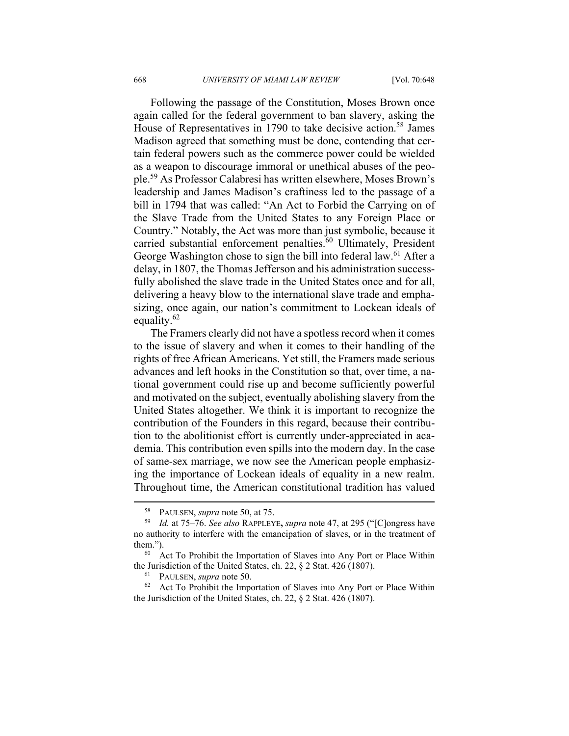Following the passage of the Constitution, Moses Brown once again called for the federal government to ban slavery, asking the House of Representatives in 1790 to take decisive action.[58] James Madison agreed that something must be done, contending that certain federal powers such as the commerce power could be wielded as a weapon to discourage immoral or unethical abuses of the people.[59] As Professor Calabresi has written elsewhere, Moses Brown's leadership and James Madison's craftiness led to the passage of a bill in 1794 that was called: "An Act to Forbid the Carrying on of the Slave Trade from the United States to any Foreign Place or Country." Notably, the Act was more than just symbolic, because it carried substantial enforcement penalties.[60] Ultimately, President George Washington chose to sign the bill into federal law.[61] After a delay, in 1807, the Thomas Jefferson and his administration successfully abolished the slave trade in the United States once and for all, delivering a heavy blow to the international slave trade and emphasizing, once again, our nation's commitment to Lockean ideals of equality.[62]

The Framers clearly did not have a spotless record when it comes to the issue of slavery and when it comes to their handling of the rights of free African Americans. Yet still, the Framers made serious advances and left hooks in the Constitution so that, over time, a national government could rise up and become sufficiently powerful and motivated on the subject, eventually abolishing slavery from the United States altogether. We think it is important to recognize the contribution of the Founders in this regard, because their contribution to the abolitionist effort is currently under-appreciated in academia. This contribution even spills into the modern day. In the case of same-sex marriage, we now see the American people emphasizing the importance of Lockean ideals of equality in a new realm. Throughout time, the American constitutional tradition has valued

---

[58] PAULSEN, *supra* note 50, at 75.

[59] *Id.* at 75–76. *See also* RAPPLEYE**,** *supra* note 47, at 295 ("[C]ongress have no authority to interfere with the emancipation of slaves, or in the treatment of them.").

[60] Act To Prohibit the Importation of Slaves into Any Port or Place Within the Jurisdiction of the United States, ch. 22, § 2 Stat. 426 (1807).

[61] PAULSEN, *supra* note 50.

[62] Act To Prohibit the Importation of Slaves into Any Port or Place Within the Jurisdiction of the United States, ch. 22, § 2 Stat. 426 (1807).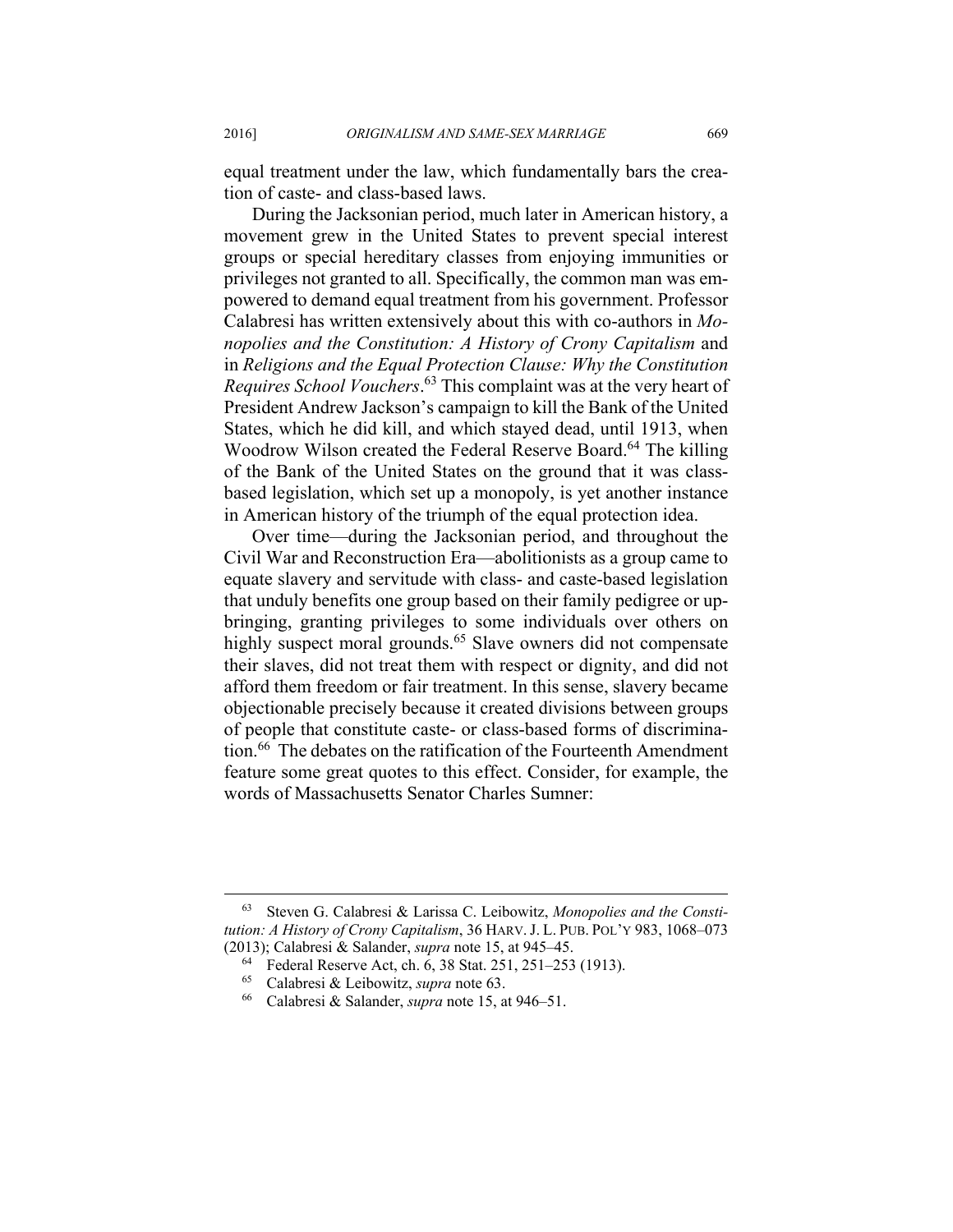equal treatment under the law, which fundamentally bars the creation of caste- and class-based laws.

During the Jacksonian period, much later in American history, a movement grew in the United States to prevent special interest groups or special hereditary classes from enjoying immunities or privileges not granted to all. Specifically, the common man was empowered to demand equal treatment from his government. Professor Calabresi has written extensively about this with co-authors in *Monopolies and the Constitution: A History of Crony Capitalism* and in *Religions and the Equal Protection Clause: Why the Constitution Requires School Vouchers*.[63] This complaint was at the very heart of President Andrew Jackson's campaign to kill the Bank of the United States, which he did kill, and which stayed dead, until 1913, when Woodrow Wilson created the Federal Reserve Board.[64] The killing of the Bank of the United States on the ground that it was class-based legislation, which set up a monopoly, is yet another instance in American history of the triumph of the equal protection idea.

Over time—during the Jacksonian period, and throughout the Civil War and Reconstruction Era—abolitionists as a group came to equate slavery and servitude with class- and caste-based legislation that unduly benefits one group based on their family pedigree or upbringing, granting privileges to some individuals over others on highly suspect moral grounds.[65] Slave owners did not compensate their slaves, did not treat them with respect or dignity, and did not afford them freedom or fair treatment. In this sense, slavery became objectionable precisely because it created divisions between groups of people that constitute caste- or class-based forms of discrimination.[66] The debates on the ratification of the Fourteenth Amendment feature some great quotes to this effect. Consider, for example, the words of Massachusetts Senator Charles Sumner:

---

[63] Steven G. Calabresi & Larissa C. Leibowitz, *Monopolies and the Constitution: A History of Crony Capitalism*, 36 HARV. J. L. PUB. POL'Y 983, 1068–073 (2013); Calabresi & Salander, *supra* note 15, at 945–45.

[64] Federal Reserve Act, ch. 6, 38 Stat. 251, 251–253 (1913).

[65] Calabresi & Leibowitz, *supra* note 63.

[66] Calabresi & Salander, *supra* note 15, at 946–51.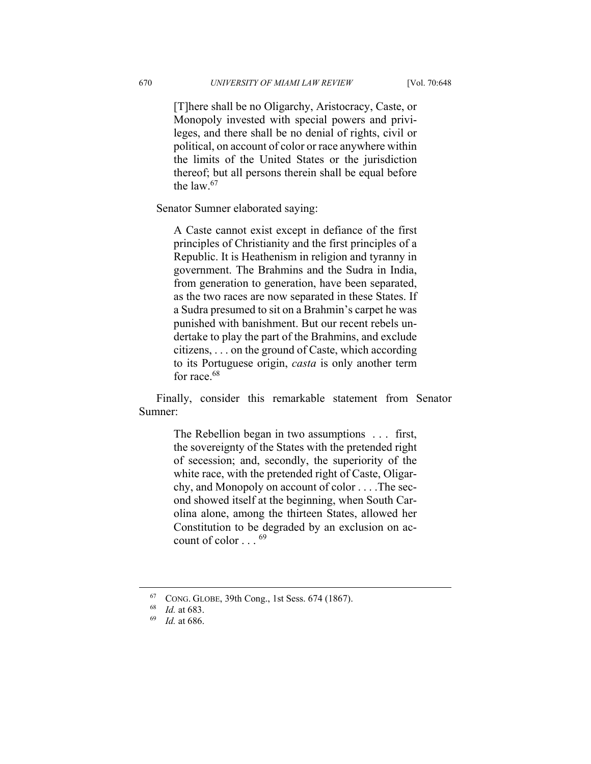> [T]here shall be no Oligarchy, Aristocracy, Caste, or Monopoly invested with special powers and privileges, and there shall be no denial of rights, civil or political, on account of color or race anywhere within the limits of the United States or the jurisdiction thereof; but all persons therein shall be equal before the law.[67]

Senator Sumner elaborated saying:

> A Caste cannot exist except in defiance of the first principles of Christianity and the first principles of a Republic. It is Heathenism in religion and tyranny in government. The Brahmins and the Sudra in India, from generation to generation, have been separated, as the two races are now separated in these States. If a Sudra presumed to sit on a Brahmin's carpet he was punished with banishment. But our recent rebels undertake to play the part of the Brahmins, and exclude citizens, . . . on the ground of Caste, which according to its Portuguese origin, *casta* is only another term for race.[68]

Finally, consider this remarkable statement from Senator Sumner:

> The Rebellion began in two assumptions . . . first, the sovereignty of the States with the pretended right of secession; and, secondly, the superiority of the white race, with the pretended right of Caste, Oligarchy, and Monopoly on account of color . . . .The second showed itself at the beginning, when South Carolina alone, among the thirteen States, allowed her Constitution to be degraded by an exclusion on account of color . . . [69]

---

[67] CONG. GLOBE, 39th Cong., 1st Sess. 674 (1867).

[68] *Id.* at 683.

[69] *Id.* at 686.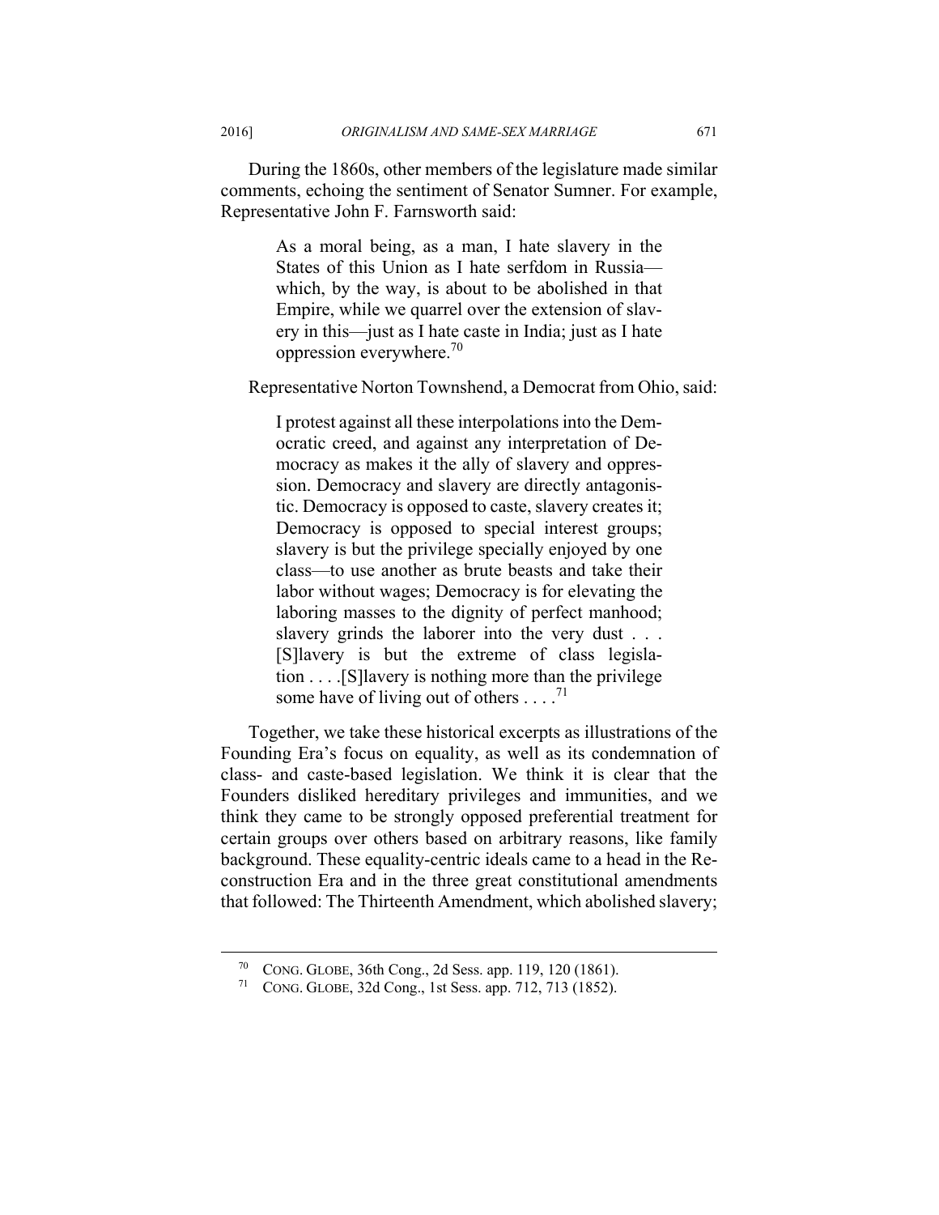During the 1860s, other members of the legislature made similar comments, echoing the sentiment of Senator Sumner. For example, Representative John F. Farnsworth said:

> As a moral being, as a man, I hate slavery in the States of this Union as I hate serfdom in Russia—which, by the way, is about to be abolished in that Empire, while we quarrel over the extension of slavery in this—just as I hate caste in India; just as I hate oppression everywhere.[70]

Representative Norton Townshend, a Democrat from Ohio, said:

> I protest against all these interpolations into the Democratic creed, and against any interpretation of Democracy as makes it the ally of slavery and oppression. Democracy and slavery are directly antagonistic. Democracy is opposed to caste, slavery creates it; Democracy is opposed to special interest groups; slavery is but the privilege specially enjoyed by one class—to use another as brute beasts and take their labor without wages; Democracy is for elevating the laboring masses to the dignity of perfect manhood; slavery grinds the laborer into the very dust . . . [S]lavery is but the extreme of class legislation . . . .[S]lavery is nothing more than the privilege some have of living out of others . . . .[71]

Together, we take these historical excerpts as illustrations of the Founding Era's focus on equality, as well as its condemnation of class- and caste-based legislation. We think it is clear that the Founders disliked hereditary privileges and immunities, and we think they came to be strongly opposed preferential treatment for certain groups over others based on arbitrary reasons, like family background. These equality-centric ideals came to a head in the Reconstruction Era and in the three great constitutional amendments that followed: The Thirteenth Amendment, which abolished slavery;

---

[70] CONG. GLOBE, 36th Cong., 2d Sess. app. 119, 120 (1861).

[71] CONG. GLOBE, 32d Cong., 1st Sess. app. 712, 713 (1852).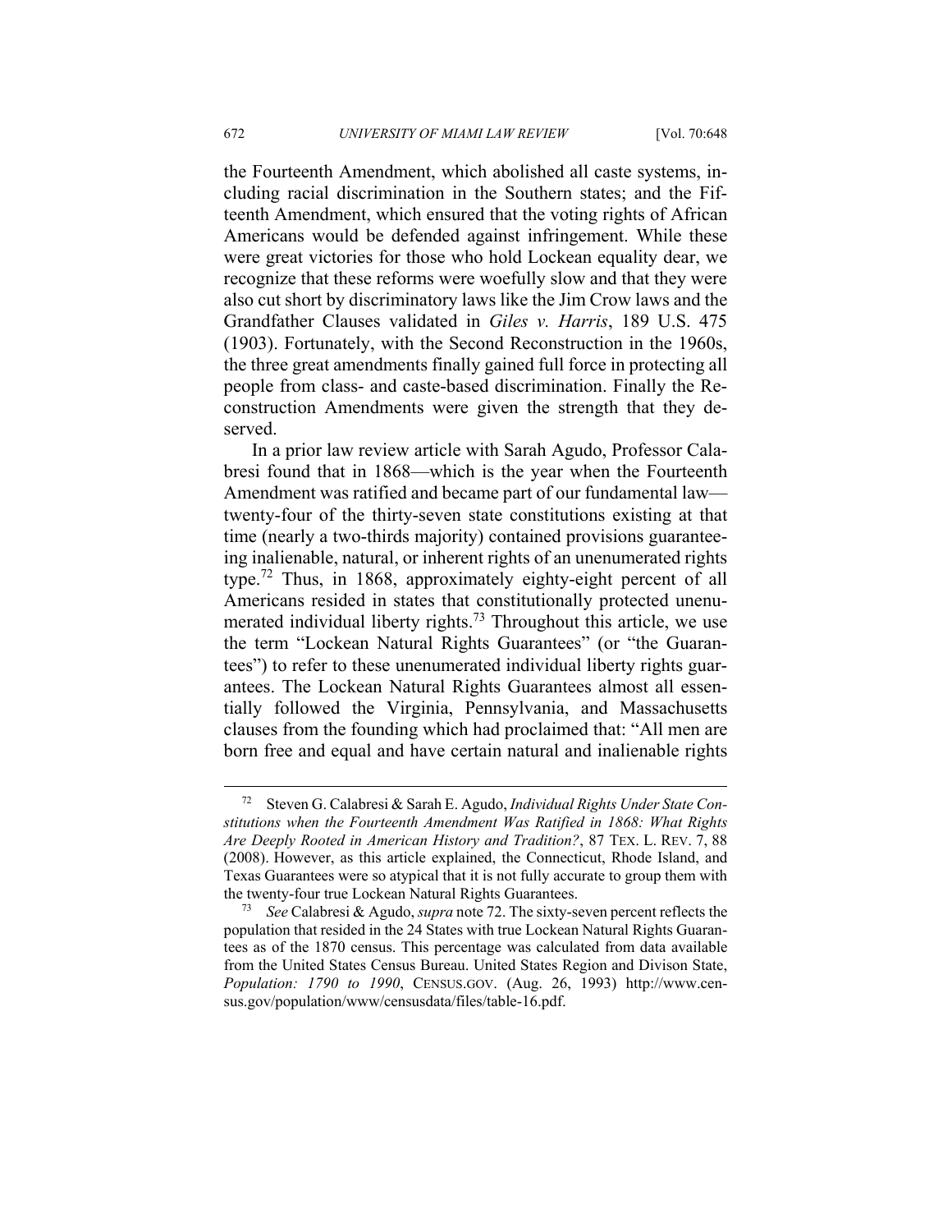the Fourteenth Amendment, which abolished all caste systems, including racial discrimination in the Southern states; and the Fifteenth Amendment, which ensured that the voting rights of African Americans would be defended against infringement. While these were great victories for those who hold Lockean equality dear, we recognize that these reforms were woefully slow and that they were also cut short by discriminatory laws like the Jim Crow laws and the Grandfather Clauses validated in *Giles v. Harris*, 189 U.S. 475 (1903). Fortunately, with the Second Reconstruction in the 1960s, the three great amendments finally gained full force in protecting all people from class- and caste-based discrimination. Finally the Reconstruction Amendments were given the strength that they deserved.

In a prior law review article with Sarah Agudo, Professor Calabresi found that in 1868—which is the year when the Fourteenth Amendment was ratified and became part of our fundamental law—twenty-four of the thirty-seven state constitutions existing at that time (nearly a two-thirds majority) contained provisions guaranteeing inalienable, natural, or inherent rights of an unenumerated rights type.[72] Thus, in 1868, approximately eighty-eight percent of all Americans resided in states that constitutionally protected unenumerated individual liberty rights.[73] Throughout this article, we use the term "Lockean Natural Rights Guarantees" (or "the Guarantees") to refer to these unenumerated individual liberty rights guarantees. The Lockean Natural Rights Guarantees almost all essentially followed the Virginia, Pennsylvania, and Massachusetts clauses from the founding which had proclaimed that: "All men are born free and equal and have certain natural and inalienable rights

---

[72] Steven G. Calabresi & Sarah E. Agudo, *Individual Rights Under State Constitutions when the Fourteenth Amendment Was Ratified in 1868: What Rights Are Deeply Rooted in American History and Tradition?*, 87 TEX. L. REV. 7, 88 (2008). However, as this article explained, the Connecticut, Rhode Island, and Texas Guarantees were so atypical that it is not fully accurate to group them with the twenty-four true Lockean Natural Rights Guarantees.

[73] *See* Calabresi & Agudo, *supra* note 72. The sixty-seven percent reflects the population that resided in the 24 States with true Lockean Natural Rights Guarantees as of the 1870 census. This percentage was calculated from data available from the United States Census Bureau. United States Region and Divison State, *Population: 1790 to 1990*, CENSUS.GOV. (Aug. 26, 1993) http://www.census.gov/population/www/censusdata/files/table-16.pdf.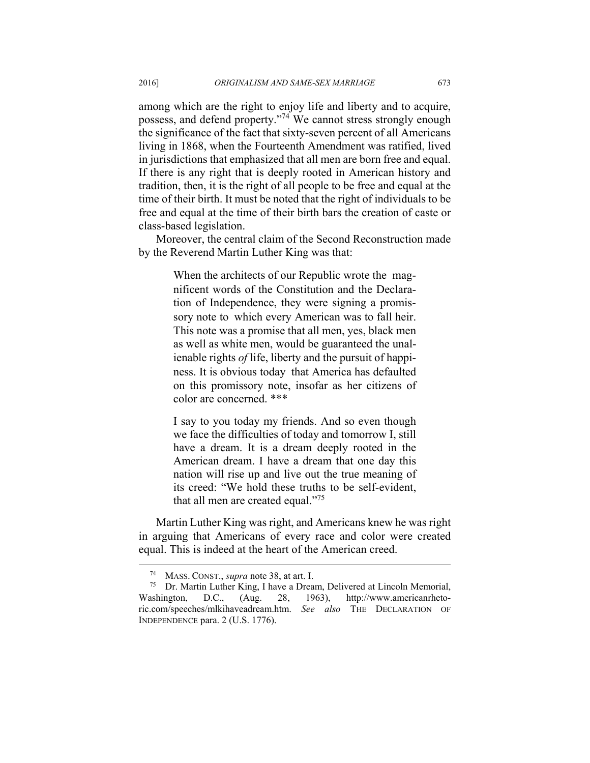among which are the right to enjoy life and liberty and to acquire, possess, and defend property."[74] We cannot stress strongly enough the significance of the fact that sixty-seven percent of all Americans living in 1868, when the Fourteenth Amendment was ratified, lived in jurisdictions that emphasized that all men are born free and equal. If there is any right that is deeply rooted in American history and tradition, then, it is the right of all people to be free and equal at the time of their birth. It must be noted that the right of individuals to be free and equal at the time of their birth bars the creation of caste or class-based legislation.

Moreover, the central claim of the Second Reconstruction made by the Reverend Martin Luther King was that:

> When the architects of our Republic wrote the magnificent words of the Constitution and the Declaration of Independence, they were signing a promissory note to which every American was to fall heir. This note was a promise that all men, yes, black men as well as white men, would be guaranteed the unalienable rights *of* life, liberty and the pursuit of happiness. It is obvious today that America has defaulted on this promissory note, insofar as her citizens of color are concerned. ***
>
> I say to you today my friends. And so even though we face the difficulties of today and tomorrow I, still have a dream. It is a dream deeply rooted in the American dream. I have a dream that one day this nation will rise up and live out the true meaning of its creed: "We hold these truths to be self-evident, that all men are created equal."[75]

Martin Luther King was right, and Americans knew he was right in arguing that Americans of every race and color were created equal. This is indeed at the heart of the American creed.

---

[74] MASS. CONST., *supra* note 38, at art. I.

[75] Dr. Martin Luther King, I have a Dream, Delivered at Lincoln Memorial, Washington, D.C., (Aug. 28, 1963), http://www.americanrhetoric.com/speeches/mlkihaveadream.htm. *See also* THE DECLARATION OF INDEPENDENCE para. 2 (U.S. 1776).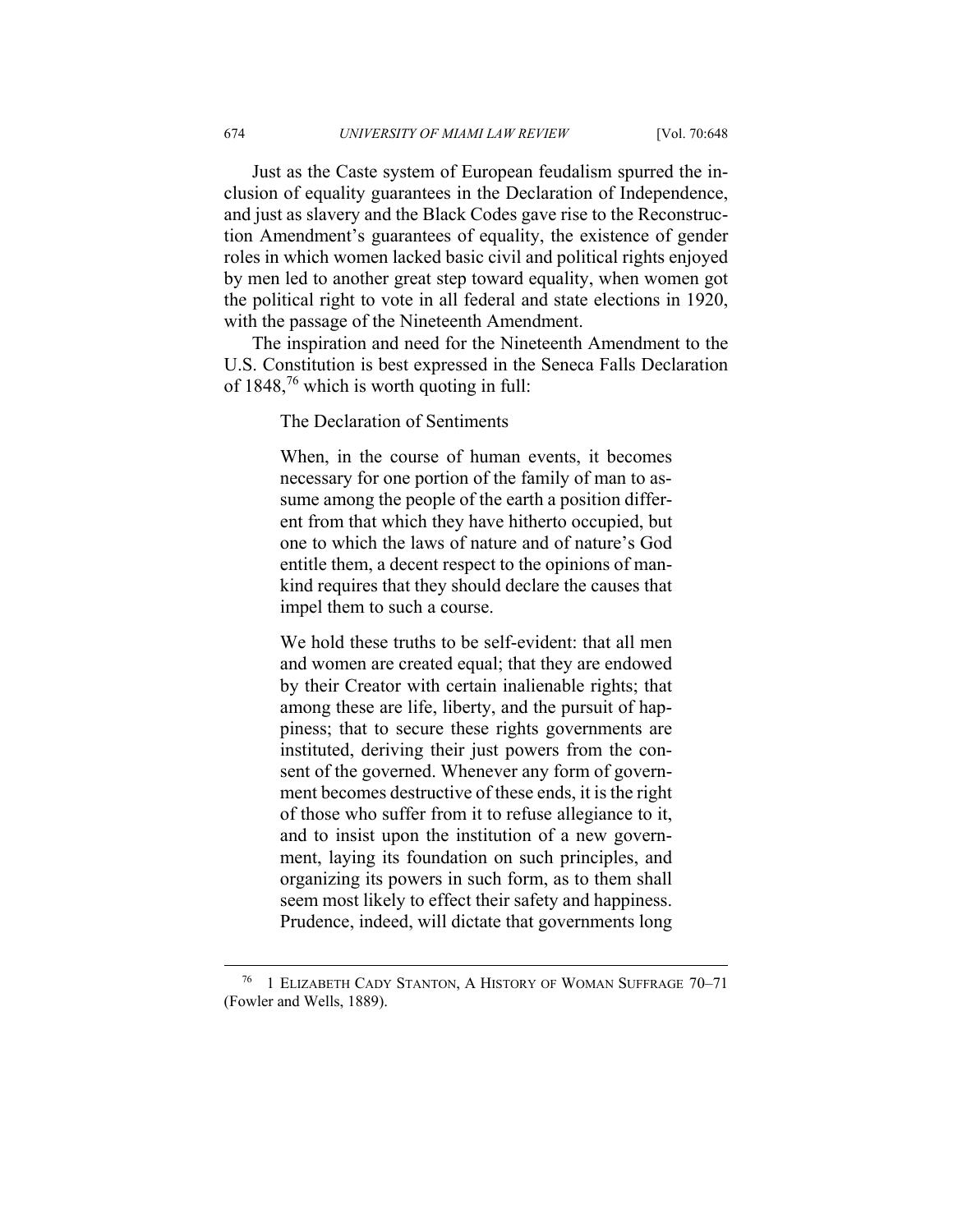Just as the Caste system of European feudalism spurred the inclusion of equality guarantees in the Declaration of Independence, and just as slavery and the Black Codes gave rise to the Reconstruction Amendment's guarantees of equality, the existence of gender roles in which women lacked basic civil and political rights enjoyed by men led to another great step toward equality, when women got the political right to vote in all federal and state elections in 1920, with the passage of the Nineteenth Amendment.

The inspiration and need for the Nineteenth Amendment to the U.S. Constitution is best expressed in the Seneca Falls Declaration of 1848,[76] which is worth quoting in full:

> The Declaration of Sentiments
>
> When, in the course of human events, it becomes necessary for one portion of the family of man to assume among the people of the earth a position different from that which they have hitherto occupied, but one to which the laws of nature and of nature's God entitle them, a decent respect to the opinions of mankind requires that they should declare the causes that impel them to such a course.
>
> We hold these truths to be self-evident: that all men and women are created equal; that they are endowed by their Creator with certain inalienable rights; that among these are life, liberty, and the pursuit of happiness; that to secure these rights governments are instituted, deriving their just powers from the consent of the governed. Whenever any form of government becomes destructive of these ends, it is the right of those who suffer from it to refuse allegiance to it, and to insist upon the institution of a new government, laying its foundation on such principles, and organizing its powers in such form, as to them shall seem most likely to effect their safety and happiness. Prudence, indeed, will dictate that governments long

---

[76] 1 Elizabeth Cady Stanton, A History of Woman Suffrage 70–71 (Fowler and Wells, 1889).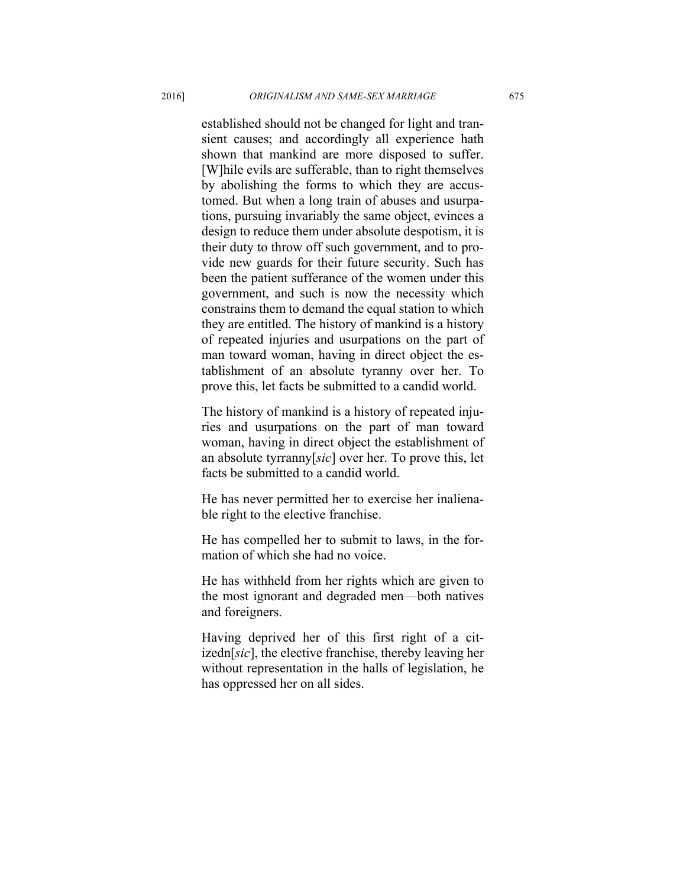established should not be changed for light and transient causes; and accordingly all experience hath shown that mankind are more disposed to suffer. [W]hile evils are sufferable, than to right themselves by abolishing the forms to which they are accustomed. But when a long train of abuses and usurpations, pursuing invariably the same object, evinces a design to reduce them under absolute despotism, it is their duty to throw off such government, and to provide new guards for their future security. Such has been the patient sufferance of the women under this government, and such is now the necessity which constrains them to demand the equal station to which they are entitled. The history of mankind is a history of repeated injuries and usurpations on the part of man toward woman, having in direct object the establishment of an absolute tyranny over her. To prove this, let facts be submitted to a candid world.

The history of mankind is a history of repeated injuries and usurpations on the part of man toward woman, having in direct object the establishment of an absolute tyrranny[*sic*] over her. To prove this, let facts be submitted to a candid world.

He has never permitted her to exercise her inalienable right to the elective franchise.

He has compelled her to submit to laws, in the formation of which she had no voice.

He has withheld from her rights which are given to the most ignorant and degraded men—both natives and foreigners.

Having deprived her of this first right of a citizedn[*sic*], the elective franchise, thereby leaving her without representation in the halls of legislation, he has oppressed her on all sides.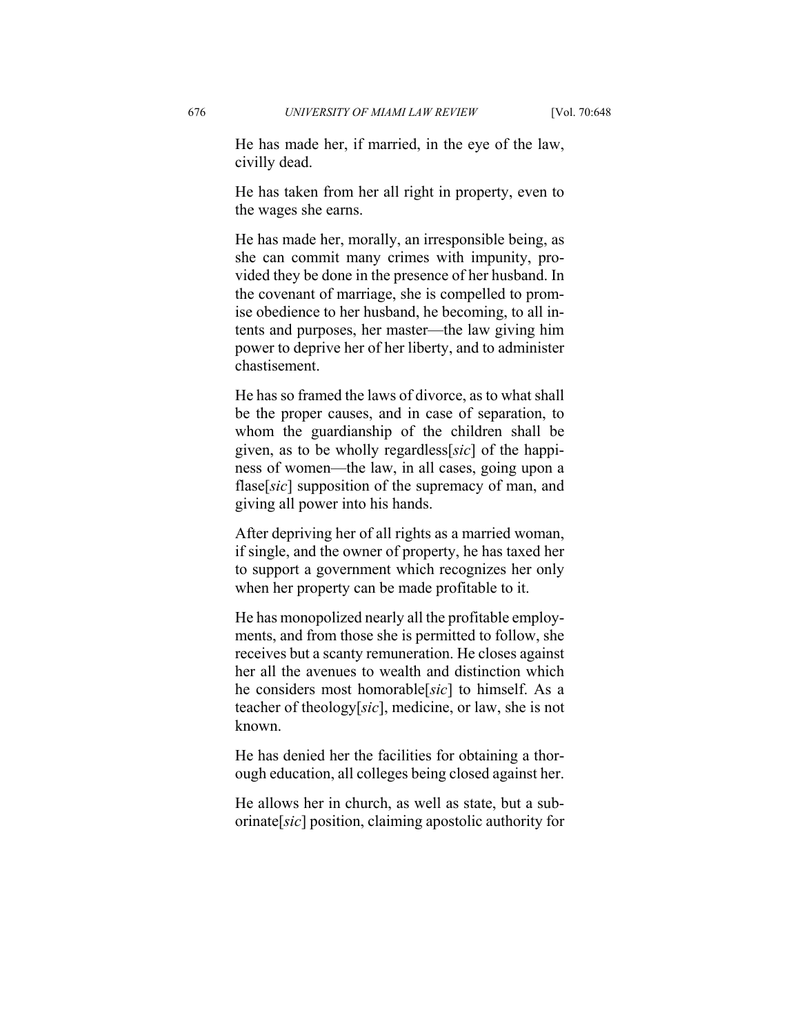He has made her, if married, in the eye of the law, civilly dead.

He has taken from her all right in property, even to the wages she earns.

He has made her, morally, an irresponsible being, as she can commit many crimes with impunity, provided they be done in the presence of her husband. In the covenant of marriage, she is compelled to promise obedience to her husband, he becoming, to all intents and purposes, her master—the law giving him power to deprive her of her liberty, and to administer chastisement.

He has so framed the laws of divorce, as to what shall be the proper causes, and in case of separation, to whom the guardianship of the children shall be given, as to be wholly regardless[*sic*] of the happiness of women—the law, in all cases, going upon a flase[*sic*] supposition of the supremacy of man, and giving all power into his hands.

After depriving her of all rights as a married woman, if single, and the owner of property, he has taxed her to support a government which recognizes her only when her property can be made profitable to it.

He has monopolized nearly all the profitable employments, and from those she is permitted to follow, she receives but a scanty remuneration. He closes against her all the avenues to wealth and distinction which he considers most homorable[*sic*] to himself. As a teacher of theology[*sic*], medicine, or law, she is not known.

He has denied her the facilities for obtaining a thorough education, all colleges being closed against her.

He allows her in church, as well as state, but a suborinate[*sic*] position, claiming apostolic authority for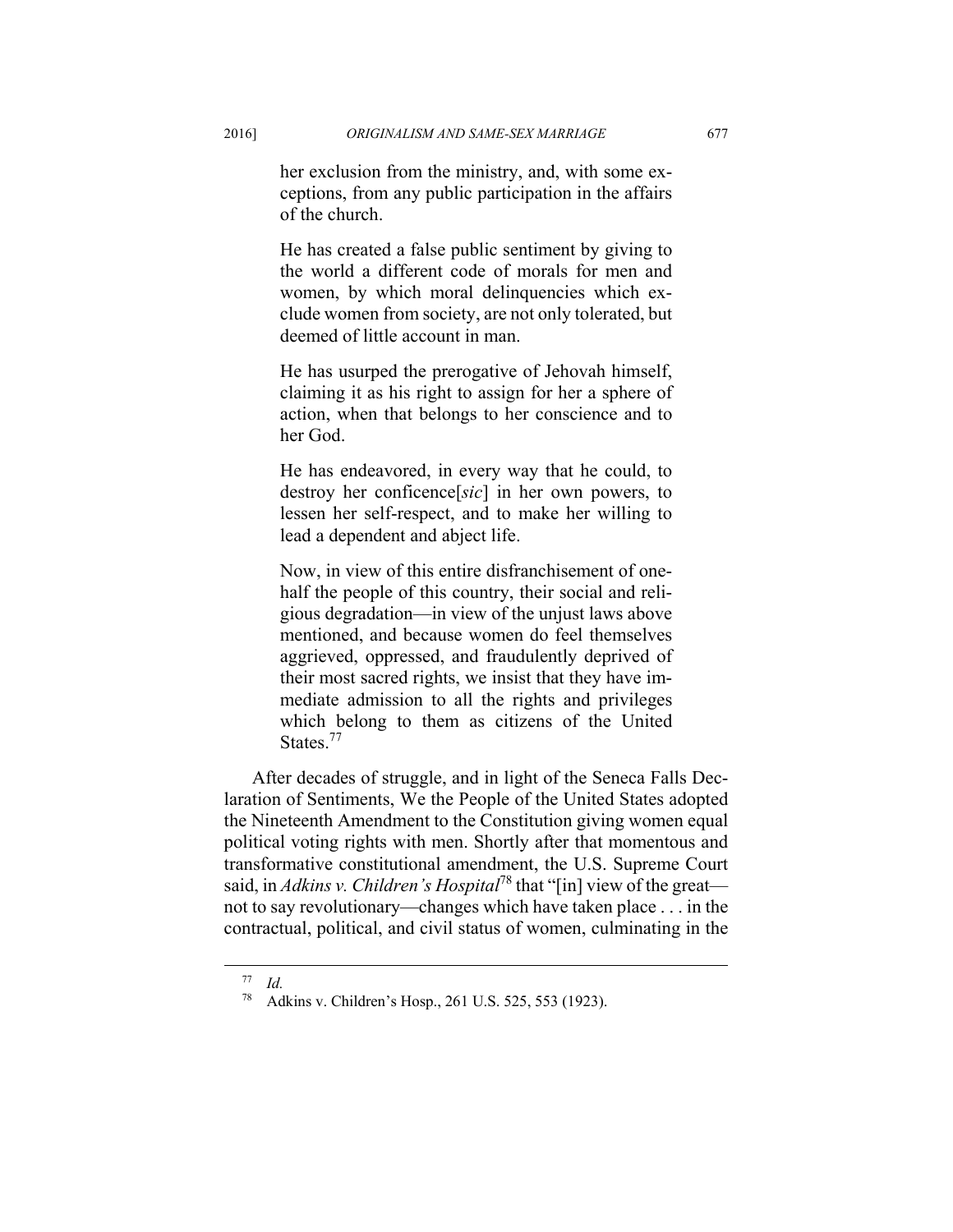> her exclusion from the ministry, and, with some exceptions, from any public participation in the affairs of the church.
>
> He has created a false public sentiment by giving to the world a different code of morals for men and women, by which moral delinquencies which exclude women from society, are not only tolerated, but deemed of little account in man.
>
> He has usurped the prerogative of Jehovah himself, claiming it as his right to assign for her a sphere of action, when that belongs to her conscience and to her God.
>
> He has endeavored, in every way that he could, to destroy her conficence[*sic*] in her own powers, to lessen her self-respect, and to make her willing to lead a dependent and abject life.
>
> Now, in view of this entire disfranchisement of one-half the people of this country, their social and religious degradation—in view of the unjust laws above mentioned, and because women do feel themselves aggrieved, oppressed, and fraudulently deprived of their most sacred rights, we insist that they have immediate admission to all the rights and privileges which belong to them as citizens of the United States.[77]

After decades of struggle, and in light of the Seneca Falls Declaration of Sentiments, We the People of the United States adopted the Nineteenth Amendment to the Constitution giving women equal political voting rights with men. Shortly after that momentous and transformative constitutional amendment, the U.S. Supreme Court said, in *Adkins v. Children's Hospital*[78] that "[in] view of the great—not to say revolutionary—changes which have taken place . . . in the contractual, political, and civil status of women, culminating in the

---

[77] *Id.*

[78] Adkins v. Children's Hosp., 261 U.S. 525, 553 (1923).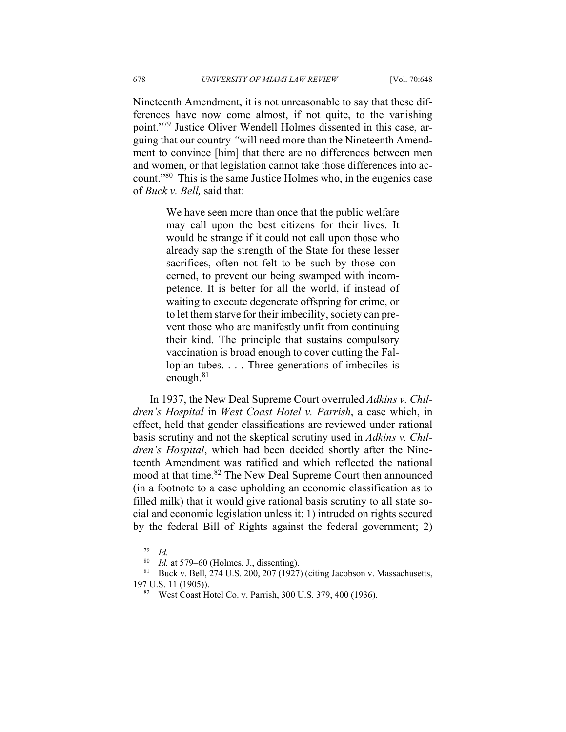Nineteenth Amendment, it is not unreasonable to say that these differences have now come almost, if not quite, to the vanishing point."[79] Justice Oliver Wendell Holmes dissented in this case, arguing that our country "will need more than the Nineteenth Amendment to convince [him] that there are no differences between men and women, or that legislation cannot take those differences into account."[80] This is the same Justice Holmes who, in the eugenics case of *Buck v. Bell,* said that:

> We have seen more than once that the public welfare may call upon the best citizens for their lives. It would be strange if it could not call upon those who already sap the strength of the State for these lesser sacrifices, often not felt to be such by those concerned, to prevent our being swamped with incompetence. It is better for all the world, if instead of waiting to execute degenerate offspring for crime, or to let them starve for their imbecility, society can prevent those who are manifestly unfit from continuing their kind. The principle that sustains compulsory vaccination is broad enough to cover cutting the Fallopian tubes. . . . Three generations of imbeciles is enough.[81]

In 1937, the New Deal Supreme Court overruled *Adkins v. Children's Hospital* in *West Coast Hotel v. Parrish*, a case which, in effect, held that gender classifications are reviewed under rational basis scrutiny and not the skeptical scrutiny used in *Adkins v. Children's Hospital*, which had been decided shortly after the Nineteenth Amendment was ratified and which reflected the national mood at that time.[82] The New Deal Supreme Court then announced (in a footnote to a case upholding an economic classification as to filled milk) that it would give rational basis scrutiny to all state social and economic legislation unless it: 1) intruded on rights secured by the federal Bill of Rights against the federal government; 2)

---

[79] *Id.*

[80] *Id.* at 579–60 (Holmes, J., dissenting).

[81] Buck v. Bell, 274 U.S. 200, 207 (1927) (citing Jacobson v. Massachusetts, 197 U.S. 11 (1905)).

[82] West Coast Hotel Co. v. Parrish, 300 U.S. 379, 400 (1936).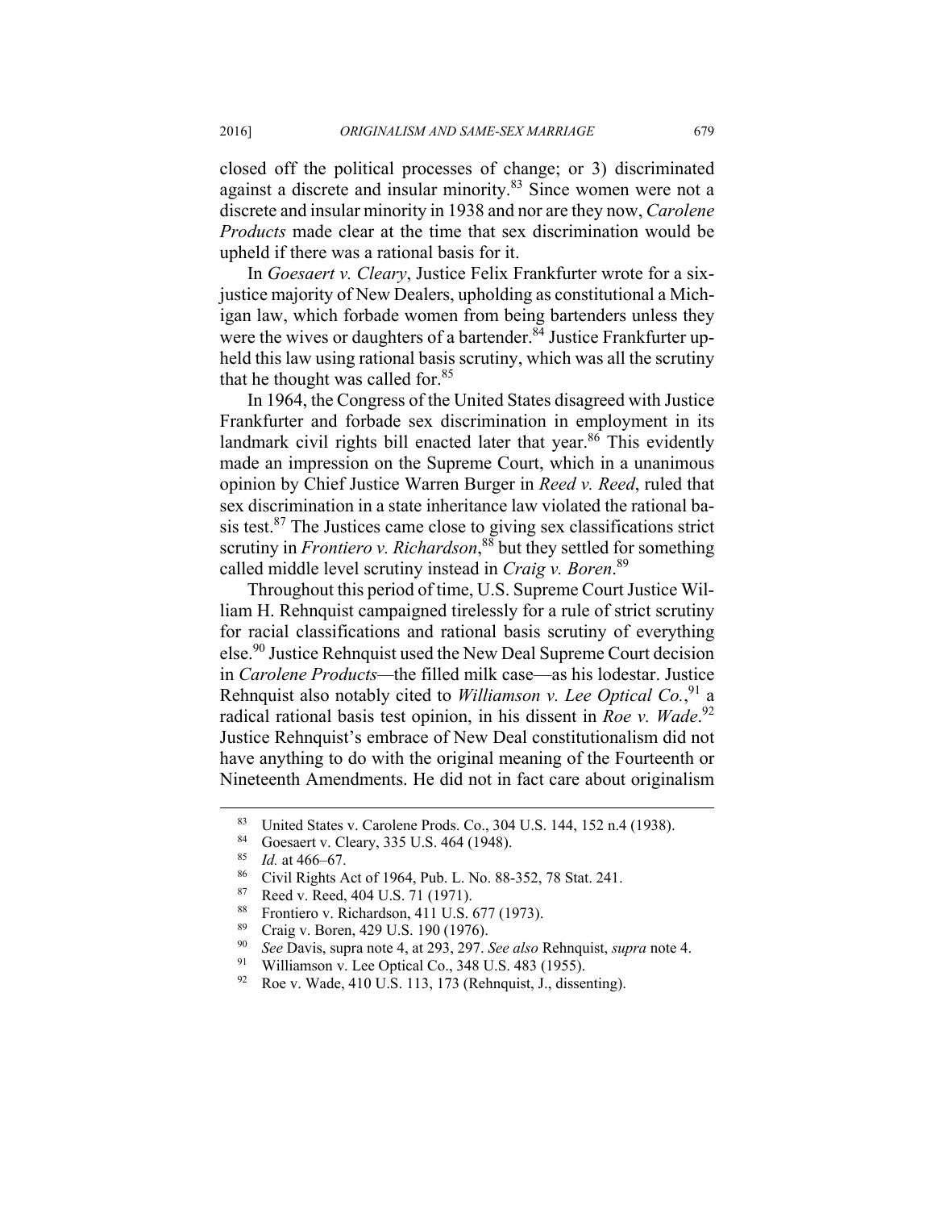closed off the political processes of change; or 3) discriminated against a discrete and insular minority.[83] Since women were not a discrete and insular minority in 1938 and nor are they now, *Carolene Products* made clear at the time that sex discrimination would be upheld if there was a rational basis for it.

In *Goesaert v. Cleary*, Justice Felix Frankfurter wrote for a six-justice majority of New Dealers, upholding as constitutional a Michigan law, which forbade women from being bartenders unless they were the wives or daughters of a bartender.[84] Justice Frankfurter upheld this law using rational basis scrutiny, which was all the scrutiny that he thought was called for.[85]

In 1964, the Congress of the United States disagreed with Justice Frankfurter and forbade sex discrimination in employment in its landmark civil rights bill enacted later that year.[86] This evidently made an impression on the Supreme Court, which in a unanimous opinion by Chief Justice Warren Burger in *Reed v. Reed*, ruled that sex discrimination in a state inheritance law violated the rational basis test.[87] The Justices came close to giving sex classifications strict scrutiny in *Frontiero v. Richardson*,[88] but they settled for something called middle level scrutiny instead in *Craig v. Boren*.[89]

Throughout this period of time, U.S. Supreme Court Justice William H. Rehnquist campaigned tirelessly for a rule of strict scrutiny for racial classifications and rational basis scrutiny of everything else.[90] Justice Rehnquist used the New Deal Supreme Court decision in *Carolene Products*—the filled milk case—as his lodestar. Justice Rehnquist also notably cited to *Williamson v. Lee Optical Co.*,[91] a radical rational basis test opinion, in his dissent in *Roe v. Wade*.[92] Justice Rehnquist's embrace of New Deal constitutionalism did not have anything to do with the original meaning of the Fourteenth or Nineteenth Amendments. He did not in fact care about originalism

---

[83] United States v. Carolene Prods. Co., 304 U.S. 144, 152 n.4 (1938).

[84] Goesaert v. Cleary, 335 U.S. 464 (1948).

[85] *Id.* at 466–67.

[86] Civil Rights Act of 1964, Pub. L. No. 88-352, 78 Stat. 241.

[87] Reed v. Reed, 404 U.S. 71 (1971).

[88] Frontiero v. Richardson, 411 U.S. 677 (1973).

[89] Craig v. Boren, 429 U.S. 190 (1976).

[90] *See* Davis, supra note 4, at 293, 297. *See also* Rehnquist, *supra* note 4.

[91] Williamson v. Lee Optical Co., 348 U.S. 483 (1955).

[92] Roe v. Wade, 410 U.S. 113, 173 (Rehnquist, J., dissenting).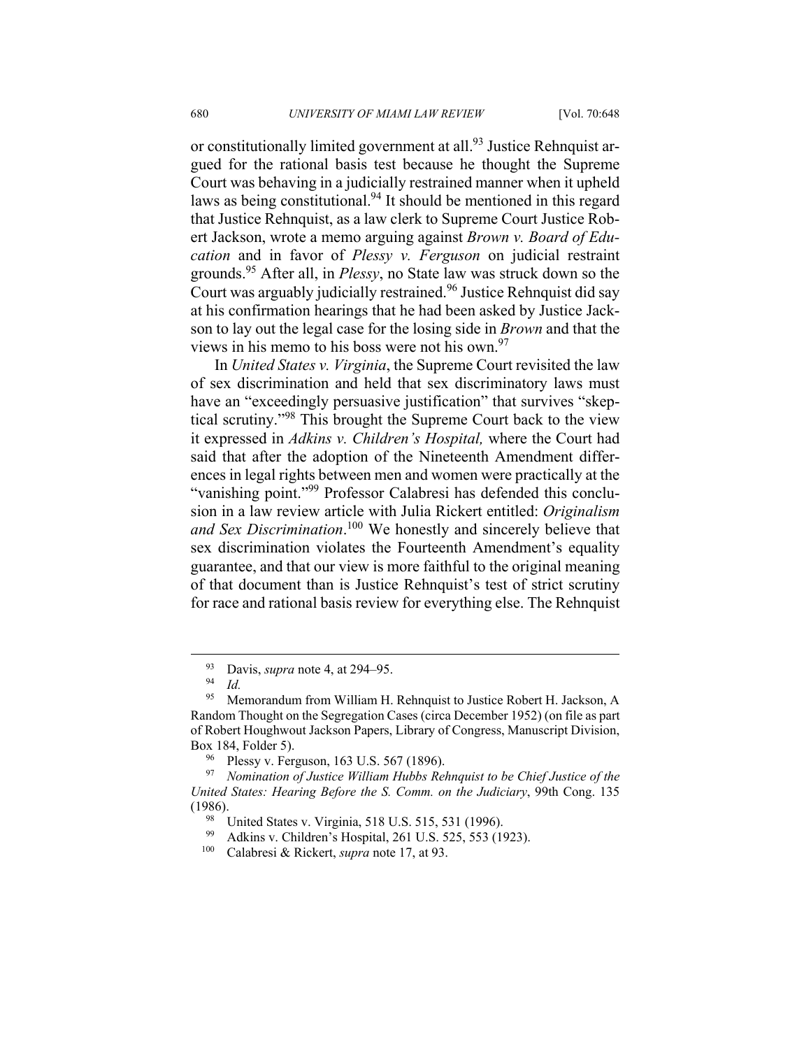or constitutionally limited government at all.[93] Justice Rehnquist argued for the rational basis test because he thought the Supreme Court was behaving in a judicially restrained manner when it upheld laws as being constitutional.[94] It should be mentioned in this regard that Justice Rehnquist, as a law clerk to Supreme Court Justice Robert Jackson, wrote a memo arguing against *Brown v. Board of Education* and in favor of *Plessy v. Ferguson* on judicial restraint grounds.[95] After all, in *Plessy*, no State law was struck down so the Court was arguably judicially restrained.[96] Justice Rehnquist did say at his confirmation hearings that he had been asked by Justice Jackson to lay out the legal case for the losing side in *Brown* and that the views in his memo to his boss were not his own.[97]

In *United States v. Virginia*, the Supreme Court revisited the law of sex discrimination and held that sex discriminatory laws must have an "exceedingly persuasive justification" that survives "skeptical scrutiny."[98] This brought the Supreme Court back to the view it expressed in *Adkins v. Children's Hospital,* where the Court had said that after the adoption of the Nineteenth Amendment differences in legal rights between men and women were practically at the "vanishing point."[99] Professor Calabresi has defended this conclusion in a law review article with Julia Rickert entitled: *Originalism and Sex Discrimination*.[100] We honestly and sincerely believe that sex discrimination violates the Fourteenth Amendment's equality guarantee, and that our view is more faithful to the original meaning of that document than is Justice Rehnquist's test of strict scrutiny for race and rational basis review for everything else. The Rehnquist

---

[93] Davis, *supra* note 4, at 294–95.

[94] *Id.*

[95] Memorandum from William H. Rehnquist to Justice Robert H. Jackson, A Random Thought on the Segregation Cases (circa December 1952) (on file as part of Robert Houghwout Jackson Papers, Library of Congress, Manuscript Division, Box 184, Folder 5).

[96] Plessy v. Ferguson, 163 U.S. 567 (1896).

[97] *Nomination of Justice William Hubbs Rehnquist to be Chief Justice of the United States: Hearing Before the S. Comm. on the Judiciary*, 99th Cong. 135 (1986).

[98] United States v. Virginia, 518 U.S. 515, 531 (1996).

[99] Adkins v. Children's Hospital, 261 U.S. 525, 553 (1923).

[100] Calabresi & Rickert, *supra* note 17, at 93.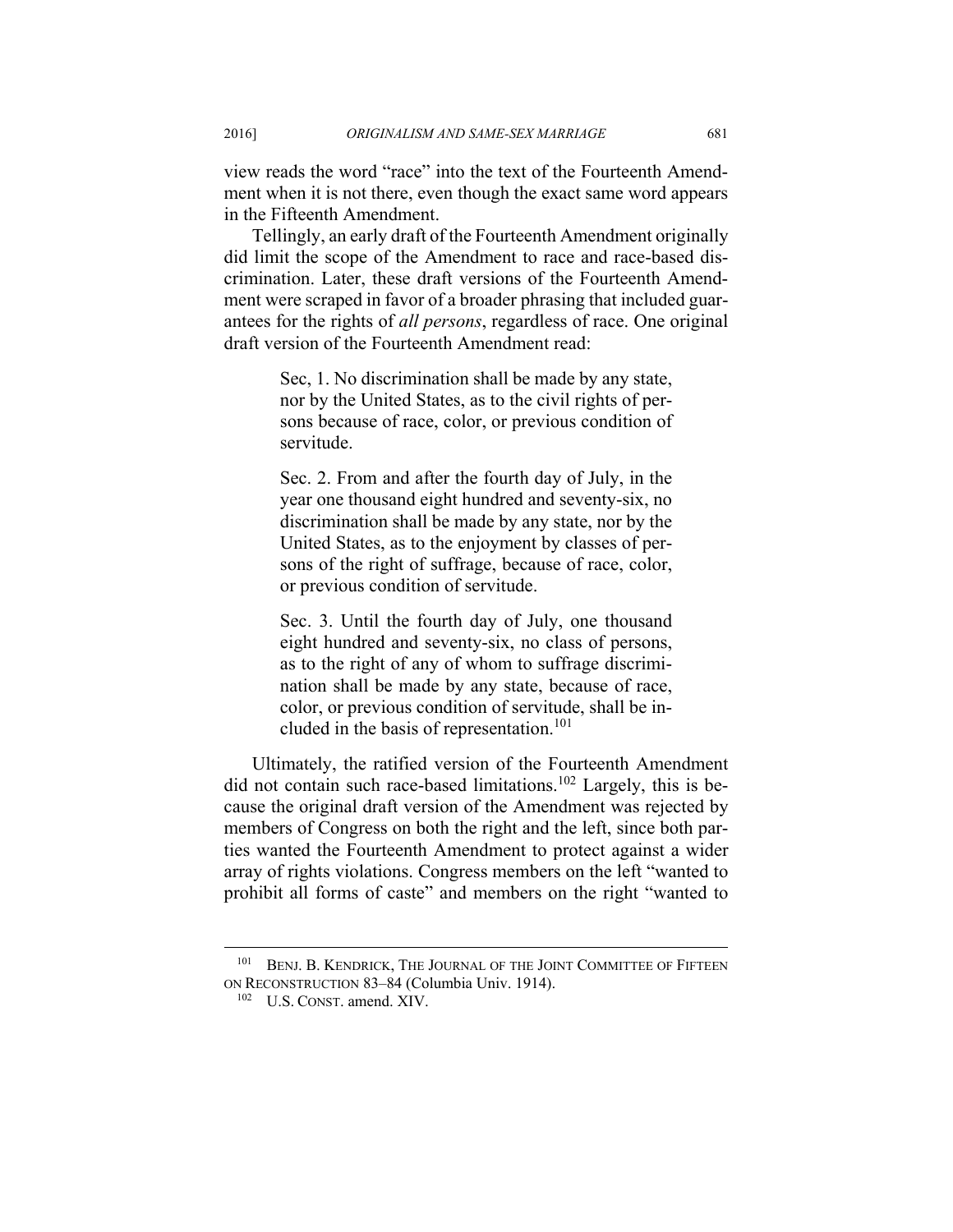view reads the word "race" into the text of the Fourteenth Amendment when it is not there, even though the exact same word appears in the Fifteenth Amendment.

Tellingly, an early draft of the Fourteenth Amendment originally did limit the scope of the Amendment to race and race-based discrimination. Later, these draft versions of the Fourteenth Amendment were scraped in favor of a broader phrasing that included guarantees for the rights of *all persons*, regardless of race. One original draft version of the Fourteenth Amendment read:

> Sec, 1. No discrimination shall be made by any state, nor by the United States, as to the civil rights of persons because of race, color, or previous condition of servitude.
>
> Sec. 2. From and after the fourth day of July, in the year one thousand eight hundred and seventy-six, no discrimination shall be made by any state, nor by the United States, as to the enjoyment by classes of persons of the right of suffrage, because of race, color, or previous condition of servitude.
>
> Sec. 3. Until the fourth day of July, one thousand eight hundred and seventy-six, no class of persons, as to the right of any of whom to suffrage discrimination shall be made by any state, because of race, color, or previous condition of servitude, shall be included in the basis of representation.[101]

Ultimately, the ratified version of the Fourteenth Amendment did not contain such race-based limitations.[102] Largely, this is because the original draft version of the Amendment was rejected by members of Congress on both the right and the left, since both parties wanted the Fourteenth Amendment to protect against a wider array of rights violations. Congress members on the left "wanted to prohibit all forms of caste" and members on the right "wanted to

---

[101] BENJ. B. KENDRICK, THE JOURNAL OF THE JOINT COMMITTEE OF FIFTEEN ON RECONSTRUCTION 83–84 (Columbia Univ. 1914).

[102] U.S. CONST. amend. XIV.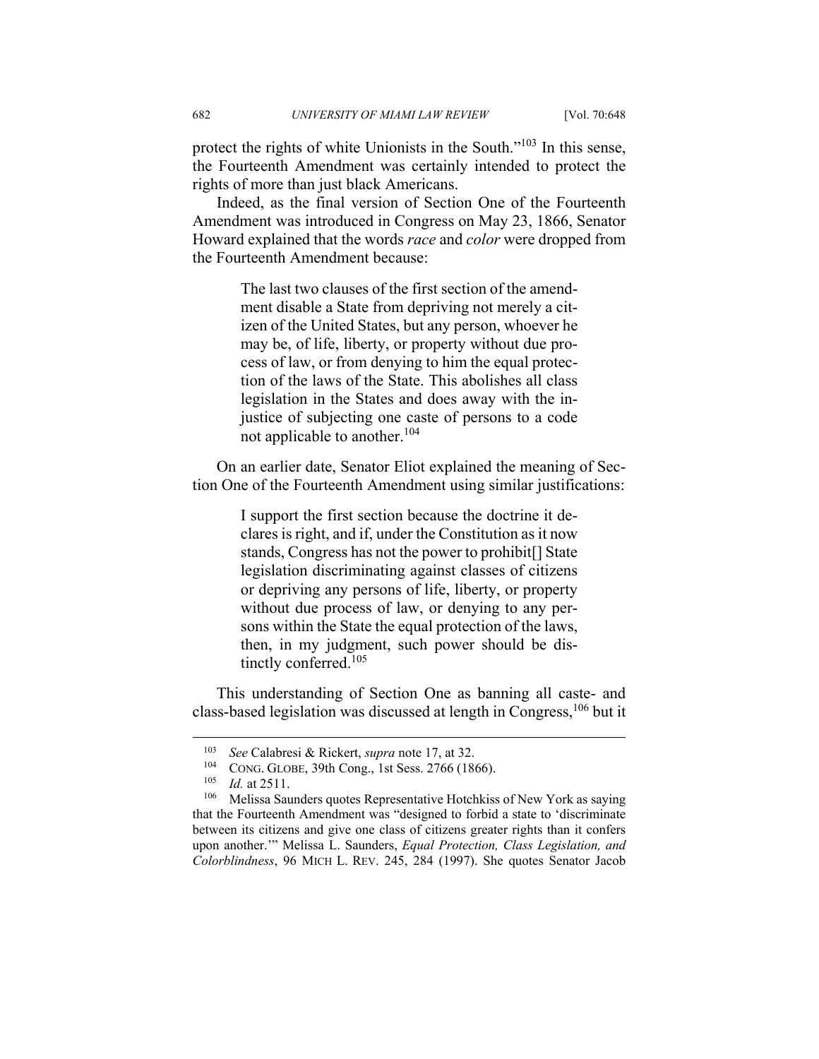protect the rights of white Unionists in the South."[103] In this sense, the Fourteenth Amendment was certainly intended to protect the rights of more than just black Americans.

Indeed, as the final version of Section One of the Fourteenth Amendment was introduced in Congress on May 23, 1866, Senator Howard explained that the words *race* and *color* were dropped from the Fourteenth Amendment because:

> The last two clauses of the first section of the amendment disable a State from depriving not merely a citizen of the United States, but any person, whoever he may be, of life, liberty, or property without due process of law, or from denying to him the equal protection of the laws of the State. This abolishes all class legislation in the States and does away with the injustice of subjecting one caste of persons to a code not applicable to another.[104]

On an earlier date, Senator Eliot explained the meaning of Section One of the Fourteenth Amendment using similar justifications:

> I support the first section because the doctrine it declares is right, and if, under the Constitution as it now stands, Congress has not the power to prohibit[] State legislation discriminating against classes of citizens or depriving any persons of life, liberty, or property without due process of law, or denying to any persons within the State the equal protection of the laws, then, in my judgment, such power should be distinctly conferred.[105]

This understanding of Section One as banning all caste- and class-based legislation was discussed at length in Congress,[106] but it

---

[103] *See* Calabresi & Rickert, *supra* note 17, at 32.

[104] CONG. GLOBE, 39th Cong., 1st Sess. 2766 (1866).

[105] *Id.* at 2511.

[106] Melissa Saunders quotes Representative Hotchkiss of New York as saying that the Fourteenth Amendment was "designed to forbid a state to 'discriminate between its citizens and give one class of citizens greater rights than it confers upon another.'" Melissa L. Saunders, *Equal Protection, Class Legislation, and Colorblindness*, 96 MICH L. REV. 245, 284 (1997). She quotes Senator Jacob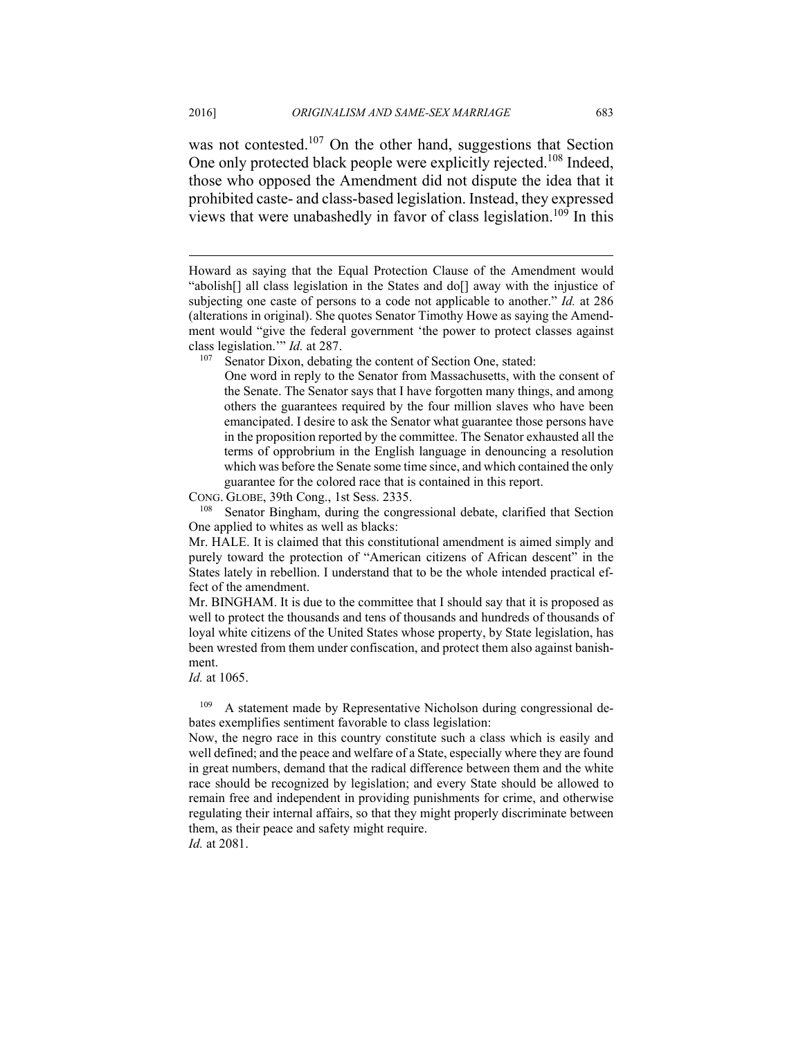was not contested.[107] On the other hand, suggestions that Section One only protected black people were explicitly rejected.[108] Indeed, those who opposed the Amendment did not dispute the idea that it prohibited caste- and class-based legislation. Instead, they expressed views that were unabashedly in favor of class legislation.[109] In this

---

Howard as saying that the Equal Protection Clause of the Amendment would "abolish[] all class legislation in the States and do[] away with the injustice of subjecting one caste of persons to a code not applicable to another." *Id.* at 286 (alterations in original). She quotes Senator Timothy Howe as saying the Amendment would "give the federal government 'the power to protect classes against class legislation.'" *Id.* at 287.

[107] Senator Dixon, debating the content of Section One, stated:

> One word in reply to the Senator from Massachusetts, with the consent of the Senate. The Senator says that I have forgotten many things, and among others the guarantees required by the four million slaves who have been emancipated. I desire to ask the Senator what guarantee those persons have in the proposition reported by the committee. The Senator exhausted all the terms of opprobrium in the English language in denouncing a resolution which was before the Senate some time since, and which contained the only guarantee for the colored race that is contained in this report.

CONG. GLOBE, 39th Cong., 1st Sess. 2335.

[108] Senator Bingham, during the congressional debate, clarified that Section One applied to whites as well as blacks:

Mr. HALE. It is claimed that this constitutional amendment is aimed simply and purely toward the protection of "American citizens of African descent" in the States lately in rebellion. I understand that to be the whole intended practical effect of the amendment.

Mr. BINGHAM. It is due to the committee that I should say that it is proposed as well to protect the thousands and tens of thousands and hundreds of thousands of loyal white citizens of the United States whose property, by State legislation, has been wrested from them under confiscation, and protect them also against banishment.

*Id.* at 1065.

[109] A statement made by Representative Nicholson during congressional debates exemplifies sentiment favorable to class legislation:

Now, the negro race in this country constitute such a class which is easily and well defined; and the peace and welfare of a State, especially where they are found in great numbers, demand that the radical difference between them and the white race should be recognized by legislation; and every State should be allowed to remain free and independent in providing punishments for crime, and otherwise regulating their internal affairs, so that they might properly discriminate between them, as their peace and safety might require.

*Id.* at 2081.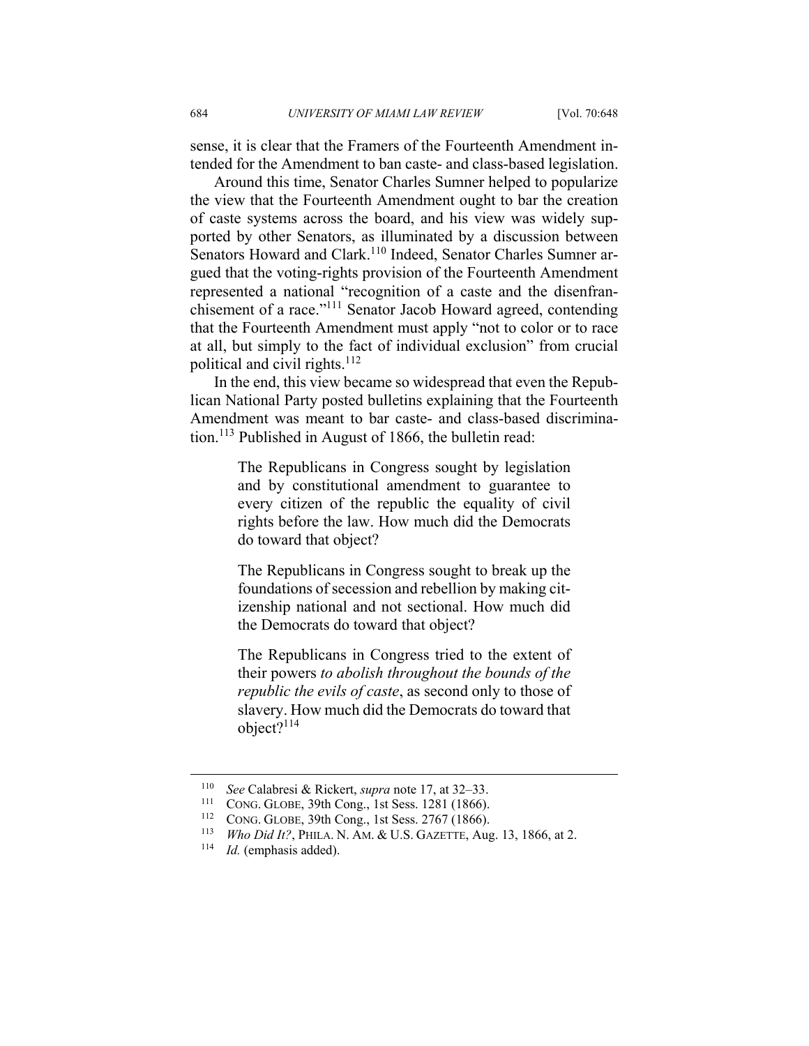sense, it is clear that the Framers of the Fourteenth Amendment intended for the Amendment to ban caste- and class-based legislation.

Around this time, Senator Charles Sumner helped to popularize the view that the Fourteenth Amendment ought to bar the creation of caste systems across the board, and his view was widely supported by other Senators, as illuminated by a discussion between Senators Howard and Clark.[110] Indeed, Senator Charles Sumner argued that the voting-rights provision of the Fourteenth Amendment represented a national "recognition of a caste and the disenfranchisement of a race."[111] Senator Jacob Howard agreed, contending that the Fourteenth Amendment must apply "not to color or to race at all, but simply to the fact of individual exclusion" from crucial political and civil rights.[112]

In the end, this view became so widespread that even the Republican National Party posted bulletins explaining that the Fourteenth Amendment was meant to bar caste- and class-based discrimination.[113] Published in August of 1866, the bulletin read:

> The Republicans in Congress sought by legislation and by constitutional amendment to guarantee to every citizen of the republic the equality of civil rights before the law. How much did the Democrats do toward that object?
>
> The Republicans in Congress sought to break up the foundations of secession and rebellion by making citizenship national and not sectional. How much did the Democrats do toward that object?
>
> The Republicans in Congress tried to the extent of their powers *to abolish throughout the bounds of the republic the evils of caste*, as second only to those of slavery. How much did the Democrats do toward that object?[114]

---

[110] *See* Calabresi & Rickert, *supra* note 17, at 32–33.

[111] CONG. GLOBE, 39th Cong., 1st Sess. 1281 (1866).

[112] CONG. GLOBE, 39th Cong., 1st Sess. 2767 (1866).

[113] *Who Did It?*, PHILA. N. AM. & U.S. GAZETTE, Aug. 13, 1866, at 2.

[114] *Id.* (emphasis added).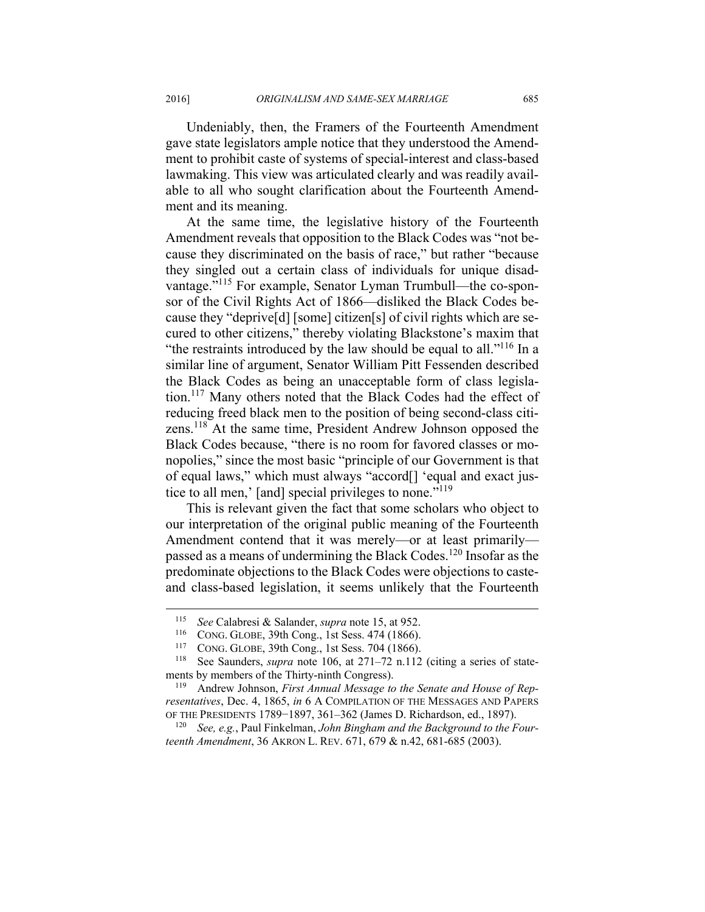Undeniably, then, the Framers of the Fourteenth Amendment gave state legislators ample notice that they understood the Amendment to prohibit caste of systems of special-interest and class-based lawmaking. This view was articulated clearly and was readily available to all who sought clarification about the Fourteenth Amendment and its meaning.

At the same time, the legislative history of the Fourteenth Amendment reveals that opposition to the Black Codes was "not because they discriminated on the basis of race," but rather "because they singled out a certain class of individuals for unique disadvantage."[115] For example, Senator Lyman Trumbull—the co-sponsor of the Civil Rights Act of 1866—disliked the Black Codes because they "deprive[d] [some] citizen[s] of civil rights which are secured to other citizens," thereby violating Blackstone's maxim that "the restraints introduced by the law should be equal to all."[116] In a similar line of argument, Senator William Pitt Fessenden described the Black Codes as being an unacceptable form of class legislation.[117] Many others noted that the Black Codes had the effect of reducing freed black men to the position of being second-class citizens.[118] At the same time, President Andrew Johnson opposed the Black Codes because, "there is no room for favored classes or monopolies," since the most basic "principle of our Government is that of equal laws," which must always "accord[] 'equal and exact justice to all men,' [and] special privileges to none."[119]

This is relevant given the fact that some scholars who object to our interpretation of the original public meaning of the Fourteenth Amendment contend that it was merely—or at least primarily—passed as a means of undermining the Black Codes.[120] Insofar as the predominate objections to the Black Codes were objections to caste- and class-based legislation, it seems unlikely that the Fourteenth

---

[115] *See* Calabresi & Salander, *supra* note 15, at 952.

[116] CONG. GLOBE, 39th Cong., 1st Sess. 474 (1866).

[117] CONG. GLOBE, 39th Cong., 1st Sess. 704 (1866).

[118] See Saunders, *supra* note 106, at 271–72 n.112 (citing a series of statements by members of the Thirty-ninth Congress).

[119] Andrew Johnson, *First Annual Message to the Senate and House of Representatives*, Dec. 4, 1865, *in* 6 A COMPILATION OF THE MESSAGES AND PAPERS OF THE PRESIDENTS 1789−1897, 361–362 (James D. Richardson, ed., 1897).

[120] *See, e.g.*, Paul Finkelman, *John Bingham and the Background to the Fourteenth Amendment*, 36 AKRON L. REV. 671, 679 & n.42, 681-685 (2003).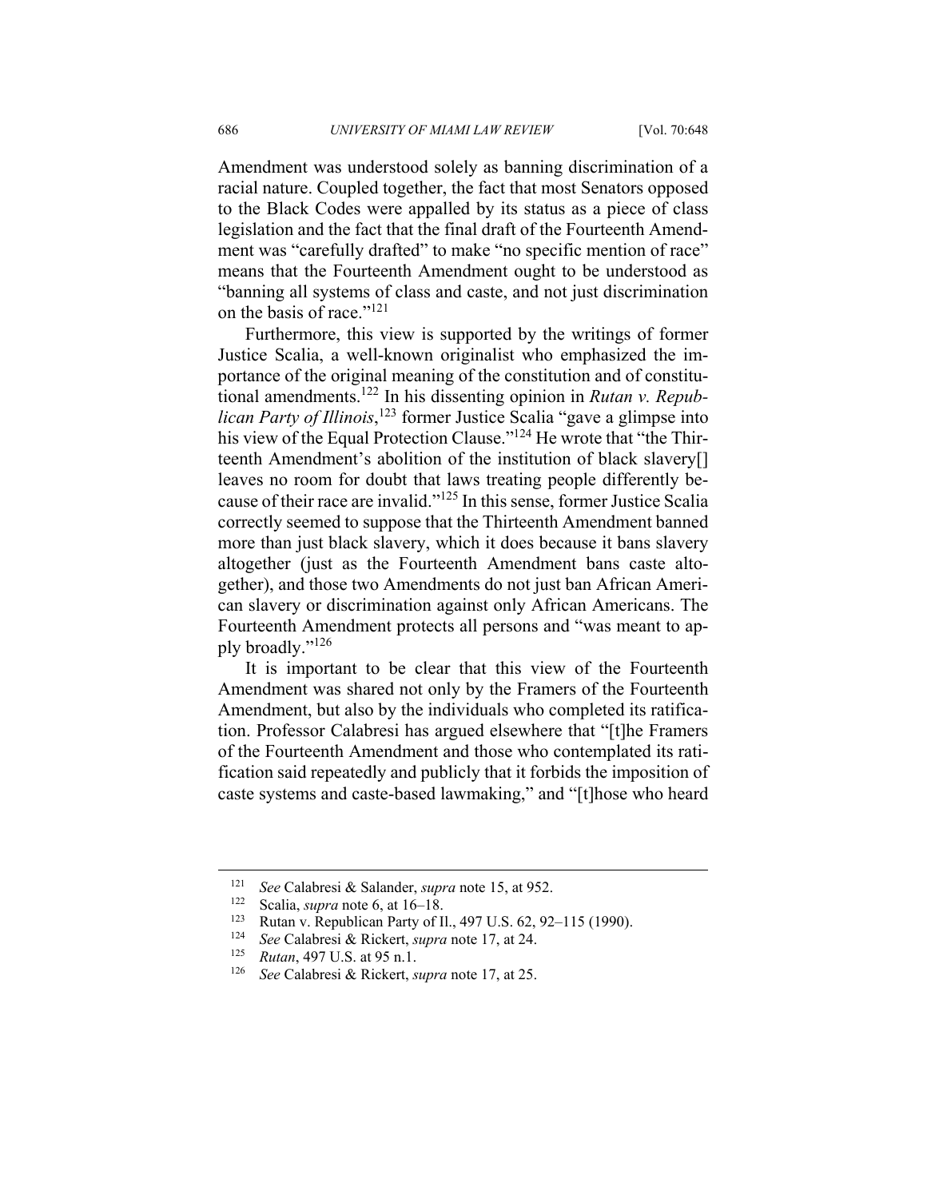Amendment was understood solely as banning discrimination of a racial nature. Coupled together, the fact that most Senators opposed to the Black Codes were appalled by its status as a piece of class legislation and the fact that the final draft of the Fourteenth Amendment was "carefully drafted" to make "no specific mention of race" means that the Fourteenth Amendment ought to be understood as "banning all systems of class and caste, and not just discrimination on the basis of race."[121]

Furthermore, this view is supported by the writings of former Justice Scalia, a well-known originalist who emphasized the importance of the original meaning of the constitution and of constitutional amendments.[122] In his dissenting opinion in *Rutan v. Republican Party of Illinois*,[123] former Justice Scalia "gave a glimpse into his view of the Equal Protection Clause."[124] He wrote that "the Thirteenth Amendment's abolition of the institution of black slavery[] leaves no room for doubt that laws treating people differently because of their race are invalid."[125] In this sense, former Justice Scalia correctly seemed to suppose that the Thirteenth Amendment banned more than just black slavery, which it does because it bans slavery altogether (just as the Fourteenth Amendment bans caste altogether), and those two Amendments do not just ban African American slavery or discrimination against only African Americans. The Fourteenth Amendment protects all persons and "was meant to apply broadly."[126]

It is important to be clear that this view of the Fourteenth Amendment was shared not only by the Framers of the Fourteenth Amendment, but also by the individuals who completed its ratification. Professor Calabresi has argued elsewhere that "[t]he Framers of the Fourteenth Amendment and those who contemplated its ratification said repeatedly and publicly that it forbids the imposition of caste systems and caste-based lawmaking," and "[t]hose who heard

---

[121] *See* Calabresi & Salander, *supra* note 15, at 952.

[122] Scalia, *supra* note 6, at 16–18.

[123] Rutan v. Republican Party of Il., 497 U.S. 62, 92–115 (1990).

[124] *See* Calabresi & Rickert, *supra* note 17, at 24.

[125] *Rutan*, 497 U.S. at 95 n.1.

[126] *See* Calabresi & Rickert, *supra* note 17, at 25.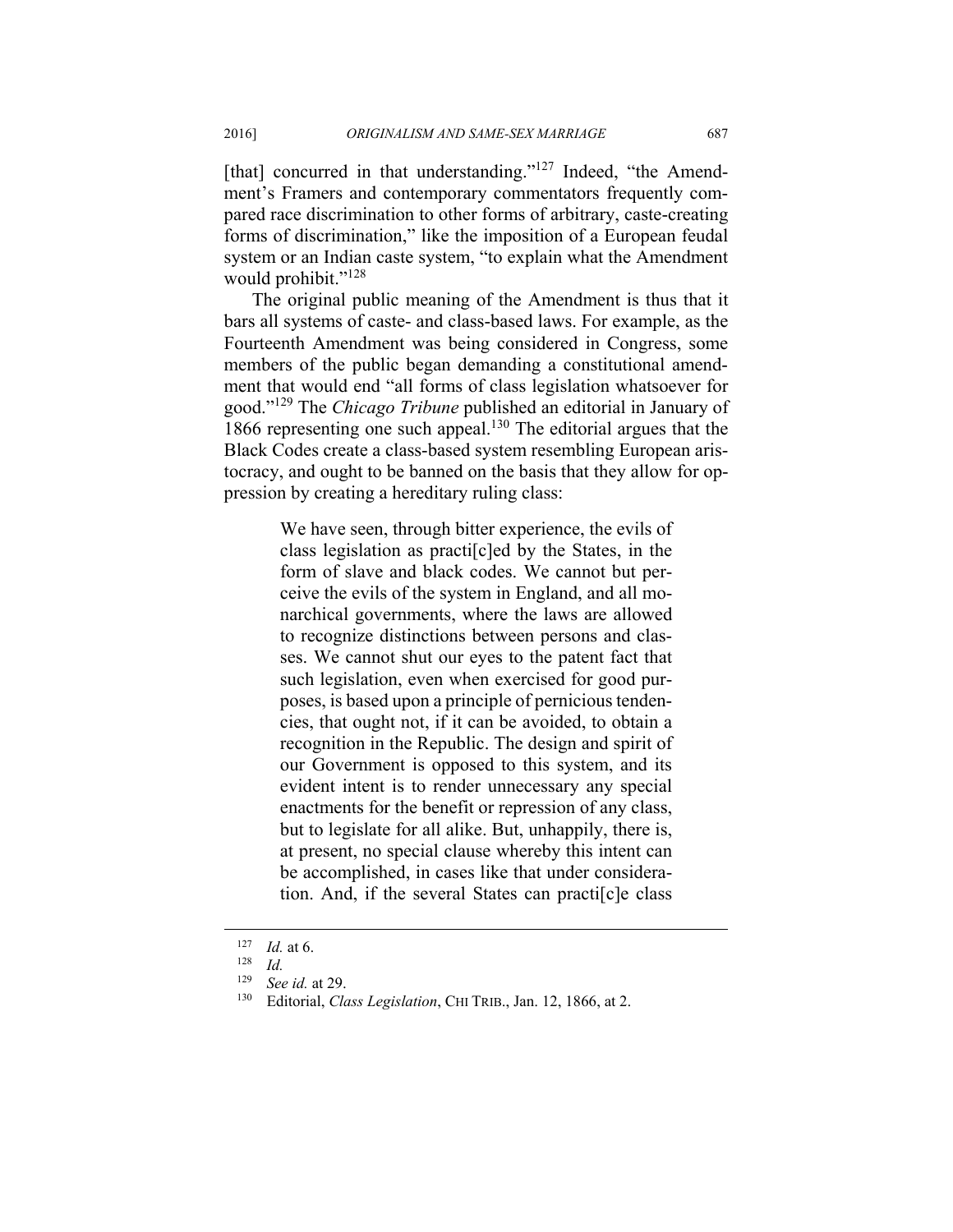[that] concurred in that understanding."[127] Indeed, "the Amendment's Framers and contemporary commentators frequently compared race discrimination to other forms of arbitrary, caste-creating forms of discrimination," like the imposition of a European feudal system or an Indian caste system, "to explain what the Amendment would prohibit."[128]

The original public meaning of the Amendment is thus that it bars all systems of caste- and class-based laws. For example, as the Fourteenth Amendment was being considered in Congress, some members of the public began demanding a constitutional amendment that would end "all forms of class legislation whatsoever for good."[129] The *Chicago Tribune* published an editorial in January of 1866 representing one such appeal.[130] The editorial argues that the Black Codes create a class-based system resembling European aristocracy, and ought to be banned on the basis that they allow for oppression by creating a hereditary ruling class:

> We have seen, through bitter experience, the evils of class legislation as practi[c]ed by the States, in the form of slave and black codes. We cannot but perceive the evils of the system in England, and all monarchical governments, where the laws are allowed to recognize distinctions between persons and classes. We cannot shut our eyes to the patent fact that such legislation, even when exercised for good purposes, is based upon a principle of pernicious tendencies, that ought not, if it can be avoided, to obtain a recognition in the Republic. The design and spirit of our Government is opposed to this system, and its evident intent is to render unnecessary any special enactments for the benefit or repression of any class, but to legislate for all alike. But, unhappily, there is, at present, no special clause whereby this intent can be accomplished, in cases like that under consideration. And, if the several States can practi[c]e class

---

[127] *Id.* at 6.

[128] *Id.*

[129] *See id.* at 29.

[130] Editorial, *Class Legislation*, CHI TRIB., Jan. 12, 1866, at 2.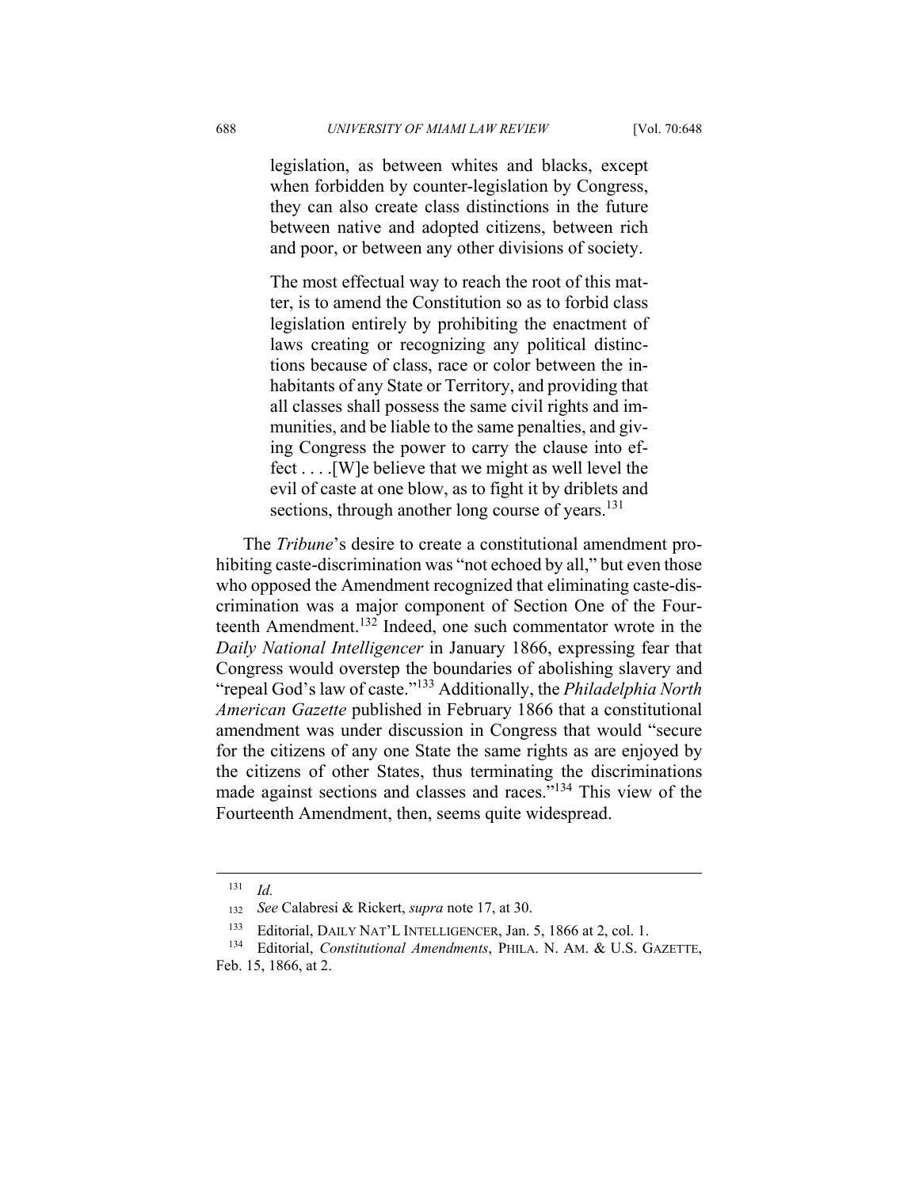> legislation, as between whites and blacks, except when forbidden by counter-legislation by Congress, they can also create class distinctions in the future between native and adopted citizens, between rich and poor, or between any other divisions of society.
>
> The most effectual way to reach the root of this matter, is to amend the Constitution so as to forbid class legislation entirely by prohibiting the enactment of laws creating or recognizing any political distinctions because of class, race or color between the inhabitants of any State or Territory, and providing that all classes shall possess the same civil rights and immunities, and be liable to the same penalties, and giving Congress the power to carry the clause into effect . . . .[W]e believe that we might as well level the evil of caste at one blow, as to fight it by driblets and sections, through another long course of years.[131]

The *Tribune*'s desire to create a constitutional amendment prohibiting caste-discrimination was "not echoed by all," but even those who opposed the Amendment recognized that eliminating caste-discrimination was a major component of Section One of the Fourteenth Amendment.[132] Indeed, one such commentator wrote in the *Daily National Intelligencer* in January 1866, expressing fear that Congress would overstep the boundaries of abolishing slavery and "repeal God's law of caste."[133] Additionally, the *Philadelphia North American Gazette* published in February 1866 that a constitutional amendment was under discussion in Congress that would "secure for the citizens of any one State the same rights as are enjoyed by the citizens of other States, thus terminating the discriminations made against sections and classes and races."[134] This view of the Fourteenth Amendment, then, seems quite widespread.

---

[131] *Id.*

[132] *See* Calabresi & Rickert, *supra* note 17, at 30.

[133] Editorial, DAILY NAT'L INTELLIGENCER, Jan. 5, 1866 at 2, col. 1.

[134] Editorial, *Constitutional Amendments*, PHILA. N. AM. & U.S. GAZETTE, Feb. 15, 1866, at 2.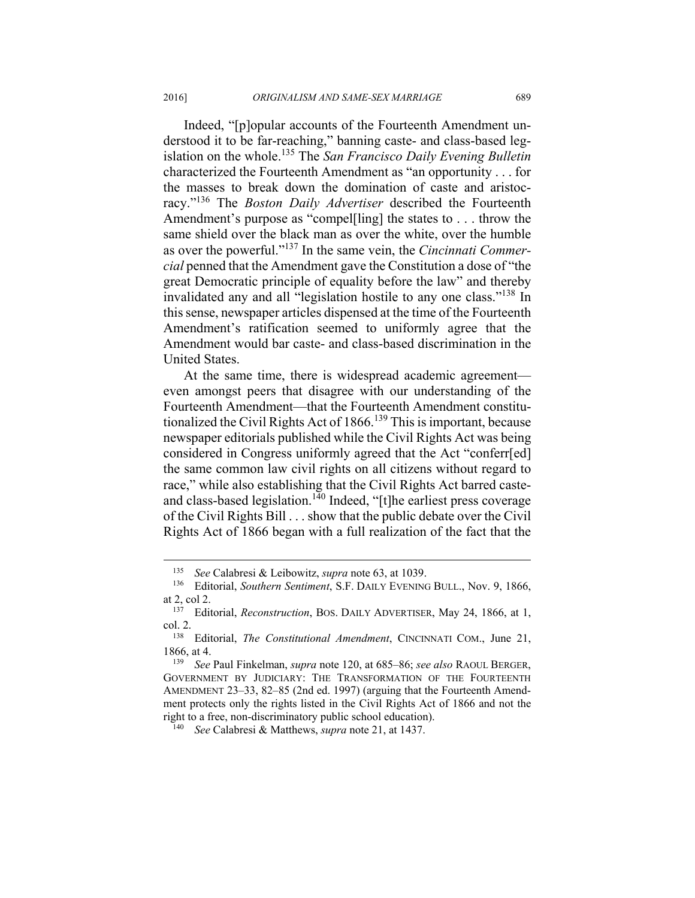Indeed, "[p]opular accounts of the Fourteenth Amendment understood it to be far-reaching," banning caste- and class-based legislation on the whole.[135] The *San Francisco Daily Evening Bulletin* characterized the Fourteenth Amendment as "an opportunity . . . for the masses to break down the domination of caste and aristocracy."[136] The *Boston Daily Advertiser* described the Fourteenth Amendment's purpose as "compel[ling] the states to . . . throw the same shield over the black man as over the white, over the humble as over the powerful."[137] In the same vein, the *Cincinnati Commercial* penned that the Amendment gave the Constitution a dose of "the great Democratic principle of equality before the law" and thereby invalidated any and all "legislation hostile to any one class."[138] In this sense, newspaper articles dispensed at the time of the Fourteenth Amendment's ratification seemed to uniformly agree that the Amendment would bar caste- and class-based discrimination in the United States.

At the same time, there is widespread academic agreement—even amongst peers that disagree with our understanding of the Fourteenth Amendment—that the Fourteenth Amendment constitutionalized the Civil Rights Act of 1866.[139] This is important, because newspaper editorials published while the Civil Rights Act was being considered in Congress uniformly agreed that the Act "conferr[ed] the same common law civil rights on all citizens without regard to race," while also establishing that the Civil Rights Act barred caste- and class-based legislation.[140] Indeed, "[t]he earliest press coverage of the Civil Rights Bill . . . show that the public debate over the Civil Rights Act of 1866 began with a full realization of the fact that the

---

[135] *See* Calabresi & Leibowitz, *supra* note 63, at 1039.

[136] Editorial, *Southern Sentiment*, S.F. DAILY EVENING BULL., Nov. 9, 1866, at 2, col 2.

[137] Editorial, *Reconstruction*, BOS. DAILY ADVERTISER, May 24, 1866, at 1, col. 2.

[138] Editorial, *The Constitutional Amendment*, CINCINNATI COM., June 21, 1866, at 4.

[139] *See* Paul Finkelman, *supra* note 120, at 685–86; *see also* RAOUL BERGER, GOVERNMENT BY JUDICIARY: THE TRANSFORMATION OF THE FOURTEENTH AMENDMENT 23–33, 82–85 (2nd ed. 1997) (arguing that the Fourteenth Amendment protects only the rights listed in the Civil Rights Act of 1866 and not the right to a free, non-discriminatory public school education).

[140] *See* Calabresi & Matthews, *supra* note 21, at 1437.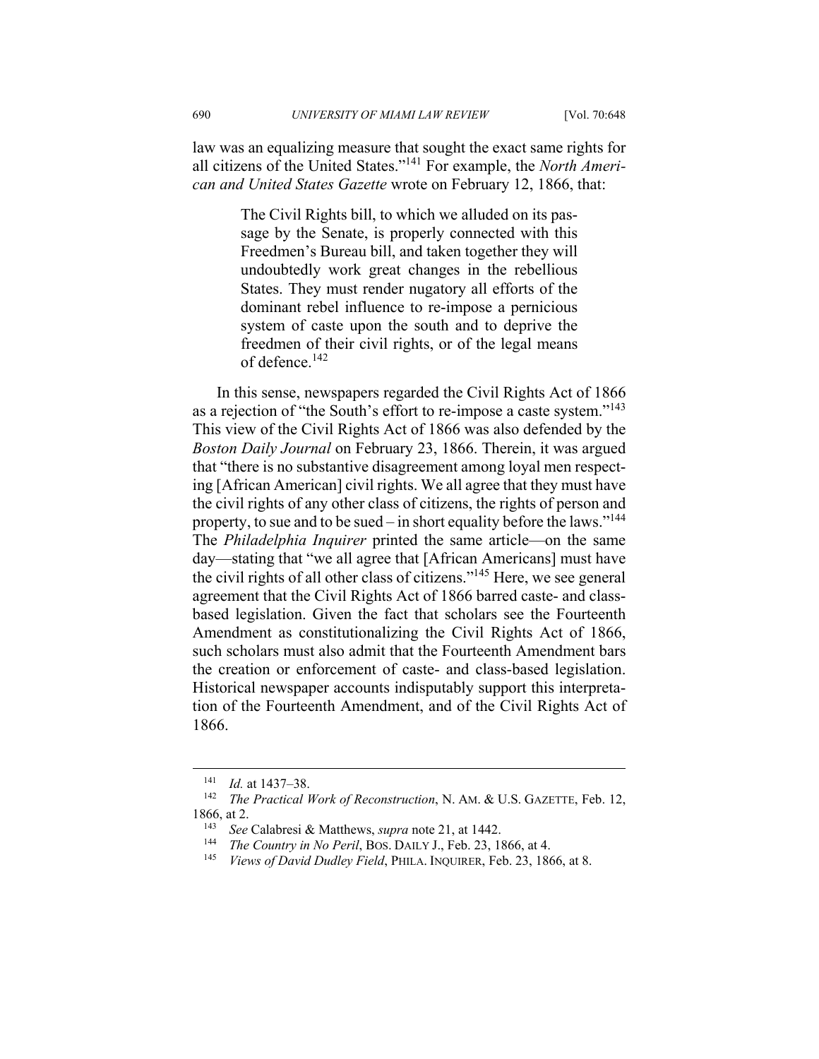law was an equalizing measure that sought the exact same rights for all citizens of the United States."[141] For example, the *North American and United States Gazette* wrote on February 12, 1866, that:

> The Civil Rights bill, to which we alluded on its passage by the Senate, is properly connected with this Freedmen's Bureau bill, and taken together they will undoubtedly work great changes in the rebellious States. They must render nugatory all efforts of the dominant rebel influence to re-impose a pernicious system of caste upon the south and to deprive the freedmen of their civil rights, or of the legal means of defence.[142]

In this sense, newspapers regarded the Civil Rights Act of 1866 as a rejection of "the South's effort to re-impose a caste system."[143] This view of the Civil Rights Act of 1866 was also defended by the *Boston Daily Journal* on February 23, 1866. Therein, it was argued that "there is no substantive disagreement among loyal men respecting [African American] civil rights. We all agree that they must have the civil rights of any other class of citizens, the rights of person and property, to sue and to be sued – in short equality before the laws."[144] The *Philadelphia Inquirer* printed the same article—on the same day—stating that "we all agree that [African Americans] must have the civil rights of all other class of citizens."[145] Here, we see general agreement that the Civil Rights Act of 1866 barred caste- and class-based legislation. Given the fact that scholars see the Fourteenth Amendment as constitutionalizing the Civil Rights Act of 1866, such scholars must also admit that the Fourteenth Amendment bars the creation or enforcement of caste- and class-based legislation. Historical newspaper accounts indisputably support this interpretation of the Fourteenth Amendment, and of the Civil Rights Act of 1866.

---

[141] *Id.* at 1437–38.

[142] *The Practical Work of Reconstruction*, N. AM. & U.S. GAZETTE, Feb. 12, 1866, at 2.

[143] *See* Calabresi & Matthews, *supra* note 21, at 1442.

[144] *The Country in No Peril*, BOS. DAILY J., Feb. 23, 1866, at 4.

[145] *Views of David Dudley Field*, PHILA. INQUIRER, Feb. 23, 1866, at 8.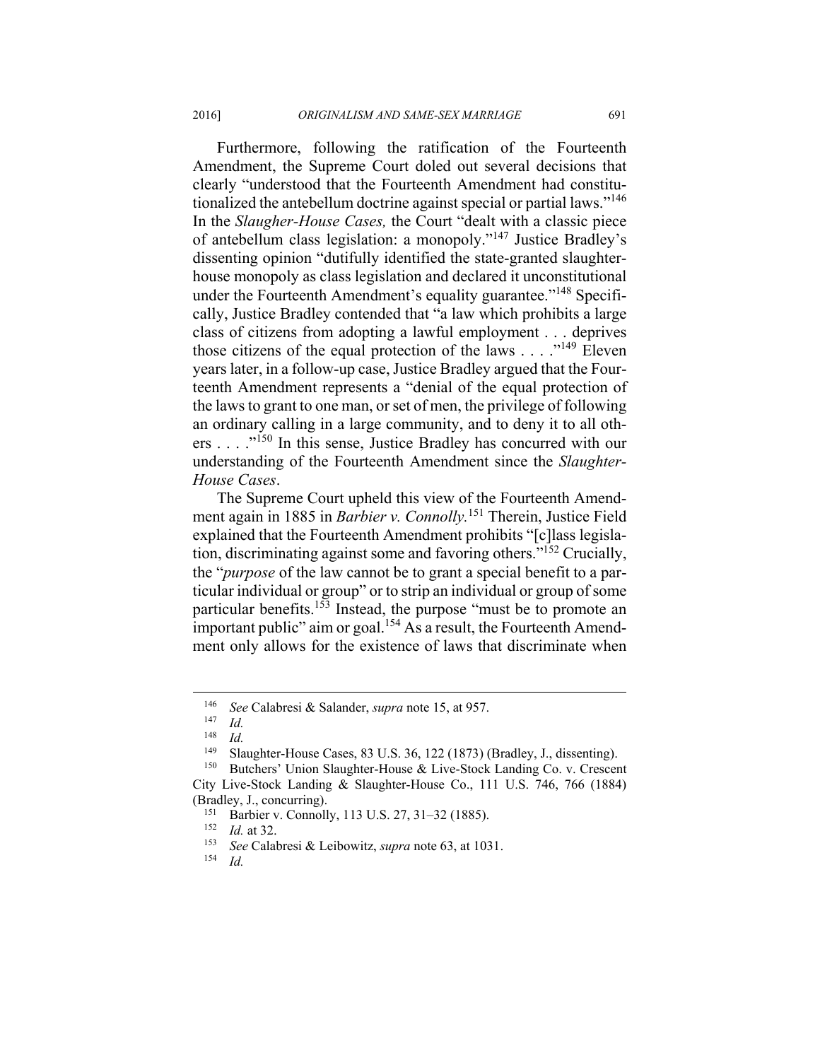Furthermore, following the ratification of the Fourteenth Amendment, the Supreme Court doled out several decisions that clearly "understood that the Fourteenth Amendment had constitutionalized the antebellum doctrine against special or partial laws."[146] In the *Slaugher-House Cases,* the Court "dealt with a classic piece of antebellum class legislation: a monopoly."[147] Justice Bradley's dissenting opinion "dutifully identified the state-granted slaughterhouse monopoly as class legislation and declared it unconstitutional under the Fourteenth Amendment's equality guarantee."[148] Specifically, Justice Bradley contended that "a law which prohibits a large class of citizens from adopting a lawful employment . . . deprives those citizens of the equal protection of the laws . . . ."[149] Eleven years later, in a follow-up case, Justice Bradley argued that the Fourteenth Amendment represents a "denial of the equal protection of the laws to grant to one man, or set of men, the privilege of following an ordinary calling in a large community, and to deny it to all others . . . ."[150] In this sense, Justice Bradley has concurred with our understanding of the Fourteenth Amendment since the *Slaughter-House Cases*.

The Supreme Court upheld this view of the Fourteenth Amendment again in 1885 in *Barbier v. Connolly.*[151] Therein, Justice Field explained that the Fourteenth Amendment prohibits "[c]lass legislation, discriminating against some and favoring others."[152] Crucially, the "*purpose* of the law cannot be to grant a special benefit to a particular individual or group" or to strip an individual or group of some particular benefits.[153] Instead, the purpose "must be to promote an important public" aim or goal.[154] As a result, the Fourteenth Amendment only allows for the existence of laws that discriminate when

---

[146] *See* Calabresi & Salander, *supra* note 15, at 957.

[147] *Id.*

[148] *Id.*

[149] Slaughter-House Cases, 83 U.S. 36, 122 (1873) (Bradley, J., dissenting).

[150] Butchers' Union Slaughter-House & Live-Stock Landing Co. v. Crescent City Live-Stock Landing & Slaughter-House Co., 111 U.S. 746, 766 (1884) (Bradley, J., concurring).

[151] Barbier v. Connolly, 113 U.S. 27, 31–32 (1885).

[152] *Id.* at 32.

[153] *See* Calabresi & Leibowitz, *supra* note 63, at 1031.

[154] *Id.*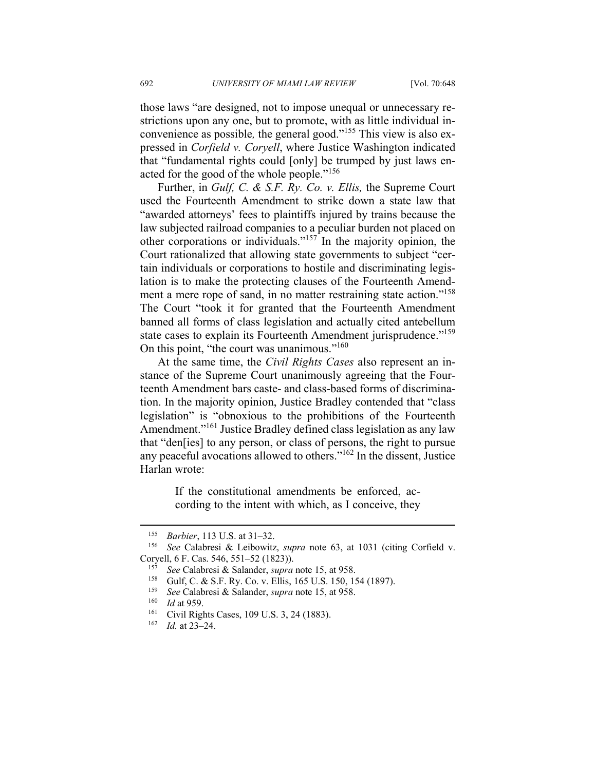those laws "are designed, not to impose unequal or unnecessary restrictions upon any one, but to promote, with as little individual inconvenience as possible*,* the general good."[155] This view is also expressed in *Corfield v. Coryell*, where Justice Washington indicated that "fundamental rights could [only] be trumped by just laws enacted for the good of the whole people."[156]

Further, in *Gulf, C. & S.F. Ry. Co. v. Ellis,* the Supreme Court used the Fourteenth Amendment to strike down a state law that "awarded attorneys' fees to plaintiffs injured by trains because the law subjected railroad companies to a peculiar burden not placed on other corporations or individuals."[157] In the majority opinion, the Court rationalized that allowing state governments to subject "certain individuals or corporations to hostile and discriminating legislation is to make the protecting clauses of the Fourteenth Amendment a mere rope of sand, in no matter restraining state action."[158] The Court "took it for granted that the Fourteenth Amendment banned all forms of class legislation and actually cited antebellum state cases to explain its Fourteenth Amendment jurisprudence."[159] On this point, "the court was unanimous."[160]

At the same time, the *Civil Rights Cases* also represent an instance of the Supreme Court unanimously agreeing that the Fourteenth Amendment bars caste- and class-based forms of discrimination. In the majority opinion, Justice Bradley contended that "class legislation" is "obnoxious to the prohibitions of the Fourteenth Amendment."[161] Justice Bradley defined class legislation as any law that "den[ies] to any person, or class of persons, the right to pursue any peaceful avocations allowed to others."[162] In the dissent, Justice Harlan wrote:

> If the constitutional amendments be enforced, according to the intent with which, as I conceive, they

---

[155] *Barbier*, 113 U.S. at 31–32.

[156] *See* Calabresi & Leibowitz, *supra* note 63, at 1031 (citing Corfield v. Coryell, 6 F. Cas. 546, 551–52 (1823)).

[157] *See* Calabresi & Salander, *supra* note 15, at 958.

[158] Gulf, C. & S.F. Ry. Co. v. Ellis, 165 U.S. 150, 154 (1897).

[159] *See* Calabresi & Salander, *supra* note 15, at 958.

[160] *Id* at 959.

[161] Civil Rights Cases, 109 U.S. 3, 24 (1883).

[162] *Id.* at 23–24.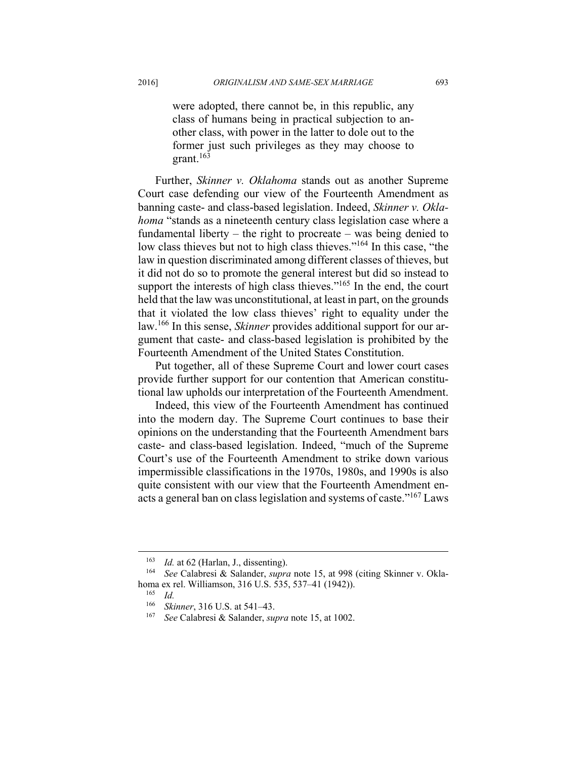> were adopted, there cannot be, in this republic, any class of humans being in practical subjection to another class, with power in the latter to dole out to the former just such privileges as they may choose to grant.[163]

Further, *Skinner v. Oklahoma* stands out as another Supreme Court case defending our view of the Fourteenth Amendment as banning caste- and class-based legislation. Indeed, *Skinner v. Oklahoma* "stands as a nineteenth century class legislation case where a fundamental liberty – the right to procreate – was being denied to low class thieves but not to high class thieves."[164] In this case, "the law in question discriminated among different classes of thieves, but it did not do so to promote the general interest but did so instead to support the interests of high class thieves."[165] In the end, the court held that the law was unconstitutional, at least in part, on the grounds that it violated the low class thieves' right to equality under the law.[166] In this sense, *Skinner* provides additional support for our argument that caste- and class-based legislation is prohibited by the Fourteenth Amendment of the United States Constitution.

Put together, all of these Supreme Court and lower court cases provide further support for our contention that American constitutional law upholds our interpretation of the Fourteenth Amendment.

Indeed, this view of the Fourteenth Amendment has continued into the modern day. The Supreme Court continues to base their opinions on the understanding that the Fourteenth Amendment bars caste- and class-based legislation. Indeed, "much of the Supreme Court's use of the Fourteenth Amendment to strike down various impermissible classifications in the 1970s, 1980s, and 1990s is also quite consistent with our view that the Fourteenth Amendment enacts a general ban on class legislation and systems of caste."[167] Laws

---

[163] *Id.* at 62 (Harlan, J., dissenting).

[164] *See* Calabresi & Salander, *supra* note 15, at 998 (citing Skinner v. Oklahoma ex rel. Williamson, 316 U.S. 535, 537–41 (1942)).

[165] *Id.*

[166] *Skinner*, 316 U.S. at 541–43.

[167] *See* Calabresi & Salander, *supra* note 15, at 1002.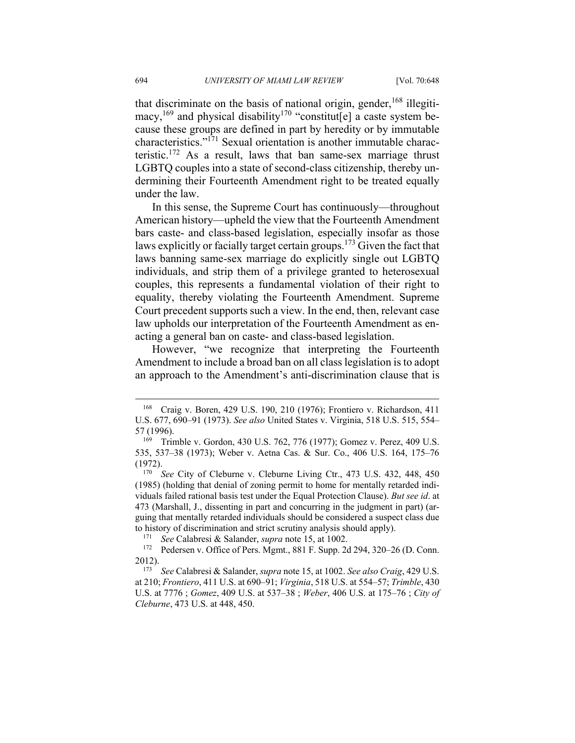that discriminate on the basis of national origin, gender,[168] illegitimacy,[169] and physical disability[170] "constitut[e] a caste system because these groups are defined in part by heredity or by immutable characteristics."[171] Sexual orientation is another immutable characteristic.[172] As a result, laws that ban same-sex marriage thrust LGBTQ couples into a state of second-class citizenship, thereby undermining their Fourteenth Amendment right to be treated equally under the law.

In this sense, the Supreme Court has continuously—throughout American history—upheld the view that the Fourteenth Amendment bars caste- and class-based legislation, especially insofar as those laws explicitly or facially target certain groups.[173] Given the fact that laws banning same-sex marriage do explicitly single out LGBTQ individuals, and strip them of a privilege granted to heterosexual couples, this represents a fundamental violation of their right to equality, thereby violating the Fourteenth Amendment. Supreme Court precedent supports such a view. In the end, then, relevant case law upholds our interpretation of the Fourteenth Amendment as enacting a general ban on caste- and class-based legislation.

However, "we recognize that interpreting the Fourteenth Amendment to include a broad ban on all class legislation is to adopt an approach to the Amendment's anti-discrimination clause that is

---

[168] Craig v. Boren, 429 U.S. 190, 210 (1976); Frontiero v. Richardson, 411 U.S. 677, 690–91 (1973). *See also* United States v. Virginia, 518 U.S. 515, 554–57 (1996).

[169] Trimble v. Gordon, 430 U.S. 762, 776 (1977); Gomez v. Perez, 409 U.S. 535, 537–38 (1973); Weber v. Aetna Cas. & Sur. Co., 406 U.S. 164, 175–76 (1972).

[170] *See* City of Cleburne v. Cleburne Living Ctr., 473 U.S. 432, 448, 450 (1985) (holding that denial of zoning permit to home for mentally retarded individuals failed rational basis test under the Equal Protection Clause). *But see id*. at 473 (Marshall, J., dissenting in part and concurring in the judgment in part) (arguing that mentally retarded individuals should be considered a suspect class due to history of discrimination and strict scrutiny analysis should apply).

[171] *See* Calabresi & Salander, *supra* note 15, at 1002.

[172] Pedersen v. Office of Pers. Mgmt., 881 F. Supp. 2d 294, 320–26 (D. Conn. 2012).

[173] *See* Calabresi & Salander, *supra* note 15, at 1002. *See also Craig*, 429 U.S. at 210; *Frontiero*, 411 U.S. at 690–91; *Virginia*, 518 U.S. at 554–57; *Trimble*, 430 U.S. at 7776 ; *Gomez*, 409 U.S. at 537–38 ; *Weber*, 406 U.S. at 175–76 ; *City of Cleburne*, 473 U.S. at 448, 450.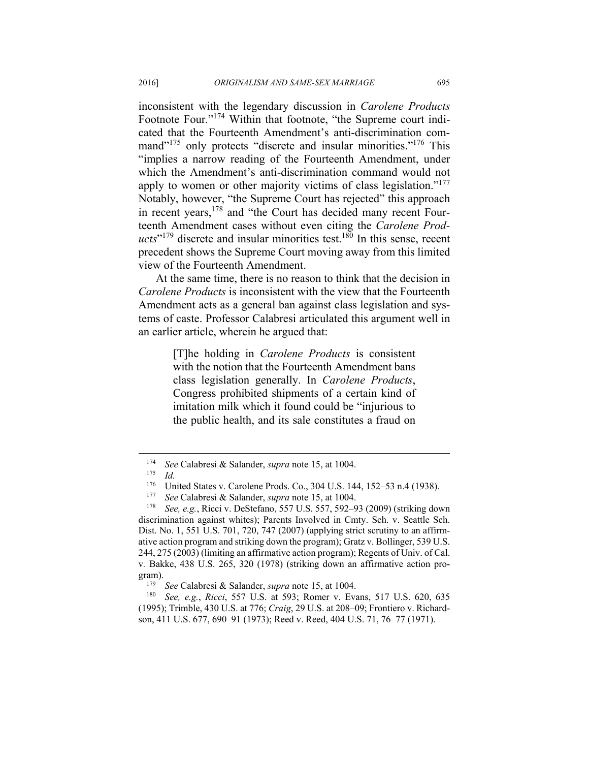inconsistent with the legendary discussion in *Carolene Products* Footnote Four."[174] Within that footnote, "the Supreme court indicated that the Fourteenth Amendment's anti-discrimination command"[175] only protects "discrete and insular minorities."[176] This "implies a narrow reading of the Fourteenth Amendment, under which the Amendment's anti-discrimination command would not apply to women or other majority victims of class legislation."[177] Notably, however, "the Supreme Court has rejected" this approach in recent years,[178] and "the Court has decided many recent Fourteenth Amendment cases without even citing the *Carolene Products*"[179] discrete and insular minorities test.[180] In this sense, recent precedent shows the Supreme Court moving away from this limited view of the Fourteenth Amendment.

At the same time, there is no reason to think that the decision in *Carolene Products* is inconsistent with the view that the Fourteenth Amendment acts as a general ban against class legislation and systems of caste. Professor Calabresi articulated this argument well in an earlier article, wherein he argued that:

> [T]he holding in *Carolene Products* is consistent with the notion that the Fourteenth Amendment bans class legislation generally. In *Carolene Products*, Congress prohibited shipments of a certain kind of imitation milk which it found could be "injurious to the public health, and its sale constitutes a fraud on

---

[174] *See* Calabresi & Salander, *supra* note 15, at 1004.

[175] *Id.*

[176] United States v. Carolene Prods. Co., 304 U.S. 144, 152–53 n.4 (1938).

[177] *See* Calabresi & Salander, *supra* note 15, at 1004.

[178] *See, e.g.*, Ricci v. DeStefano, 557 U.S. 557, 592–93 (2009) (striking down discrimination against whites); Parents Involved in Cmty. Sch. v. Seattle Sch. Dist. No. 1, 551 U.S. 701, 720, 747 (2007) (applying strict scrutiny to an affirmative action program and striking down the program); Gratz v. Bollinger, 539 U.S. 244, 275 (2003) (limiting an affirmative action program); Regents of Univ. of Cal. v. Bakke, 438 U.S. 265, 320 (1978) (striking down an affirmative action program).

[179] *See* Calabresi & Salander, *supra* note 15, at 1004.

[180] *See, e.g.*, *Ricci*, 557 U.S. at 593; Romer v. Evans, 517 U.S. 620, 635 (1995); Trimble, 430 U.S. at 776; *Craig*, 29 U.S. at 208–09; Frontiero v. Richardson, 411 U.S. 677, 690–91 (1973); Reed v. Reed, 404 U.S. 71, 76–77 (1971).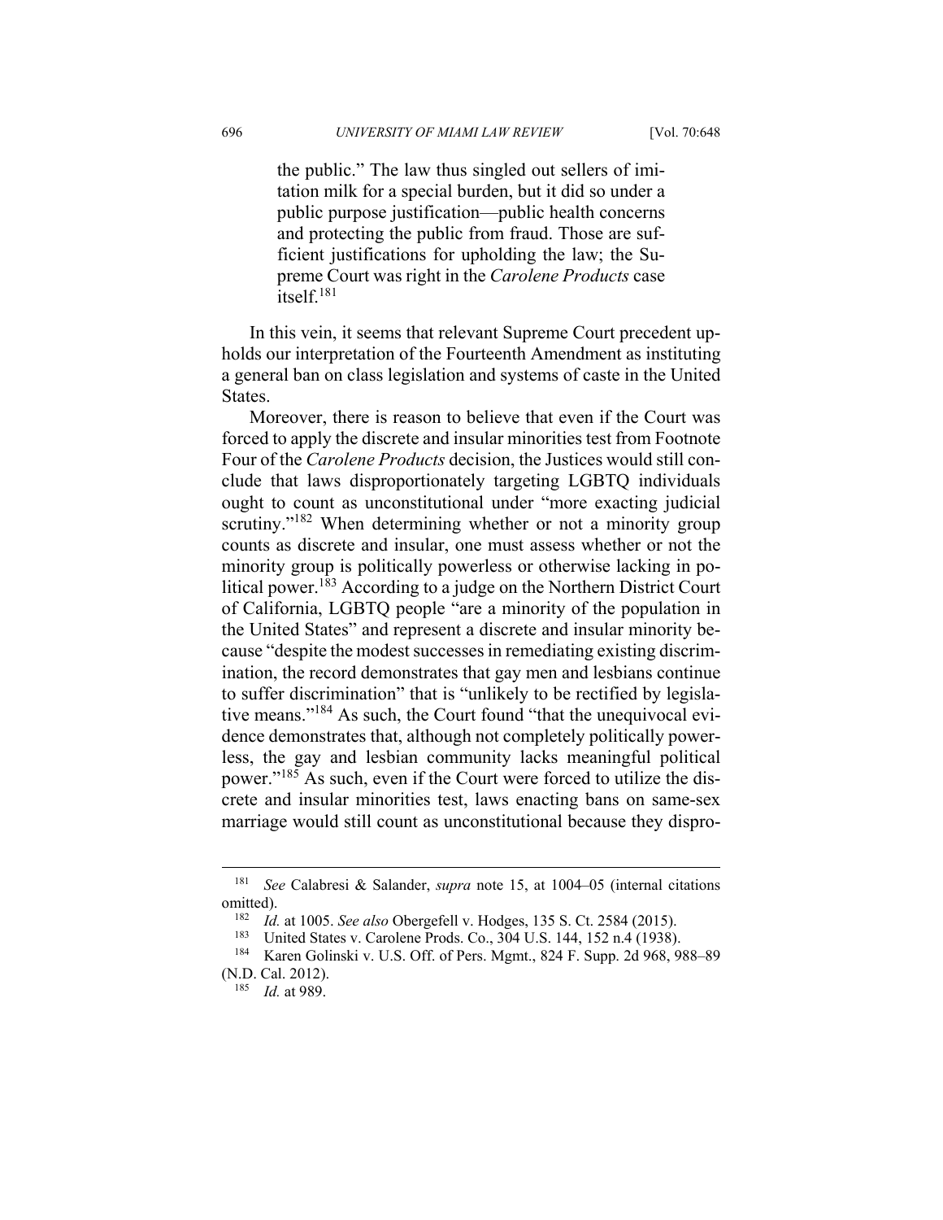> the public." The law thus singled out sellers of imitation milk for a special burden, but it did so under a public purpose justification—public health concerns and protecting the public from fraud. Those are sufficient justifications for upholding the law; the Supreme Court was right in the *Carolene Products* case itself.[181]

In this vein, it seems that relevant Supreme Court precedent upholds our interpretation of the Fourteenth Amendment as instituting a general ban on class legislation and systems of caste in the United States.

Moreover, there is reason to believe that even if the Court was forced to apply the discrete and insular minorities test from Footnote Four of the *Carolene Products* decision, the Justices would still conclude that laws disproportionately targeting LGBTQ individuals ought to count as unconstitutional under "more exacting judicial scrutiny."[182] When determining whether or not a minority group counts as discrete and insular, one must assess whether or not the minority group is politically powerless or otherwise lacking in political power.[183] According to a judge on the Northern District Court of California, LGBTQ people "are a minority of the population in the United States" and represent a discrete and insular minority because "despite the modest successes in remediating existing discrimination, the record demonstrates that gay men and lesbians continue to suffer discrimination" that is "unlikely to be rectified by legislative means."[184] As such, the Court found "that the unequivocal evidence demonstrates that, although not completely politically powerless, the gay and lesbian community lacks meaningful political power."[185] As such, even if the Court were forced to utilize the discrete and insular minorities test, laws enacting bans on same-sex marriage would still count as unconstitutional because they dispro-

---

[181] *See* Calabresi & Salander, *supra* note 15, at 1004–05 (internal citations omitted).

[182] *Id.* at 1005. *See also* Obergefell v. Hodges, 135 S. Ct. 2584 (2015).

[183] United States v. Carolene Prods. Co., 304 U.S. 144, 152 n.4 (1938).

[184] Karen Golinski v. U.S. Off. of Pers. Mgmt., 824 F. Supp. 2d 968, 988–89 (N.D. Cal. 2012).

[185] *Id.* at 989.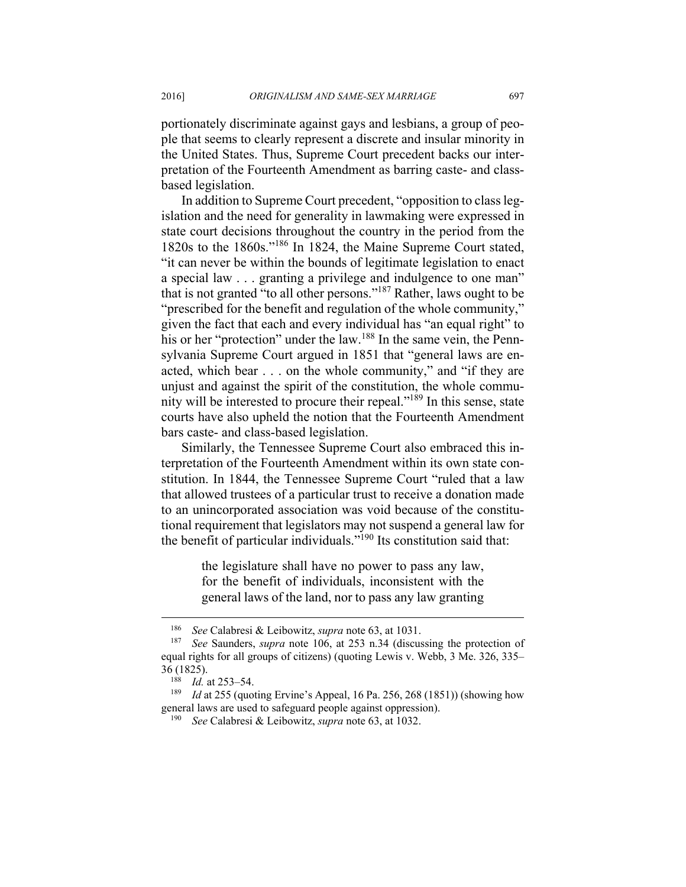portionately discriminate against gays and lesbians, a group of people that seems to clearly represent a discrete and insular minority in the United States. Thus, Supreme Court precedent backs our interpretation of the Fourteenth Amendment as barring caste- and class-based legislation.

In addition to Supreme Court precedent, "opposition to class legislation and the need for generality in lawmaking were expressed in state court decisions throughout the country in the period from the 1820s to the 1860s."[186] In 1824, the Maine Supreme Court stated, "it can never be within the bounds of legitimate legislation to enact a special law . . . granting a privilege and indulgence to one man" that is not granted "to all other persons."[187] Rather, laws ought to be "prescribed for the benefit and regulation of the whole community," given the fact that each and every individual has "an equal right" to his or her "protection" under the law.[188] In the same vein, the Pennsylvania Supreme Court argued in 1851 that "general laws are enacted, which bear . . . on the whole community," and "if they are unjust and against the spirit of the constitution, the whole community will be interested to procure their repeal."[189] In this sense, state courts have also upheld the notion that the Fourteenth Amendment bars caste- and class-based legislation.

Similarly, the Tennessee Supreme Court also embraced this interpretation of the Fourteenth Amendment within its own state constitution. In 1844, the Tennessee Supreme Court "ruled that a law that allowed trustees of a particular trust to receive a donation made to an unincorporated association was void because of the constitutional requirement that legislators may not suspend a general law for the benefit of particular individuals."[190] Its constitution said that:

> the legislature shall have no power to pass any law, for the benefit of individuals, inconsistent with the general laws of the land, nor to pass any law granting

---

[186] *See* Calabresi & Leibowitz, *supra* note 63, at 1031.

[187] *See* Saunders, *supra* note 106, at 253 n.34 (discussing the protection of equal rights for all groups of citizens) (quoting Lewis v. Webb, 3 Me. 326, 335–36 (1825).

[188] *Id.* at 253–54.

[189] *Id* at 255 (quoting Ervine's Appeal, 16 Pa. 256, 268 (1851)) (showing how general laws are used to safeguard people against oppression).

[190] *See* Calabresi & Leibowitz, *supra* note 63, at 1032.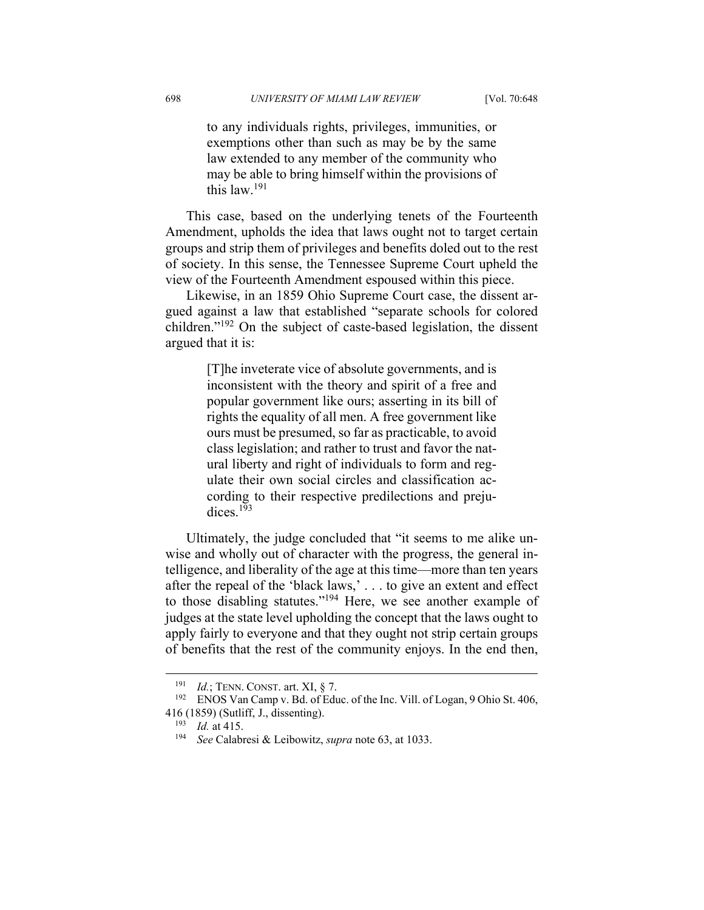> to any individuals rights, privileges, immunities, or exemptions other than such as may be by the same law extended to any member of the community who may be able to bring himself within the provisions of this law.[191]

This case, based on the underlying tenets of the Fourteenth Amendment, upholds the idea that laws ought not to target certain groups and strip them of privileges and benefits doled out to the rest of society. In this sense, the Tennessee Supreme Court upheld the view of the Fourteenth Amendment espoused within this piece.

Likewise, in an 1859 Ohio Supreme Court case, the dissent argued against a law that established "separate schools for colored children."[192] On the subject of caste-based legislation, the dissent argued that it is:

> [T]he inveterate vice of absolute governments, and is inconsistent with the theory and spirit of a free and popular government like ours; asserting in its bill of rights the equality of all men. A free government like ours must be presumed, so far as practicable, to avoid class legislation; and rather to trust and favor the natural liberty and right of individuals to form and regulate their own social circles and classification according to their respective predilections and prejudices.[193]

Ultimately, the judge concluded that "it seems to me alike unwise and wholly out of character with the progress, the general intelligence, and liberality of the age at this time—more than ten years after the repeal of the 'black laws,' . . . to give an extent and effect to those disabling statutes."[194] Here, we see another example of judges at the state level upholding the concept that the laws ought to apply fairly to everyone and that they ought not strip certain groups of benefits that the rest of the community enjoys. In the end then,

---

[191] *Id.*; TENN. CONST. art. XI, § 7.

[192] ENOS Van Camp v. Bd. of Educ. of the Inc. Vill. of Logan, 9 Ohio St. 406, 416 (1859) (Sutliff, J., dissenting).

[193] *Id.* at 415.

[194] *See* Calabresi & Leibowitz, *supra* note 63, at 1033.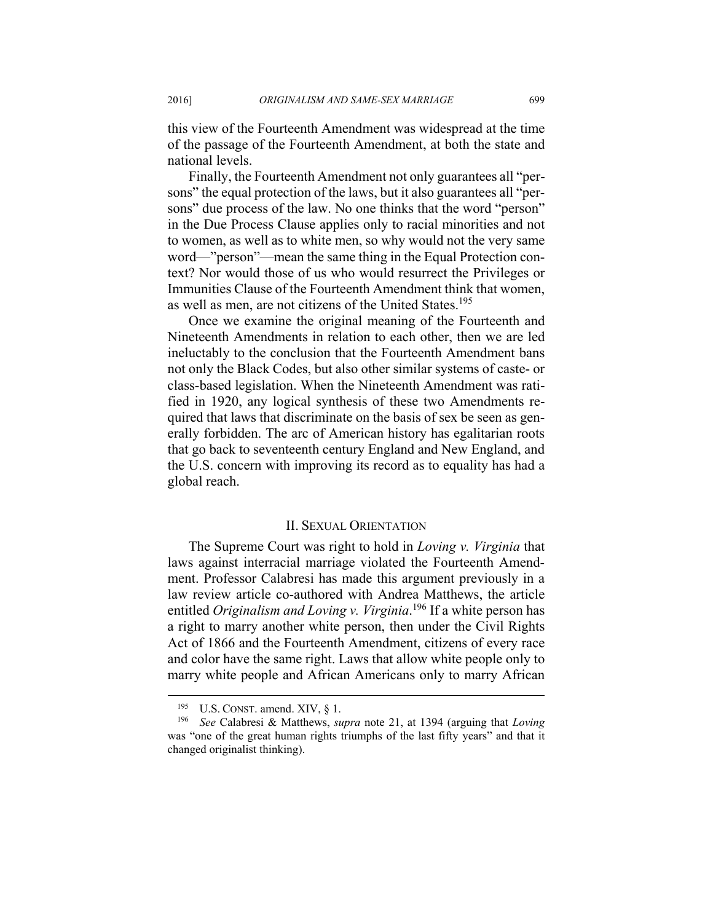this view of the Fourteenth Amendment was widespread at the time of the passage of the Fourteenth Amendment, at both the state and national levels.

Finally, the Fourteenth Amendment not only guarantees all "persons" the equal protection of the laws, but it also guarantees all "persons" due process of the law. No one thinks that the word "person" in the Due Process Clause applies only to racial minorities and not to women, as well as to white men, so why would not the very same word—"person"—mean the same thing in the Equal Protection context? Nor would those of us who would resurrect the Privileges or Immunities Clause of the Fourteenth Amendment think that women, as well as men, are not citizens of the United States.[195]

Once we examine the original meaning of the Fourteenth and Nineteenth Amendments in relation to each other, then we are led ineluctably to the conclusion that the Fourteenth Amendment bans not only the Black Codes, but also other similar systems of caste- or class-based legislation. When the Nineteenth Amendment was ratified in 1920, any logical synthesis of these two Amendments required that laws that discriminate on the basis of sex be seen as generally forbidden. The arc of American history has egalitarian roots that go back to seventeenth century England and New England, and the U.S. concern with improving its record as to equality has had a global reach.

## II. Sexual Orientation

The Supreme Court was right to hold in *Loving v. Virginia* that laws against interracial marriage violated the Fourteenth Amendment. Professor Calabresi has made this argument previously in a law review article co-authored with Andrea Matthews, the article entitled *Originalism and Loving v. Virginia*.[196] If a white person has a right to marry another white person, then under the Civil Rights Act of 1866 and the Fourteenth Amendment, citizens of every race and color have the same right. Laws that allow white people only to marry white people and African Americans only to marry African

---

[195] U.S. Const. amend. XIV, § 1.

[196] *See* Calabresi & Matthews, *supra* note 21, at 1394 (arguing that *Loving* was "one of the great human rights triumphs of the last fifty years" and that it changed originalist thinking).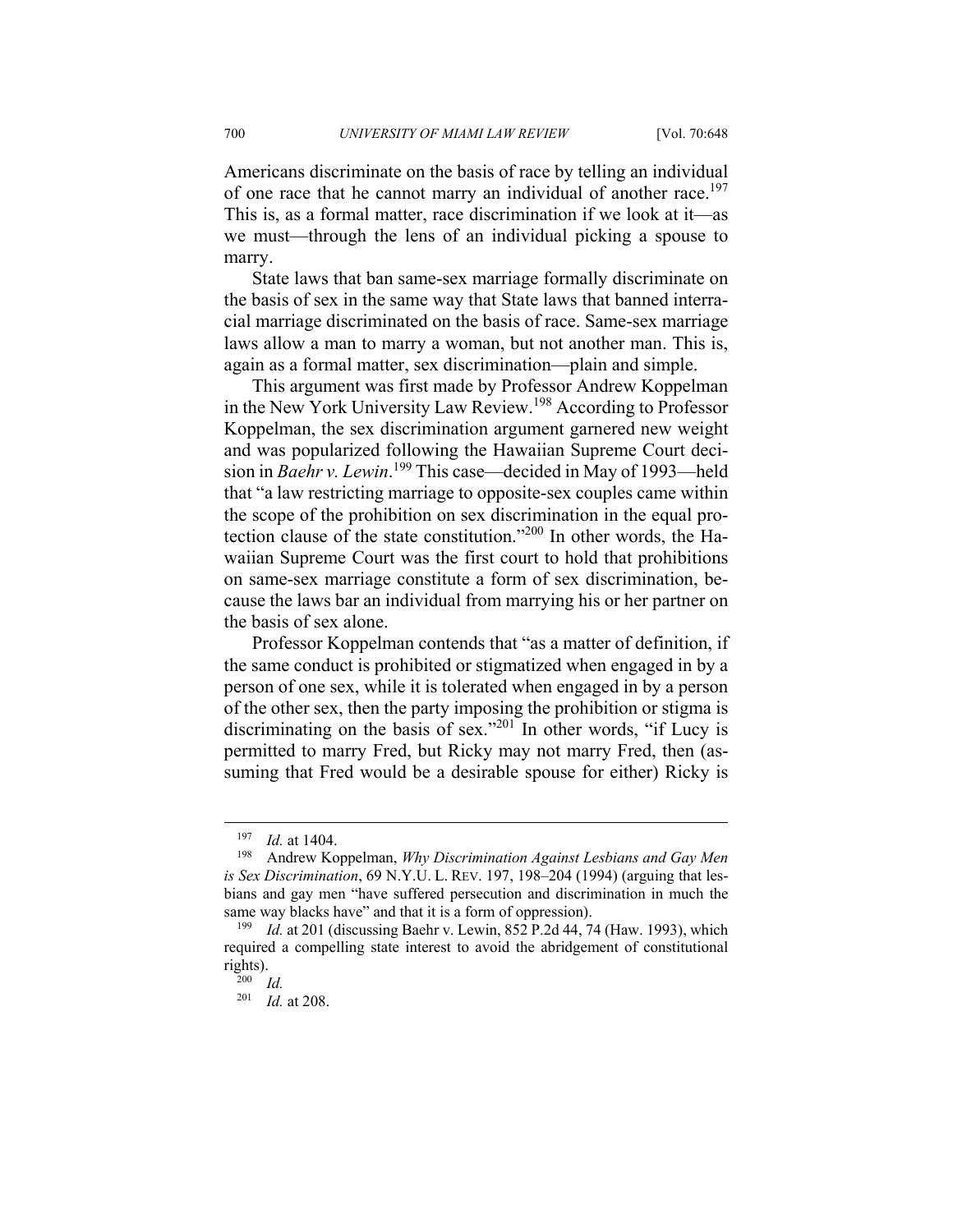Americans discriminate on the basis of race by telling an individual of one race that he cannot marry an individual of another race.[197] This is, as a formal matter, race discrimination if we look at it—as we must—through the lens of an individual picking a spouse to marry.

State laws that ban same-sex marriage formally discriminate on the basis of sex in the same way that State laws that banned interracial marriage discriminated on the basis of race. Same-sex marriage laws allow a man to marry a woman, but not another man. This is, again as a formal matter, sex discrimination—plain and simple.

This argument was first made by Professor Andrew Koppelman in the New York University Law Review.[198] According to Professor Koppelman, the sex discrimination argument garnered new weight and was popularized following the Hawaiian Supreme Court decision in *Baehr v. Lewin*.[199] This case—decided in May of 1993—held that "a law restricting marriage to opposite-sex couples came within the scope of the prohibition on sex discrimination in the equal protection clause of the state constitution."[200] In other words, the Hawaiian Supreme Court was the first court to hold that prohibitions on same-sex marriage constitute a form of sex discrimination, because the laws bar an individual from marrying his or her partner on the basis of sex alone.

Professor Koppelman contends that "as a matter of definition, if the same conduct is prohibited or stigmatized when engaged in by a person of one sex, while it is tolerated when engaged in by a person of the other sex, then the party imposing the prohibition or stigma is discriminating on the basis of sex."[201] In other words, "if Lucy is permitted to marry Fred, but Ricky may not marry Fred, then (assuming that Fred would be a desirable spouse for either) Ricky is

---

[197] *Id.* at 1404.

[198] Andrew Koppelman, *Why Discrimination Against Lesbians and Gay Men is Sex Discrimination*, 69 N.Y.U. L. REV. 197, 198–204 (1994) (arguing that lesbians and gay men "have suffered persecution and discrimination in much the same way blacks have" and that it is a form of oppression).

[199] *Id.* at 201 (discussing Baehr v. Lewin, 852 P.2d 44, 74 (Haw. 1993), which required a compelling state interest to avoid the abridgement of constitutional rights).

[200] *Id.*

[201] *Id.* at 208.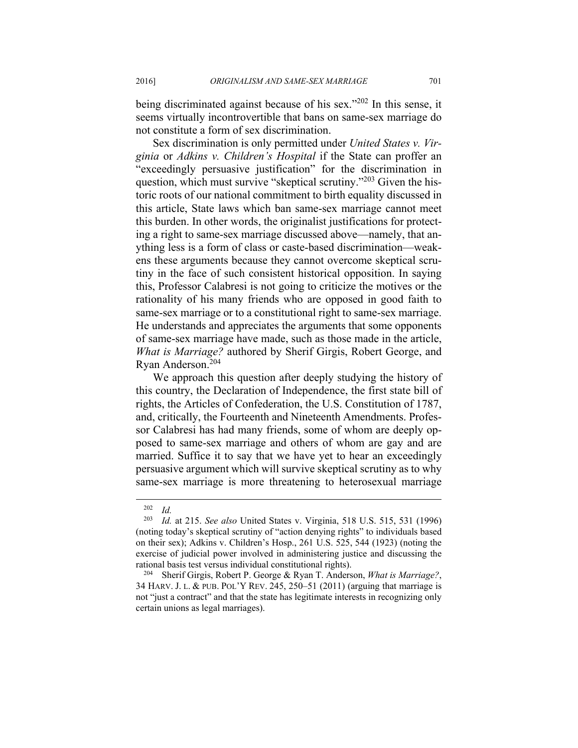being discriminated against because of his sex."[202] In this sense, it seems virtually incontrovertible that bans on same-sex marriage do not constitute a form of sex discrimination.

Sex discrimination is only permitted under *United States v. Virginia* or *Adkins v. Children's Hospital* if the State can proffer an "exceedingly persuasive justification" for the discrimination in question, which must survive "skeptical scrutiny."[203] Given the historic roots of our national commitment to birth equality discussed in this article, State laws which ban same-sex marriage cannot meet this burden. In other words, the originalist justifications for protecting a right to same-sex marriage discussed above—namely, that anything less is a form of class or caste-based discrimination—weakens these arguments because they cannot overcome skeptical scrutiny in the face of such consistent historical opposition. In saying this, Professor Calabresi is not going to criticize the motives or the rationality of his many friends who are opposed in good faith to same-sex marriage or to a constitutional right to same-sex marriage. He understands and appreciates the arguments that some opponents of same-sex marriage have made, such as those made in the article, *What is Marriage?* authored by Sherif Girgis, Robert George, and Ryan Anderson.[204]

We approach this question after deeply studying the history of this country, the Declaration of Independence, the first state bill of rights, the Articles of Confederation, the U.S. Constitution of 1787, and, critically, the Fourteenth and Nineteenth Amendments. Professor Calabresi has had many friends, some of whom are deeply opposed to same-sex marriage and others of whom are gay and are married. Suffice it to say that we have yet to hear an exceedingly persuasive argument which will survive skeptical scrutiny as to why same-sex marriage is more threatening to heterosexual marriage

---

[202] *Id.*

[203] *Id.* at 215. *See also* United States v. Virginia, 518 U.S. 515, 531 (1996) (noting today's skeptical scrutiny of "action denying rights" to individuals based on their sex); Adkins v. Children's Hosp., 261 U.S. 525, 544 (1923) (noting the exercise of judicial power involved in administering justice and discussing the rational basis test versus individual constitutional rights).

[204] Sherif Girgis, Robert P. George & Ryan T. Anderson, *What is Marriage?*, 34 HARV. J. L. & PUB. POL'Y REV. 245, 250–51 (2011) (arguing that marriage is not "just a contract" and that the state has legitimate interests in recognizing only certain unions as legal marriages).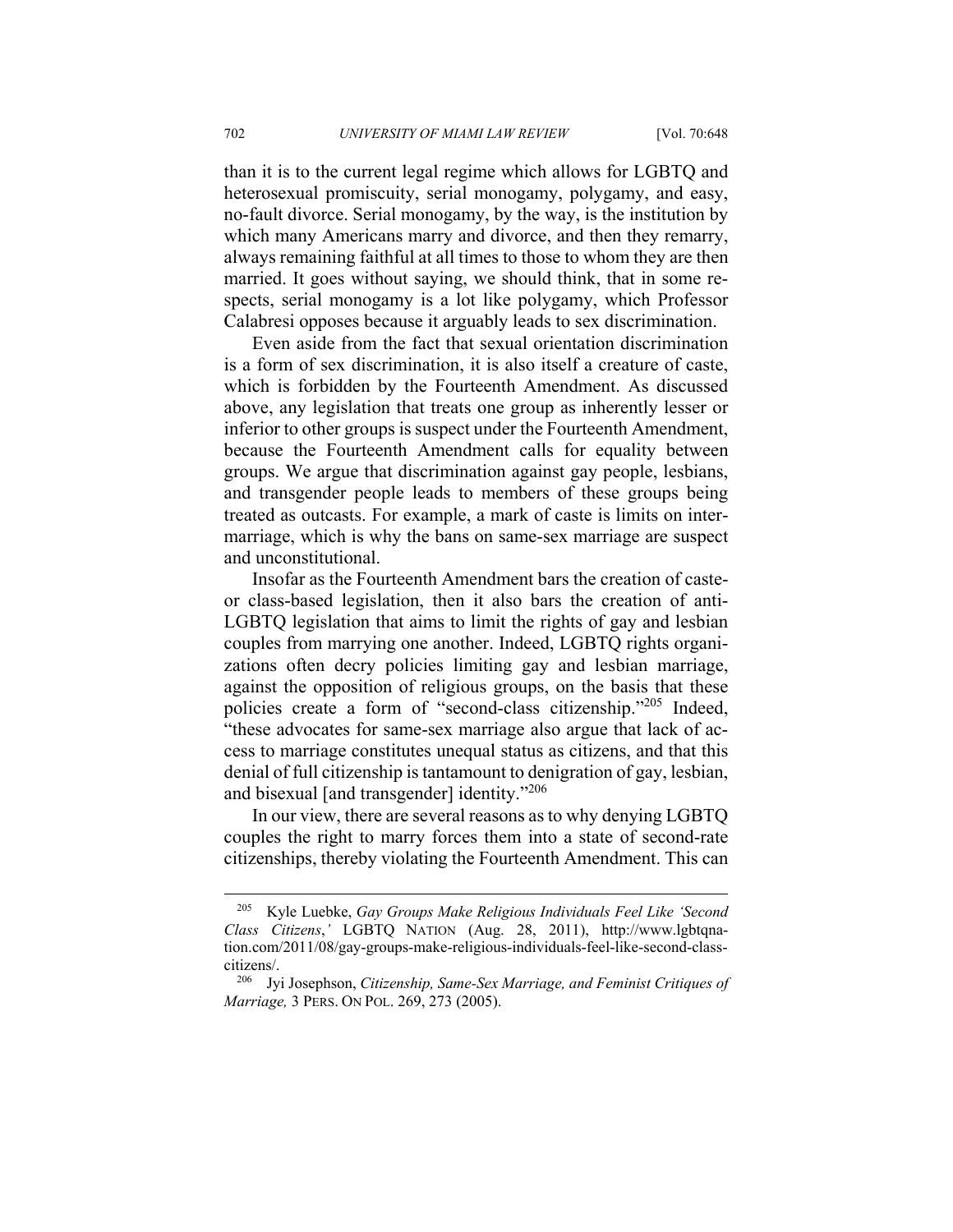than it is to the current legal regime which allows for LGBTQ and heterosexual promiscuity, serial monogamy, polygamy, and easy, no-fault divorce. Serial monogamy, by the way, is the institution by which many Americans marry and divorce, and then they remarry, always remaining faithful at all times to those to whom they are then married. It goes without saying, we should think, that in some respects, serial monogamy is a lot like polygamy, which Professor Calabresi opposes because it arguably leads to sex discrimination.

Even aside from the fact that sexual orientation discrimination is a form of sex discrimination, it is also itself a creature of caste, which is forbidden by the Fourteenth Amendment. As discussed above, any legislation that treats one group as inherently lesser or inferior to other groups is suspect under the Fourteenth Amendment, because the Fourteenth Amendment calls for equality between groups. We argue that discrimination against gay people, lesbians, and transgender people leads to members of these groups being treated as outcasts. For example, a mark of caste is limits on intermarriage, which is why the bans on same-sex marriage are suspect and unconstitutional.

Insofar as the Fourteenth Amendment bars the creation of caste- or class-based legislation, then it also bars the creation of anti-LGBTQ legislation that aims to limit the rights of gay and lesbian couples from marrying one another. Indeed, LGBTQ rights organizations often decry policies limiting gay and lesbian marriage, against the opposition of religious groups, on the basis that these policies create a form of "second-class citizenship."[205] Indeed, "these advocates for same-sex marriage also argue that lack of access to marriage constitutes unequal status as citizens, and that this denial of full citizenship is tantamount to denigration of gay, lesbian, and bisexual [and transgender] identity."[206]

In our view, there are several reasons as to why denying LGBTQ couples the right to marry forces them into a state of second-rate citizenships, thereby violating the Fourteenth Amendment. This can

---

[205] Kyle Luebke, *Gay Groups Make Religious Individuals Feel Like 'Second Class Citizens*,*'* LGBTQ NATION (Aug. 28, 2011), http://www.lgbtqnation.com/2011/08/gay-groups-make-religious-individuals-feel-like-second-class-citizens/.

[206] Jyi Josephson, *Citizenship, Same-Sex Marriage, and Feminist Critiques of Marriage,* 3 PERS. ON POL. 269, 273 (2005).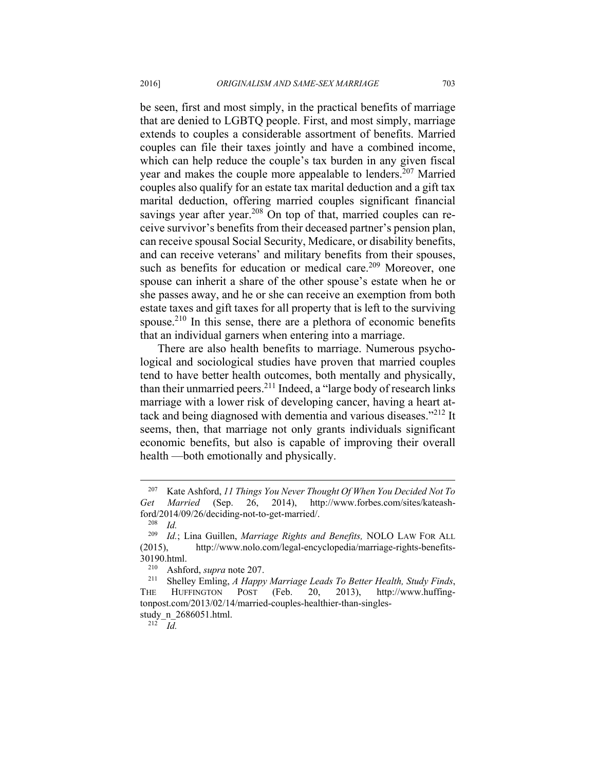be seen, first and most simply, in the practical benefits of marriage that are denied to LGBTQ people. First, and most simply, marriage extends to couples a considerable assortment of benefits. Married couples can file their taxes jointly and have a combined income, which can help reduce the couple's tax burden in any given fiscal year and makes the couple more appealable to lenders.[207] Married couples also qualify for an estate tax marital deduction and a gift tax marital deduction, offering married couples significant financial savings year after year.[208] On top of that, married couples can receive survivor's benefits from their deceased partner's pension plan, can receive spousal Social Security, Medicare, or disability benefits, and can receive veterans' and military benefits from their spouses, such as benefits for education or medical care.[209] Moreover, one spouse can inherit a share of the other spouse's estate when he or she passes away, and he or she can receive an exemption from both estate taxes and gift taxes for all property that is left to the surviving spouse.[210] In this sense, there are a plethora of economic benefits that an individual garners when entering into a marriage.

There are also health benefits to marriage. Numerous psychological and sociological studies have proven that married couples tend to have better health outcomes, both mentally and physically, than their unmarried peers.[211] Indeed, a "large body of research links marriage with a lower risk of developing cancer, having a heart attack and being diagnosed with dementia and various diseases."[212] It seems, then, that marriage not only grants individuals significant economic benefits, but also is capable of improving their overall health —both emotionally and physically.

---

[207] Kate Ashford, *11 Things You Never Thought Of When You Decided Not To Get Married* (Sep. 26, 2014), http://www.forbes.com/sites/kateashford/2014/09/26/deciding-not-to-get-married/.

[208] *Id.*

[209] *Id.*; Lina Guillen, *Marriage Rights and Benefits,* NOLO LAW FOR ALL (2015), http://www.nolo.com/legal-encyclopedia/marriage-rights-benefits-30190.html.

[210] Ashford, *supra* note 207.

[211] Shelley Emling, *A Happy Marriage Leads To Better Health, Study Finds*, THE HUFFINGTON POST (Feb. 20, 2013), http://www.huffingtonpost.com/2013/02/14/married-couples-healthier-than-singles-study_n_2686051.html.

[212] *Id.*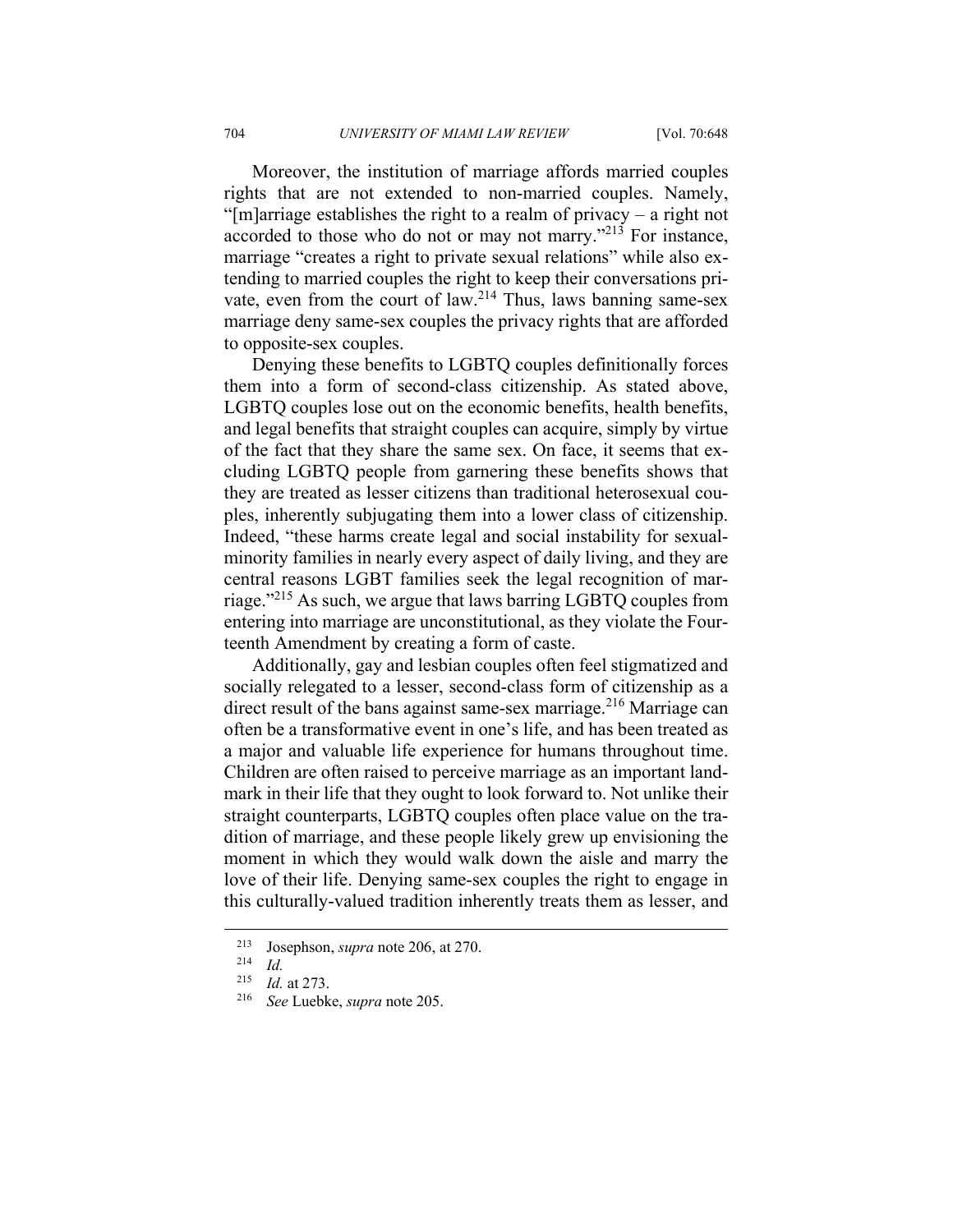Moreover, the institution of marriage affords married couples rights that are not extended to non-married couples. Namely, "[m]arriage establishes the right to a realm of privacy – a right not accorded to those who do not or may not marry."[213] For instance, marriage "creates a right to private sexual relations" while also extending to married couples the right to keep their conversations private, even from the court of law.[214] Thus, laws banning same-sex marriage deny same-sex couples the privacy rights that are afforded to opposite-sex couples.

Denying these benefits to LGBTQ couples definitionally forces them into a form of second-class citizenship. As stated above, LGBTQ couples lose out on the economic benefits, health benefits, and legal benefits that straight couples can acquire, simply by virtue of the fact that they share the same sex. On face, it seems that excluding LGBTQ people from garnering these benefits shows that they are treated as lesser citizens than traditional heterosexual couples, inherently subjugating them into a lower class of citizenship. Indeed, "these harms create legal and social instability for sexual-minority families in nearly every aspect of daily living, and they are central reasons LGBT families seek the legal recognition of marriage."[215] As such, we argue that laws barring LGBTQ couples from entering into marriage are unconstitutional, as they violate the Fourteenth Amendment by creating a form of caste.

Additionally, gay and lesbian couples often feel stigmatized and socially relegated to a lesser, second-class form of citizenship as a direct result of the bans against same-sex marriage.[216] Marriage can often be a transformative event in one's life, and has been treated as a major and valuable life experience for humans throughout time. Children are often raised to perceive marriage as an important landmark in their life that they ought to look forward to. Not unlike their straight counterparts, LGBTQ couples often place value on the tradition of marriage, and these people likely grew up envisioning the moment in which they would walk down the aisle and marry the love of their life. Denying same-sex couples the right to engage in this culturally-valued tradition inherently treats them as lesser, and

---

[213] Josephson, *supra* note 206, at 270.

[214] *Id.*

[215] *Id.* at 273.

[216] *See* Luebke, *supra* note 205.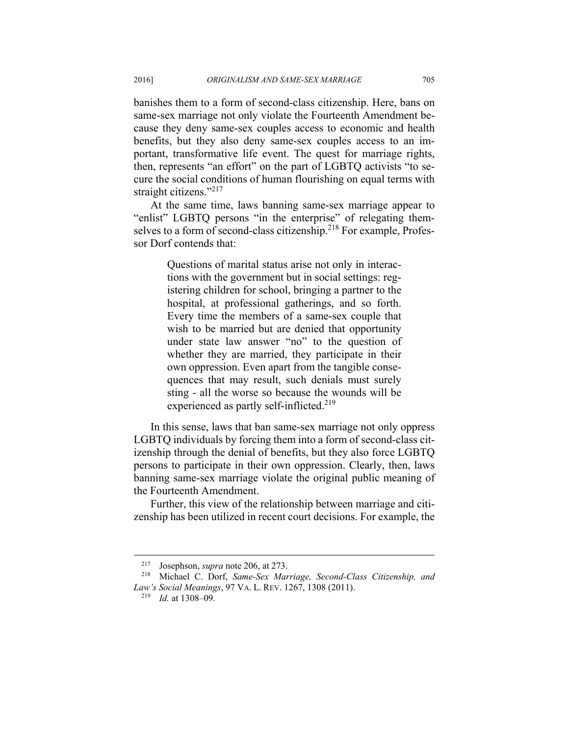banishes them to a form of second-class citizenship. Here, bans on same-sex marriage not only violate the Fourteenth Amendment because they deny same-sex couples access to economic and health benefits, but they also deny same-sex couples access to an important, transformative life event. The quest for marriage rights, then, represents "an effort" on the part of LGBTQ activists "to secure the social conditions of human flourishing on equal terms with straight citizens."[217]

At the same time, laws banning same-sex marriage appear to "enlist" LGBTQ persons "in the enterprise" of relegating themselves to a form of second-class citizenship.[218] For example, Professor Dorf contends that:

> Questions of marital status arise not only in interactions with the government but in social settings: registering children for school, bringing a partner to the hospital, at professional gatherings, and so forth. Every time the members of a same-sex couple that wish to be married but are denied that opportunity under state law answer "no" to the question of whether they are married, they participate in their own oppression. Even apart from the tangible consequences that may result, such denials must surely sting - all the worse so because the wounds will be experienced as partly self-inflicted.[219]

In this sense, laws that ban same-sex marriage not only oppress LGBTQ individuals by forcing them into a form of second-class citizenship through the denial of benefits, but they also force LGBTQ persons to participate in their own oppression. Clearly, then, laws banning same-sex marriage violate the original public meaning of the Fourteenth Amendment.

Further, this view of the relationship between marriage and citizenship has been utilized in recent court decisions. For example, the

---

[217] Josephson, *supra* note 206, at 273.

[218] Michael C. Dorf, *Same-Sex Marriage, Second-Class Citizenship, and Law's Social Meanings*, 97 VA. L. REV. 1267, 1308 (2011).

[219] *Id.* at 1308–09.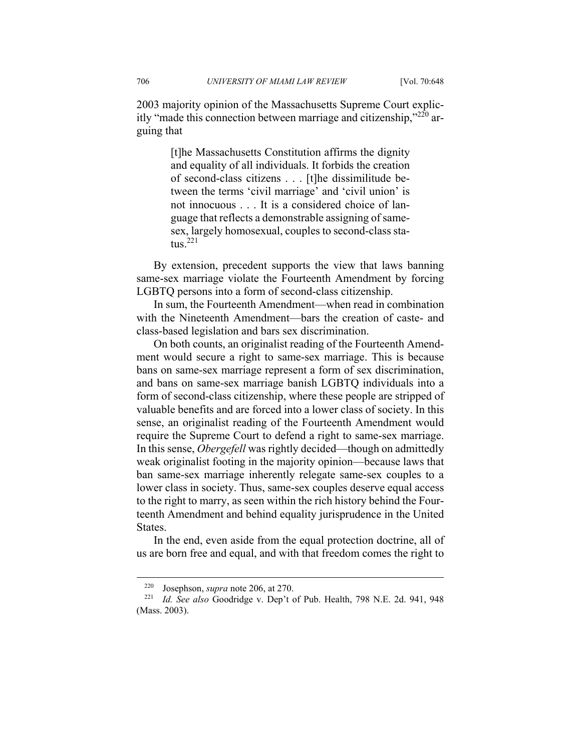2003 majority opinion of the Massachusetts Supreme Court explicitly "made this connection between marriage and citizenship,"[220] arguing that

> [t]he Massachusetts Constitution affirms the dignity and equality of all individuals. It forbids the creation of second-class citizens . . . [t]he dissimilitude between the terms 'civil marriage' and 'civil union' is not innocuous . . . It is a considered choice of language that reflects a demonstrable assigning of same-sex, largely homosexual, couples to second-class status.[221]

By extension, precedent supports the view that laws banning same-sex marriage violate the Fourteenth Amendment by forcing LGBTQ persons into a form of second-class citizenship.

In sum, the Fourteenth Amendment—when read in combination with the Nineteenth Amendment—bars the creation of caste- and class-based legislation and bars sex discrimination.

On both counts, an originalist reading of the Fourteenth Amendment would secure a right to same-sex marriage. This is because bans on same-sex marriage represent a form of sex discrimination, and bans on same-sex marriage banish LGBTQ individuals into a form of second-class citizenship, where these people are stripped of valuable benefits and are forced into a lower class of society. In this sense, an originalist reading of the Fourteenth Amendment would require the Supreme Court to defend a right to same-sex marriage. In this sense, *Obergefell* was rightly decided—though on admittedly weak originalist footing in the majority opinion—because laws that ban same-sex marriage inherently relegate same-sex couples to a lower class in society. Thus, same-sex couples deserve equal access to the right to marry, as seen within the rich history behind the Fourteenth Amendment and behind equality jurisprudence in the United States.

In the end, even aside from the equal protection doctrine, all of us are born free and equal, and with that freedom comes the right to

---

[220] Josephson, *supra* note 206, at 270.

[221] *Id. See also* Goodridge v. Dep't of Pub. Health, 798 N.E. 2d. 941, 948 (Mass. 2003).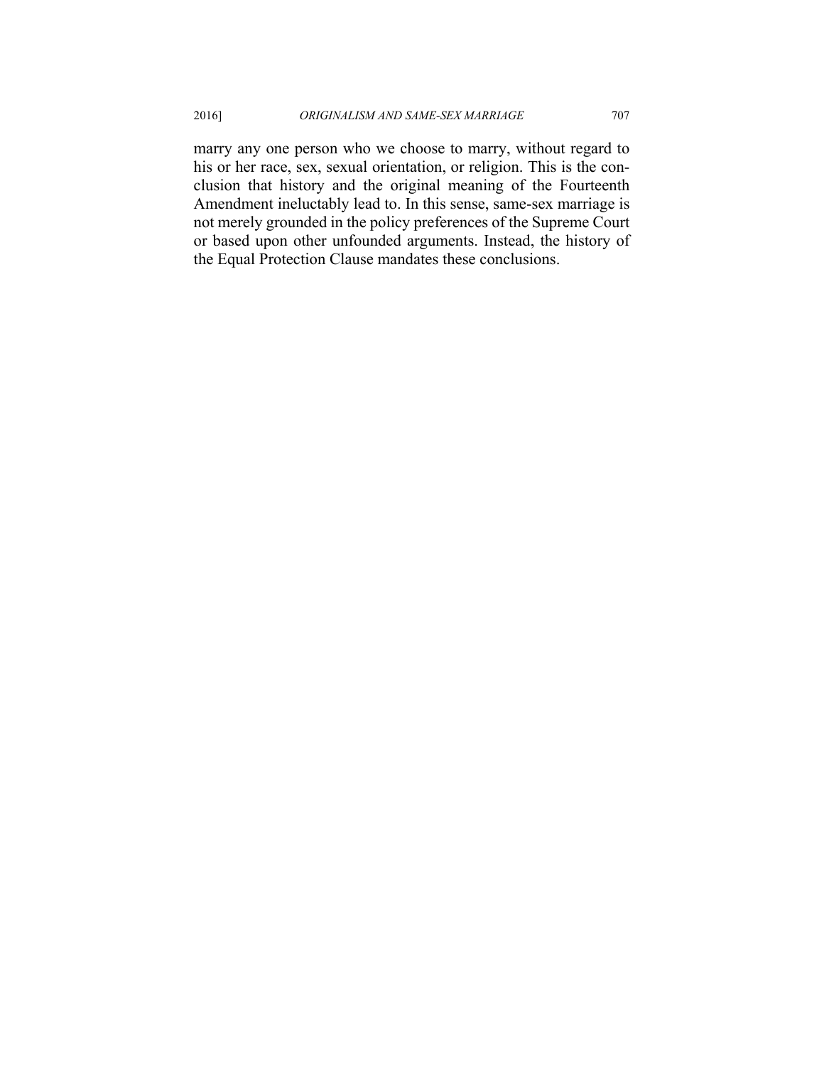marry any one person who we choose to marry, without regard to his or her race, sex, sexual orientation, or religion. This is the conclusion that history and the original meaning of the Fourteenth Amendment ineluctably lead to. In this sense, same-sex marriage is not merely grounded in the policy preferences of the Supreme Court or based upon other unfounded arguments. Instead, the history of the Equal Protection Clause mandates these conclusions.